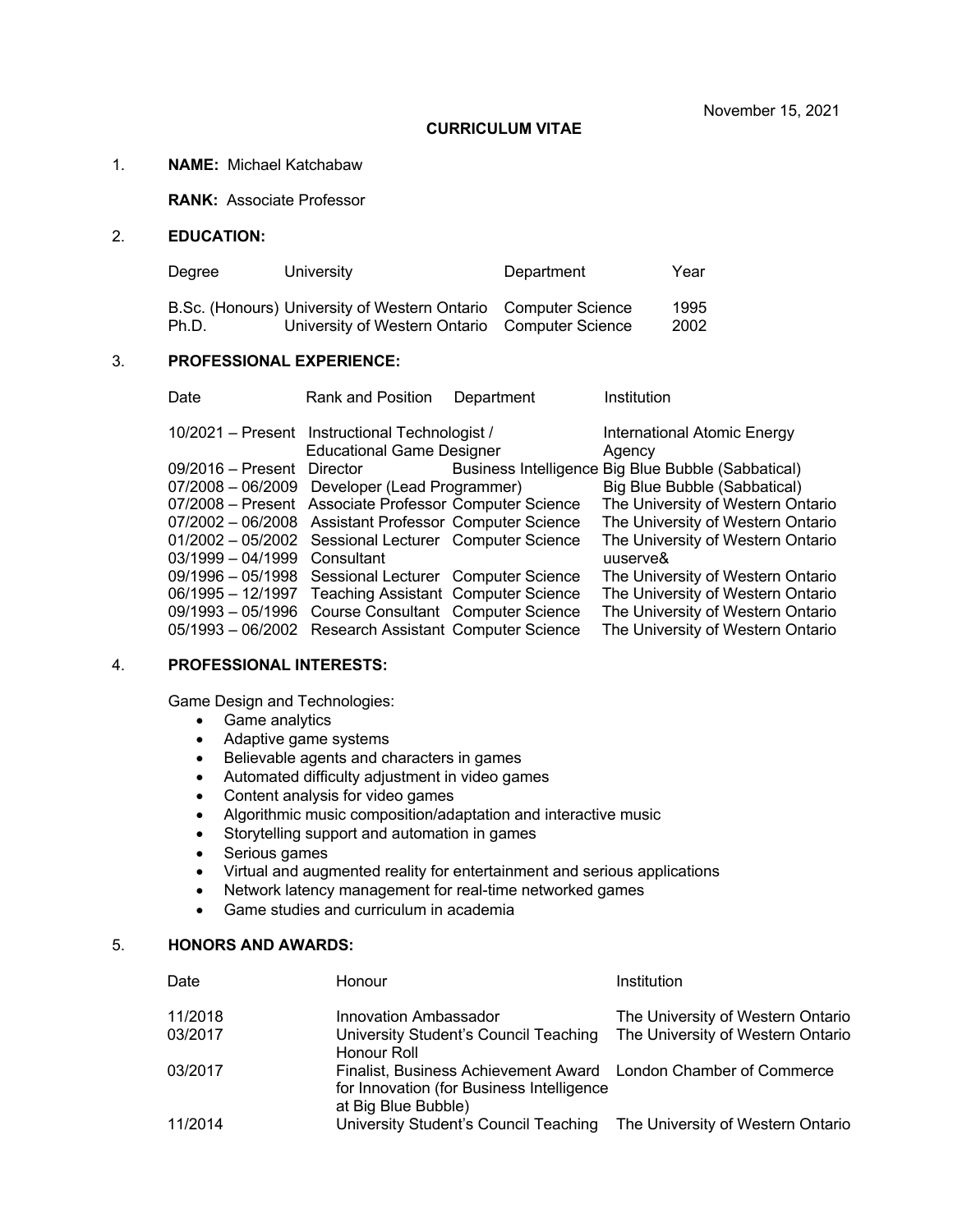November 15, 2021

# CURRICULUM VITAE

1. **NAME:** Michael Katchabaw

   **RANK:** Associate Professor

2. **EDUCATION:**

| Degree | University | Department | Year |
|---|---|---|---|
| B.Sc. (Honours) | University of Western Ontario | Computer Science | 1995 |
| Ph.D. | University of Western Ontario | Computer Science | 2002 |

3. **PROFESSIONAL EXPERIENCE:**

| Date | Rank and Position | Department | Institution |
|---|---|---|---|
| 10/2021 – Present | Instructional Technologist / Educational Game Designer | | International Atomic Energy Agency |
| 09/2016 – Present | Director | Business Intelligence | Big Blue Bubble (Sabbatical) |
| 07/2008 – 06/2009 | Developer (Lead Programmer) | | Big Blue Bubble (Sabbatical) |
| 07/2008 – Present | Associate Professor | Computer Science | The University of Western Ontario |
| 07/2002 – 06/2008 | Assistant Professor | Computer Science | The University of Western Ontario |
| 01/2002 – 05/2002 | Sessional Lecturer | Computer Science | The University of Western Ontario |
| 03/1999 – 04/1999 | Consultant | | uuserve& |
| 09/1996 – 05/1998 | Sessional Lecturer | Computer Science | The University of Western Ontario |
| 06/1995 – 12/1997 | Teaching Assistant | Computer Science | The University of Western Ontario |
| 09/1993 – 05/1996 | Course Consultant | Computer Science | The University of Western Ontario |
| 05/1993 – 06/2002 | Research Assistant | Computer Science | The University of Western Ontario |

4. **PROFESSIONAL INTERESTS:**

   Game Design and Technologies:
   - Game analytics
   - Adaptive game systems
   - Believable agents and characters in games
   - Automated difficulty adjustment in video games
   - Content analysis for video games
   - Algorithmic music composition/adaptation and interactive music
   - Storytelling support and automation in games
   - Serious games
   - Virtual and augmented reality for entertainment and serious applications
   - Network latency management for real-time networked games
   - Game studies and curriculum in academia

5. **HONORS AND AWARDS:**

| Date | Honour | Institution |
|---|---|---|
| 11/2018 | Innovation Ambassador | The University of Western Ontario |
| 03/2017 | University Student's Council Teaching Honour Roll | The University of Western Ontario |
| 03/2017 | Finalist, Business Achievement Award for Innovation (for Business Intelligence at Big Blue Bubble) | London Chamber of Commerce |
| 11/2014 | University Student's Council Teaching | The University of Western Ontario |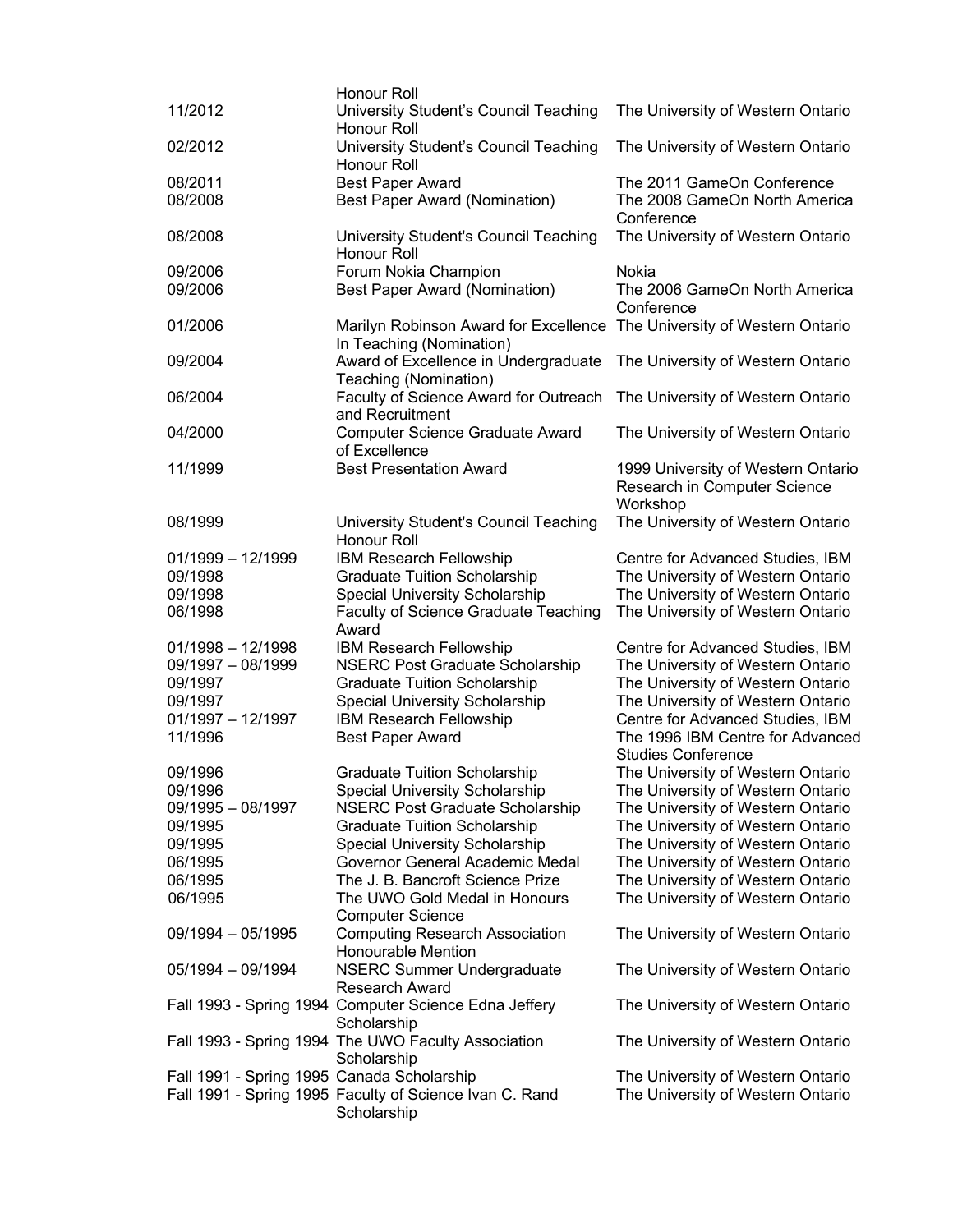| | | |
|---|---|---|
| | Honour Roll | |
| 11/2012 | University Student's Council Teaching Honour Roll | The University of Western Ontario |
| 02/2012 | University Student's Council Teaching Honour Roll | The University of Western Ontario |
| 08/2011 | Best Paper Award | The 2011 GameOn Conference |
| 08/2008 | Best Paper Award (Nomination) | The 2008 GameOn North America Conference |
| 08/2008 | University Student's Council Teaching Honour Roll | The University of Western Ontario |
| 09/2006 | Forum Nokia Champion | Nokia |
| 09/2006 | Best Paper Award (Nomination) | The 2006 GameOn North America Conference |
| 01/2006 | Marilyn Robinson Award for Excellence In Teaching (Nomination) | The University of Western Ontario |
| 09/2004 | Award of Excellence in Undergraduate Teaching (Nomination) | The University of Western Ontario |
| 06/2004 | Faculty of Science Award for Outreach and Recruitment | The University of Western Ontario |
| 04/2000 | Computer Science Graduate Award of Excellence | The University of Western Ontario |
| 11/1999 | Best Presentation Award | 1999 University of Western Ontario Research in Computer Science Workshop |
| 08/1999 | University Student's Council Teaching Honour Roll | The University of Western Ontario |
| 01/1999 – 12/1999 | IBM Research Fellowship | Centre for Advanced Studies, IBM |
| 09/1998 | Graduate Tuition Scholarship | The University of Western Ontario |
| 09/1998 | Special University Scholarship | The University of Western Ontario |
| 06/1998 | Faculty of Science Graduate Teaching Award | The University of Western Ontario |
| 01/1998 – 12/1998 | IBM Research Fellowship | Centre for Advanced Studies, IBM |
| 09/1997 – 08/1999 | NSERC Post Graduate Scholarship | The University of Western Ontario |
| 09/1997 | Graduate Tuition Scholarship | The University of Western Ontario |
| 09/1997 | Special University Scholarship | The University of Western Ontario |
| 01/1997 – 12/1997 | IBM Research Fellowship | Centre for Advanced Studies, IBM |
| 11/1996 | Best Paper Award | The 1996 IBM Centre for Advanced Studies Conference |
| 09/1996 | Graduate Tuition Scholarship | The University of Western Ontario |
| 09/1996 | Special University Scholarship | The University of Western Ontario |
| 09/1995 – 08/1997 | NSERC Post Graduate Scholarship | The University of Western Ontario |
| 09/1995 | Graduate Tuition Scholarship | The University of Western Ontario |
| 09/1995 | Special University Scholarship | The University of Western Ontario |
| 06/1995 | Governor General Academic Medal | The University of Western Ontario |
| 06/1995 | The J. B. Bancroft Science Prize | The University of Western Ontario |
| 06/1995 | The UWO Gold Medal in Honours Computer Science | The University of Western Ontario |
| 09/1994 – 05/1995 | Computing Research Association Honourable Mention | The University of Western Ontario |
| 05/1994 – 09/1994 | NSERC Summer Undergraduate Research Award | The University of Western Ontario |
| Fall 1993 - Spring 1994 | Computer Science Edna Jeffery Scholarship | The University of Western Ontario |
| Fall 1993 - Spring 1994 | The UWO Faculty Association Scholarship | The University of Western Ontario |
| Fall 1991 - Spring 1995 | Canada Scholarship | The University of Western Ontario |
| Fall 1991 - Spring 1995 | Faculty of Science Ivan C. Rand Scholarship | The University of Western Ontario |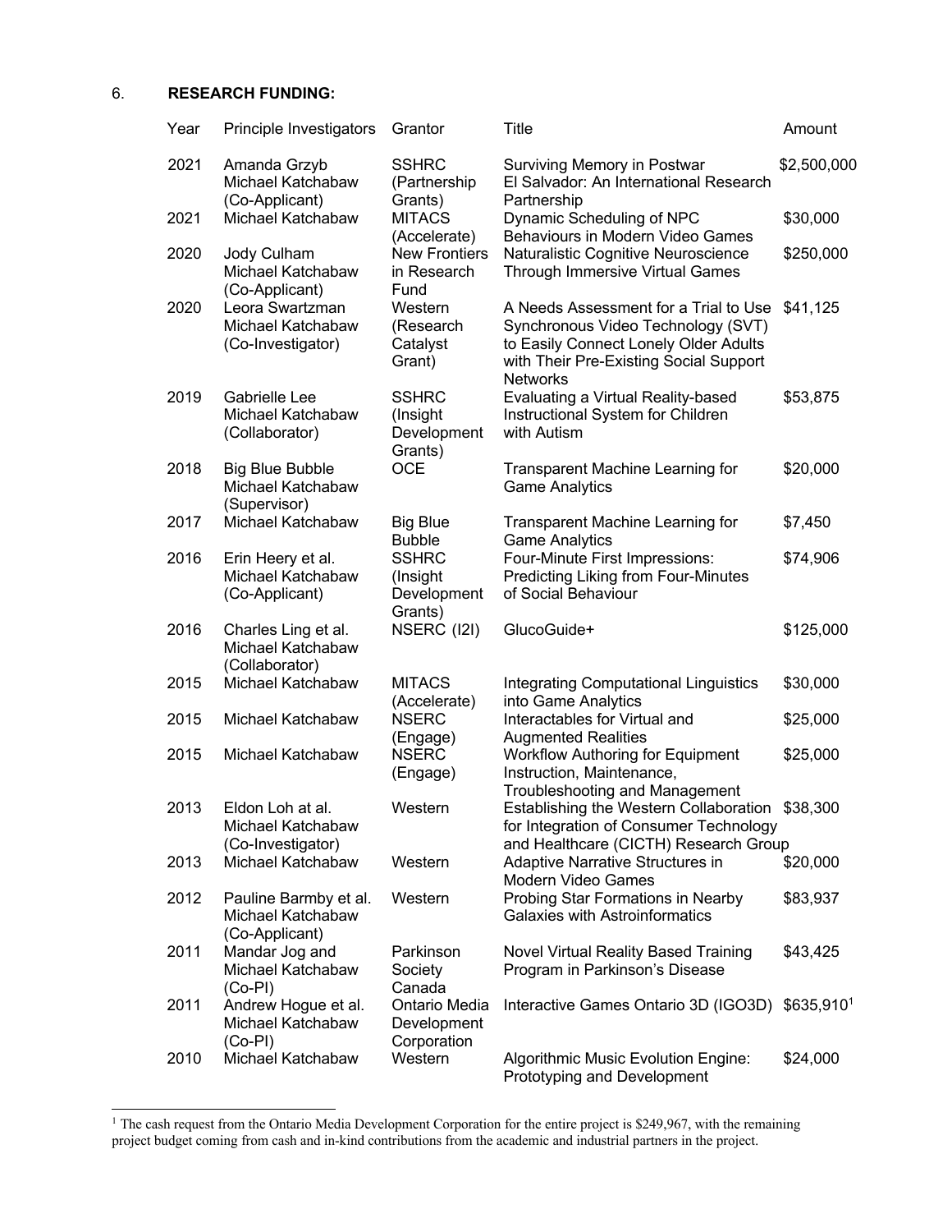6. **RESEARCH FUNDING:**

| Year | Principle Investigators | Grantor | Title | Amount |
|---|---|---|---|---|
| 2021 | Amanda Grzyb Michael Katchabaw (Co-Applicant) | SSHRC (Partnership Grants) | Surviving Memory in Postwar El Salvador: An International Research Partnership | \$2,500,000 |
| 2021 | Michael Katchabaw | MITACS (Accelerate) | Dynamic Scheduling of NPC Behaviours in Modern Video Games | \$30,000 |
| 2020 | Jody Culham Michael Katchabaw (Co-Applicant) | New Frontiers in Research Fund | Naturalistic Cognitive Neuroscience Through Immersive Virtual Games | \$250,000 |
| 2020 | Leora Swartzman Michael Katchabaw (Co-Investigator) | Western (Research Catalyst Grant) | A Needs Assessment for a Trial to Use Synchronous Video Technology (SVT) to Easily Connect Lonely Older Adults with Their Pre-Existing Social Support Networks | \$41,125 |
| 2019 | Gabrielle Lee Michael Katchabaw (Collaborator) | SSHRC (Insight Development Grants) | Evaluating a Virtual Reality-based Instructional System for Children with Autism | \$53,875 |
| 2018 | Big Blue Bubble Michael Katchabaw (Supervisor) | OCE | Transparent Machine Learning for Game Analytics | \$20,000 |
| 2017 | Michael Katchabaw | Big Blue Bubble | Transparent Machine Learning for Game Analytics | \$7,450 |
| 2016 | Erin Heery et al. Michael Katchabaw (Co-Applicant) | SSHRC (Insight Development Grants) | Four-Minute First Impressions: Predicting Liking from Four-Minutes of Social Behaviour | \$74,906 |
| 2016 | Charles Ling et al. Michael Katchabaw (Collaborator) | NSERC (I2I) | GlucoGuide+ | \$125,000 |
| 2015 | Michael Katchabaw | MITACS (Accelerate) | Integrating Computational Linguistics into Game Analytics | \$30,000 |
| 2015 | Michael Katchabaw | NSERC (Engage) | Interactables for Virtual and Augmented Realities | \$25,000 |
| 2015 | Michael Katchabaw | NSERC (Engage) | Workflow Authoring for Equipment Instruction, Maintenance, Troubleshooting and Management | \$25,000 |
| 2013 | Eldon Loh at al. Michael Katchabaw (Co-Investigator) | Western | Establishing the Western Collaboration for Integration of Consumer Technology and Healthcare (CICTH) Research Group | \$38,300 |
| 2013 | Michael Katchabaw | Western | Adaptive Narrative Structures in Modern Video Games | \$20,000 |
| 2012 | Pauline Barmby et al. Michael Katchabaw (Co-Applicant) | Western | Probing Star Formations in Nearby Galaxies with Astroinformatics | \$83,937 |
| 2011 | Mandar Jog and Michael Katchabaw (Co-PI) | Parkinson Society Canada | Novel Virtual Reality Based Training Program in Parkinson's Disease | \$43,425 |
| 2011 | Andrew Hogue et al. Michael Katchabaw (Co-PI) | Ontario Media Development Corporation | Interactive Games Ontario 3D (IGO3D) | \$635,910[1] |
| 2010 | Michael Katchabaw | Western | Algorithmic Music Evolution Engine: Prototyping and Development | \$24,000 |

[1] The cash request from the Ontario Media Development Corporation for the entire project is \$249,967, with the remaining project budget coming from cash and in-kind contributions from the academic and industrial partners in the project.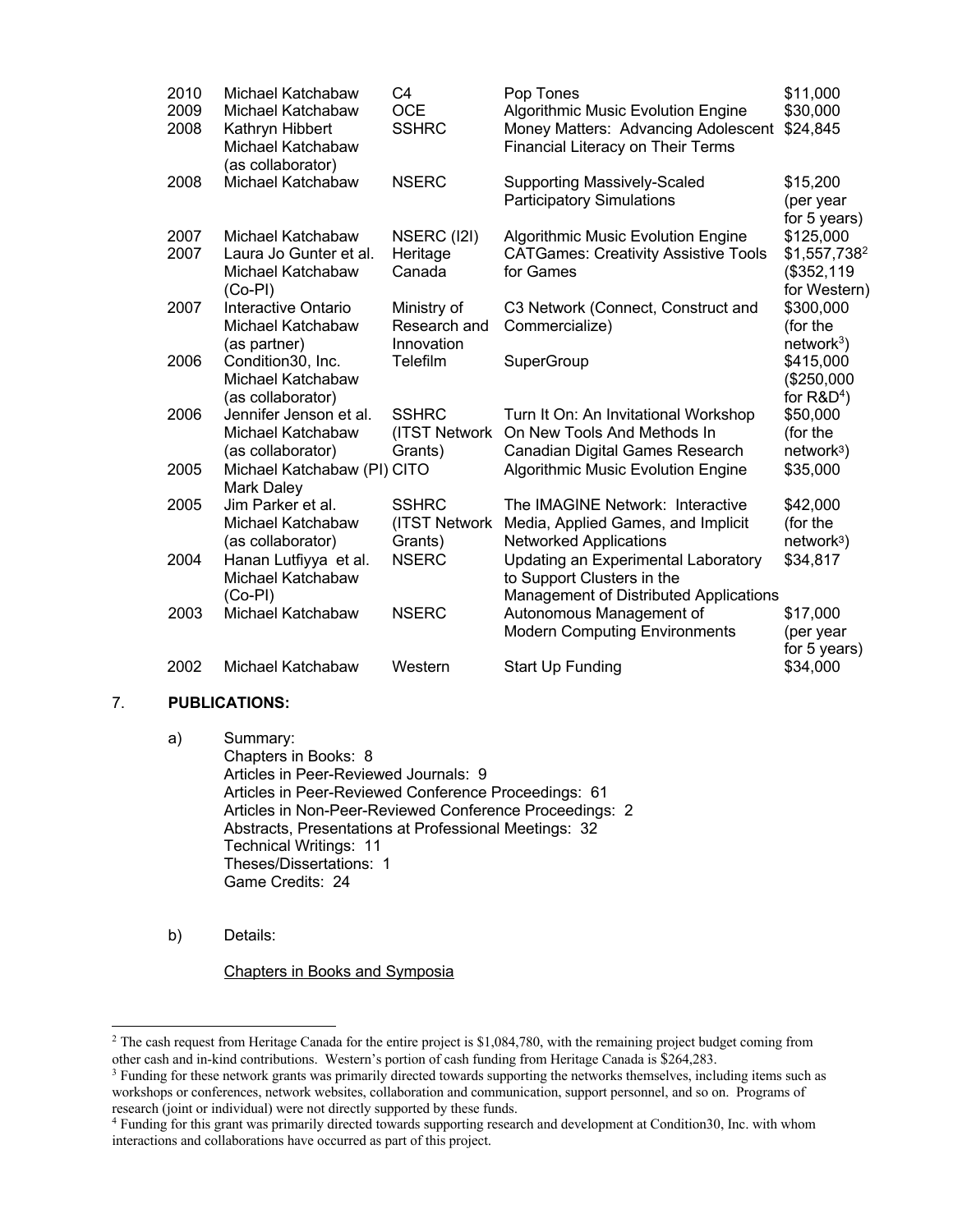| | | | | |
|---|---|---|---|---|
| 2010 | Michael Katchabaw | C4 | Pop Tones | $11,000 |
| 2009 | Michael Katchabaw | OCE | Algorithmic Music Evolution Engine | $30,000 |
| 2008 | Kathryn Hibbert Michael Katchabaw (as collaborator) | SSHRC | Money Matters: Advancing Adolescent Financial Literacy on Their Terms | $24,845 |
| 2008 | Michael Katchabaw | NSERC | Supporting Massively-Scaled Participatory Simulations | $15,200 (per year for 5 years) |
| 2007 | Michael Katchabaw | NSERC (I2I) | Algorithmic Music Evolution Engine | $125,000 |
| 2007 | Laura Jo Gunter et al. Michael Katchabaw (Co-PI) | Heritage Canada | CATGames: Creativity Assistive Tools for Games | $1,557,738[2] ($352,119 for Western) |
| 2007 | Interactive Ontario Michael Katchabaw (as partner) | Ministry of Research and Innovation | C3 Network (Connect, Construct and Commercialize) | $300,000 (for the network[3]) |
| 2006 | Condition30, Inc. Michael Katchabaw (as collaborator) | Telefilm | SuperGroup | $415,000 ($250,000 for R&D[4]) |
| 2006 | Jennifer Jenson et al. Michael Katchabaw (as collaborator) | SSHRC (ITST Network Grants) | Turn It On: An Invitational Workshop On New Tools And Methods In Canadian Digital Games Research | $50,000 (for the network[3]) |
| 2005 | Michael Katchabaw (PI) Mark Daley | CITO | Algorithmic Music Evolution Engine | $35,000 |
| 2005 | Jim Parker et al. Michael Katchabaw (as collaborator) | SSHRC (ITST Network Grants) | The IMAGINE Network: Interactive Media, Applied Games, and Implicit Networked Applications | $42,000 (for the network[3]) |
| 2004 | Hanan Lutfiyya et al. Michael Katchabaw (Co-PI) | NSERC | Updating an Experimental Laboratory to Support Clusters in the Management of Distributed Applications | $34,817 |
| 2003 | Michael Katchabaw | NSERC | Autonomous Management of Modern Computing Environments | $17,000 (per year for 5 years) |
| 2002 | Michael Katchabaw | Western | Start Up Funding | $34,000 |

7. **PUBLICATIONS:**

a) Summary:
Chapters in Books: 8
Articles in Peer-Reviewed Journals: 9
Articles in Peer-Reviewed Conference Proceedings: 61
Articles in Non-Peer-Reviewed Conference Proceedings: 2
Abstracts, Presentations at Professional Meetings: 32
Technical Writings: 11
Theses/Dissertations: 1
Game Credits: 24

b) Details:

Chapters in Books and Symposia

---

[2] The cash request from Heritage Canada for the entire project is $1,084,780, with the remaining project budget coming from other cash and in-kind contributions. Western's portion of cash funding from Heritage Canada is $264,283.

[3] Funding for these network grants was primarily directed towards supporting the networks themselves, including items such as workshops or conferences, network websites, collaboration and communication, support personnel, and so on. Programs of research (joint or individual) were not directly supported by these funds.

[4] Funding for this grant was primarily directed towards supporting research and development at Condition30, Inc. with whom interactions and collaborations have occurred as part of this project.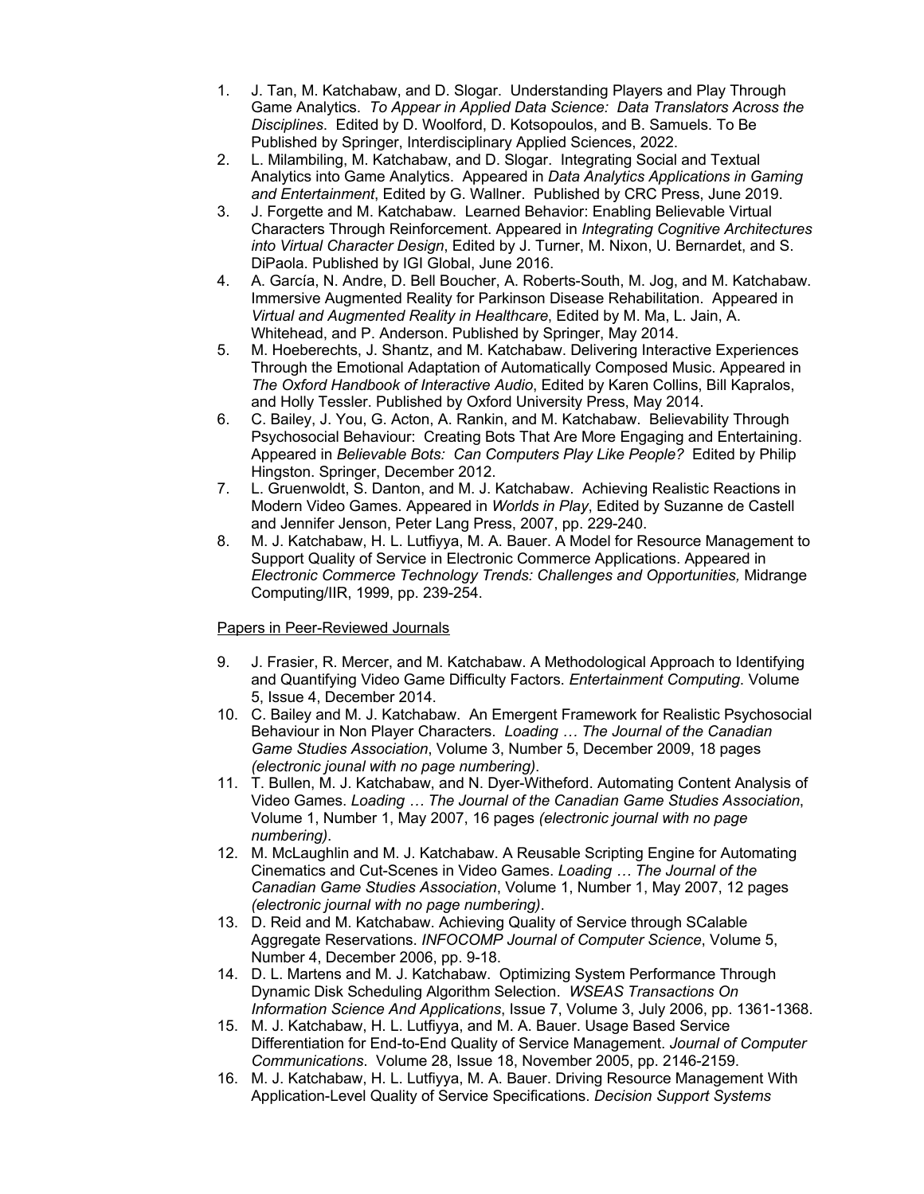1. J. Tan, M. Katchabaw, and D. Slogar. Understanding Players and Play Through Game Analytics. *To Appear in Applied Data Science: Data Translators Across the Disciplines*. Edited by D. Woolford, D. Kotsopoulos, and B. Samuels. To Be Published by Springer, Interdisciplinary Applied Sciences, 2022.
2. L. Milambiling, M. Katchabaw, and D. Slogar. Integrating Social and Textual Analytics into Game Analytics. Appeared in *Data Analytics Applications in Gaming and Entertainment*, Edited by G. Wallner. Published by CRC Press, June 2019.
3. J. Forgette and M. Katchabaw. Learned Behavior: Enabling Believable Virtual Characters Through Reinforcement. Appeared in *Integrating Cognitive Architectures into Virtual Character Design*, Edited by J. Turner, M. Nixon, U. Bernardet, and S. DiPaola. Published by IGI Global, June 2016.
4. A. García, N. Andre, D. Bell Boucher, A. Roberts-South, M. Jog, and M. Katchabaw. Immersive Augmented Reality for Parkinson Disease Rehabilitation. Appeared in *Virtual and Augmented Reality in Healthcare*, Edited by M. Ma, L. Jain, A. Whitehead, and P. Anderson. Published by Springer, May 2014.
5. M. Hoeberechts, J. Shantz, and M. Katchabaw. Delivering Interactive Experiences Through the Emotional Adaptation of Automatically Composed Music. Appeared in *The Oxford Handbook of Interactive Audio*, Edited by Karen Collins, Bill Kapralos, and Holly Tessler. Published by Oxford University Press, May 2014.
6. C. Bailey, J. You, G. Acton, A. Rankin, and M. Katchabaw. Believability Through Psychosocial Behaviour: Creating Bots That Are More Engaging and Entertaining. Appeared in *Believable Bots: Can Computers Play Like People?* Edited by Philip Hingston. Springer, December 2012.
7. L. Gruenwoldt, S. Danton, and M. J. Katchabaw. Achieving Realistic Reactions in Modern Video Games. Appeared in *Worlds in Play*, Edited by Suzanne de Castell and Jennifer Jenson, Peter Lang Press, 2007, pp. 229-240.
8. M. J. Katchabaw, H. L. Lutfiyya, M. A. Bauer. A Model for Resource Management to Support Quality of Service in Electronic Commerce Applications. Appeared in *Electronic Commerce Technology Trends: Challenges and Opportunities,* Midrange Computing/IIR, 1999, pp. 239-254.

<u>Papers in Peer-Reviewed Journals</u>

9. J. Frasier, R. Mercer, and M. Katchabaw. A Methodological Approach to Identifying and Quantifying Video Game Difficulty Factors. *Entertainment Computing*. Volume 5, Issue 4, December 2014.
10. C. Bailey and M. J. Katchabaw. An Emergent Framework for Realistic Psychosocial Behaviour in Non Player Characters. *Loading … The Journal of the Canadian Game Studies Association*, Volume 3, Number 5, December 2009, 18 pages *(electronic jounal with no page numbering)*.
11. T. Bullen, M. J. Katchabaw, and N. Dyer-Witheford. Automating Content Analysis of Video Games. *Loading … The Journal of the Canadian Game Studies Association*, Volume 1, Number 1, May 2007, 16 pages *(electronic journal with no page numbering)*.
12. M. McLaughlin and M. J. Katchabaw. A Reusable Scripting Engine for Automating Cinematics and Cut-Scenes in Video Games. *Loading … The Journal of the Canadian Game Studies Association*, Volume 1, Number 1, May 2007, 12 pages *(electronic journal with no page numbering)*.
13. D. Reid and M. Katchabaw. Achieving Quality of Service through SCalable Aggregate Reservations. *INFOCOMP Journal of Computer Science*, Volume 5, Number 4, December 2006, pp. 9-18.
14. D. L. Martens and M. J. Katchabaw. Optimizing System Performance Through Dynamic Disk Scheduling Algorithm Selection. *WSEAS Transactions On Information Science And Applications*, Issue 7, Volume 3, July 2006, pp. 1361-1368.
15. M. J. Katchabaw, H. L. Lutfiyya, and M. A. Bauer. Usage Based Service Differentiation for End-to-End Quality of Service Management. *Journal of Computer Communications*. Volume 28, Issue 18, November 2005, pp. 2146-2159.
16. M. J. Katchabaw, H. L. Lutfiyya, M. A. Bauer. Driving Resource Management With Application-Level Quality of Service Specifications. *Decision Support Systems*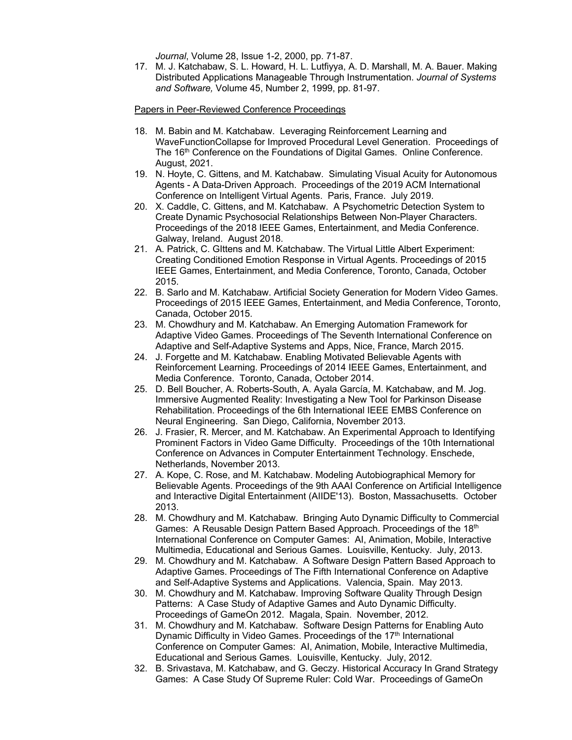*Journal*, Volume 28, Issue 1-2, 2000, pp. 71-87.

17. M. J. Katchabaw, S. L. Howard, H. L. Lutfiyya, A. D. Marshall, M. A. Bauer. Making Distributed Applications Manageable Through Instrumentation. *Journal of Systems and Software,* Volume 45, Number 2, 1999, pp. 81-97.

Papers in Peer-Reviewed Conference Proceedings

18. M. Babin and M. Katchabaw. Leveraging Reinforcement Learning and WaveFunctionCollapse for Improved Procedural Level Generation. Proceedings of The 16th Conference on the Foundations of Digital Games. Online Conference. August, 2021.
19. N. Hoyte, C. Gittens, and M. Katchabaw. Simulating Visual Acuity for Autonomous Agents - A Data-Driven Approach. Proceedings of the 2019 ACM International Conference on Intelligent Virtual Agents. Paris, France. July 2019.
20. X. Caddle, C. Gittens, and M. Katchabaw. A Psychometric Detection System to Create Dynamic Psychosocial Relationships Between Non-Player Characters. Proceedings of the 2018 IEEE Games, Entertainment, and Media Conference. Galway, Ireland. August 2018.
21. A. Patrick, C. GIttens and M. Katchabaw. The Virtual Little Albert Experiment: Creating Conditioned Emotion Response in Virtual Agents. Proceedings of 2015 IEEE Games, Entertainment, and Media Conference, Toronto, Canada, October 2015.
22. B. Sarlo and M. Katchabaw. Artificial Society Generation for Modern Video Games. Proceedings of 2015 IEEE Games, Entertainment, and Media Conference, Toronto, Canada, October 2015.
23. M. Chowdhury and M. Katchabaw. An Emerging Automation Framework for Adaptive Video Games. Proceedings of The Seventh International Conference on Adaptive and Self-Adaptive Systems and Apps, Nice, France, March 2015.
24. J. Forgette and M. Katchabaw. Enabling Motivated Believable Agents with Reinforcement Learning. Proceedings of 2014 IEEE Games, Entertainment, and Media Conference. Toronto, Canada, October 2014.
25. D. Bell Boucher, A. Roberts-South, A. Ayala García, M. Katchabaw, and M. Jog. Immersive Augmented Reality: Investigating a New Tool for Parkinson Disease Rehabilitation. Proceedings of the 6th International IEEE EMBS Conference on Neural Engineering. San Diego, California, November 2013.
26. J. Frasier, R. Mercer, and M. Katchabaw. An Experimental Approach to Identifying Prominent Factors in Video Game Difficulty. Proceedings of the 10th International Conference on Advances in Computer Entertainment Technology. Enschede, Netherlands, November 2013.
27. A. Kope, C. Rose, and M. Katchabaw. Modeling Autobiographical Memory for Believable Agents. Proceedings of the 9th AAAI Conference on Artificial Intelligence and Interactive Digital Entertainment (AIIDE'13). Boston, Massachusetts. October 2013.
28. M. Chowdhury and M. Katchabaw. Bringing Auto Dynamic Difficulty to Commercial Games: A Reusable Design Pattern Based Approach. Proceedings of the 18th International Conference on Computer Games: AI, Animation, Mobile, Interactive Multimedia, Educational and Serious Games. Louisville, Kentucky. July, 2013.
29. M. Chowdhury and M. Katchabaw. A Software Design Pattern Based Approach to Adaptive Games. Proceedings of The Fifth International Conference on Adaptive and Self-Adaptive Systems and Applications. Valencia, Spain. May 2013.
30. M. Chowdhury and M. Katchabaw. Improving Software Quality Through Design Patterns: A Case Study of Adaptive Games and Auto Dynamic Difficulty. Proceedings of GameOn 2012. Magala, Spain. November, 2012.
31. M. Chowdhury and M. Katchabaw. Software Design Patterns for Enabling Auto Dynamic Difficulty in Video Games. Proceedings of the 17th International Conference on Computer Games: AI, Animation, Mobile, Interactive Multimedia, Educational and Serious Games. Louisville, Kentucky. July, 2012.
32. B. Srivastava, M. Katchabaw, and G. Geczy. Historical Accuracy In Grand Strategy Games: A Case Study Of Supreme Ruler: Cold War. Proceedings of GameOn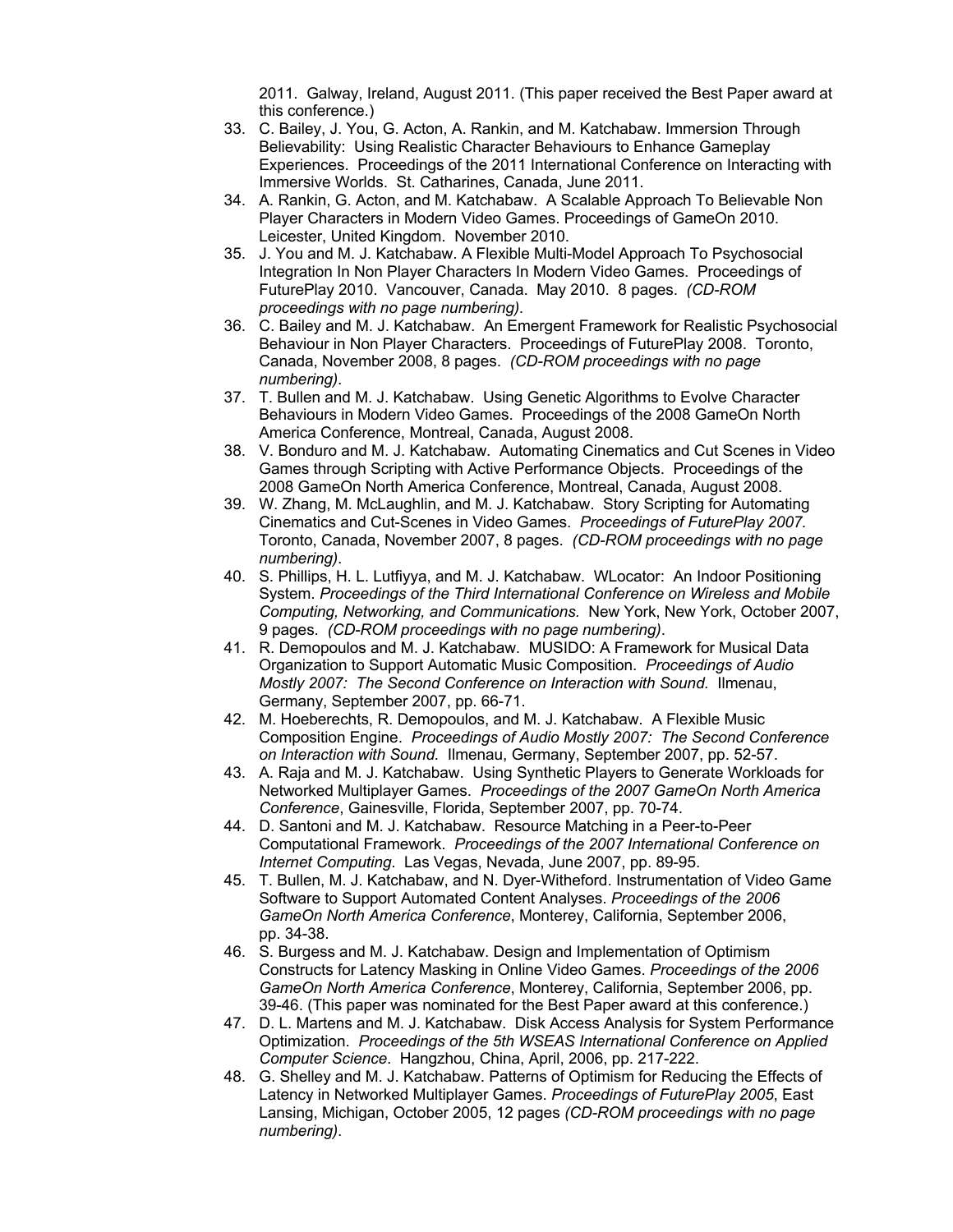2011. Galway, Ireland, August 2011. (This paper received the Best Paper award at this conference.)

33. C. Bailey, J. You, G. Acton, A. Rankin, and M. Katchabaw. Immersion Through Believability: Using Realistic Character Behaviours to Enhance Gameplay Experiences. Proceedings of the 2011 International Conference on Interacting with Immersive Worlds. St. Catharines, Canada, June 2011.
34. A. Rankin, G. Acton, and M. Katchabaw. A Scalable Approach To Believable Non Player Characters in Modern Video Games. Proceedings of GameOn 2010. Leicester, United Kingdom. November 2010.
35. J. You and M. J. Katchabaw. A Flexible Multi-Model Approach To Psychosocial Integration In Non Player Characters In Modern Video Games. Proceedings of FuturePlay 2010. Vancouver, Canada. May 2010. 8 pages. *(CD-ROM proceedings with no page numbering)*.
36. C. Bailey and M. J. Katchabaw. An Emergent Framework for Realistic Psychosocial Behaviour in Non Player Characters. Proceedings of FuturePlay 2008. Toronto, Canada, November 2008, 8 pages. *(CD-ROM proceedings with no page numbering)*.
37. T. Bullen and M. J. Katchabaw. Using Genetic Algorithms to Evolve Character Behaviours in Modern Video Games. Proceedings of the 2008 GameOn North America Conference, Montreal, Canada, August 2008.
38. V. Bonduro and M. J. Katchabaw. Automating Cinematics and Cut Scenes in Video Games through Scripting with Active Performance Objects. Proceedings of the 2008 GameOn North America Conference, Montreal, Canada, August 2008.
39. W. Zhang, M. McLaughlin, and M. J. Katchabaw. Story Scripting for Automating Cinematics and Cut-Scenes in Video Games. *Proceedings of FuturePlay 2007.* Toronto, Canada, November 2007, 8 pages. *(CD-ROM proceedings with no page numbering)*.
40. S. Phillips, H. L. Lutfiyya, and M. J. Katchabaw. WLocator: An Indoor Positioning System. *Proceedings of the Third International Conference on Wireless and Mobile Computing, Networking, and Communications.* New York, New York, October 2007, 9 pages. *(CD-ROM proceedings with no page numbering)*.
41. R. Demopoulos and M. J. Katchabaw. MUSIDO: A Framework for Musical Data Organization to Support Automatic Music Composition. *Proceedings of Audio Mostly 2007: The Second Conference on Interaction with Sound*. Ilmenau, Germany, September 2007, pp. 66-71.
42. M. Hoeberechts, R. Demopoulos, and M. J. Katchabaw. A Flexible Music Composition Engine. *Proceedings of Audio Mostly 2007: The Second Conference on Interaction with Sound.* Ilmenau, Germany, September 2007, pp. 52-57.
43. A. Raja and M. J. Katchabaw. Using Synthetic Players to Generate Workloads for Networked Multiplayer Games. *Proceedings of the 2007 GameOn North America Conference*, Gainesville, Florida, September 2007, pp. 70-74.
44. D. Santoni and M. J. Katchabaw. Resource Matching in a Peer-to-Peer Computational Framework. *Proceedings of the 2007 International Conference on Internet Computing*. Las Vegas, Nevada, June 2007, pp. 89-95.
45. T. Bullen, M. J. Katchabaw, and N. Dyer-Witheford. Instrumentation of Video Game Software to Support Automated Content Analyses. *Proceedings of the 2006 GameOn North America Conference*, Monterey, California, September 2006, pp. 34-38.
46. S. Burgess and M. J. Katchabaw. Design and Implementation of Optimism Constructs for Latency Masking in Online Video Games. *Proceedings of the 2006 GameOn North America Conference*, Monterey, California, September 2006, pp. 39-46. (This paper was nominated for the Best Paper award at this conference.)
47. D. L. Martens and M. J. Katchabaw. Disk Access Analysis for System Performance Optimization. *Proceedings of the 5th WSEAS International Conference on Applied Computer Science*. Hangzhou, China, April, 2006, pp. 217-222.
48. G. Shelley and M. J. Katchabaw. Patterns of Optimism for Reducing the Effects of Latency in Networked Multiplayer Games. *Proceedings of FuturePlay 2005*, East Lansing, Michigan, October 2005, 12 pages *(CD-ROM proceedings with no page numbering)*.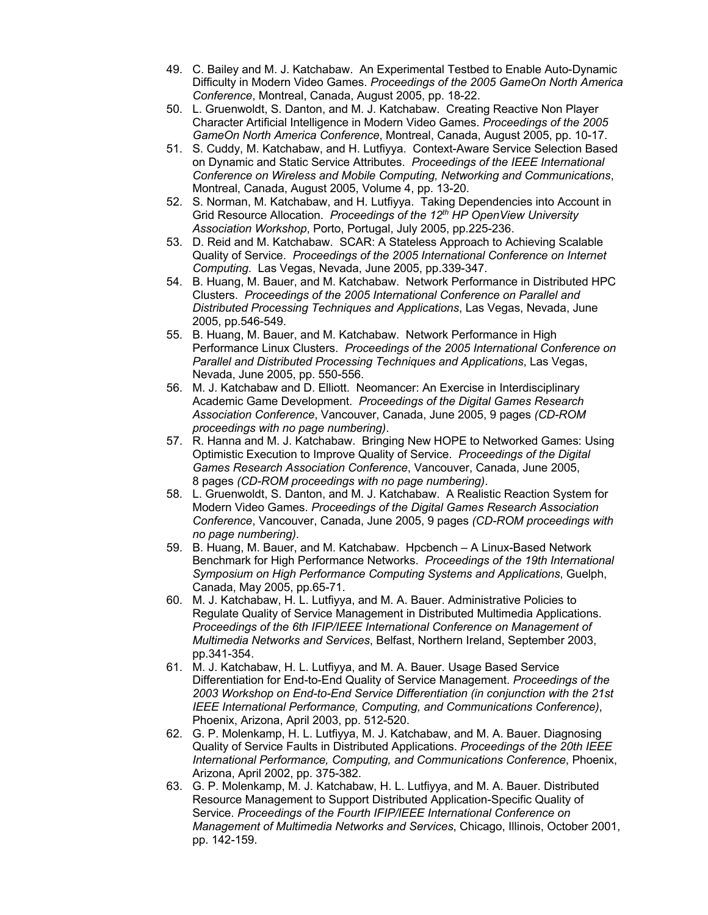49. C. Bailey and M. J. Katchabaw. An Experimental Testbed to Enable Auto-Dynamic Difficulty in Modern Video Games. *Proceedings of the 2005 GameOn North America Conference*, Montreal, Canada, August 2005, pp. 18-22.
50. L. Gruenwoldt, S. Danton, and M. J. Katchabaw. Creating Reactive Non Player Character Artificial Intelligence in Modern Video Games. *Proceedings of the 2005 GameOn North America Conference*, Montreal, Canada, August 2005, pp. 10-17.
51. S. Cuddy, M. Katchabaw, and H. Lutfiyya. Context-Aware Service Selection Based on Dynamic and Static Service Attributes. *Proceedings of the IEEE International Conference on Wireless and Mobile Computing, Networking and Communications*, Montreal, Canada, August 2005, Volume 4, pp. 13-20.
52. S. Norman, M. Katchabaw, and H. Lutfiyya. Taking Dependencies into Account in Grid Resource Allocation. *Proceedings of the 12th HP OpenView University Association Workshop*, Porto, Portugal, July 2005, pp.225-236.
53. D. Reid and M. Katchabaw. SCAR: A Stateless Approach to Achieving Scalable Quality of Service. *Proceedings of the 2005 International Conference on Internet Computing*. Las Vegas, Nevada, June 2005, pp.339-347.
54. B. Huang, M. Bauer, and M. Katchabaw. Network Performance in Distributed HPC Clusters. *Proceedings of the 2005 International Conference on Parallel and Distributed Processing Techniques and Applications*, Las Vegas, Nevada, June 2005, pp.546-549.
55. B. Huang, M. Bauer, and M. Katchabaw. Network Performance in High Performance Linux Clusters. *Proceedings of the 2005 International Conference on Parallel and Distributed Processing Techniques and Applications*, Las Vegas, Nevada, June 2005, pp. 550-556.
56. M. J. Katchabaw and D. Elliott. Neomancer: An Exercise in Interdisciplinary Academic Game Development. *Proceedings of the Digital Games Research Association Conference*, Vancouver, Canada, June 2005, 9 pages *(CD-ROM proceedings with no page numbering)*.
57. R. Hanna and M. J. Katchabaw. Bringing New HOPE to Networked Games: Using Optimistic Execution to Improve Quality of Service. *Proceedings of the Digital Games Research Association Conference*, Vancouver, Canada, June 2005, 8 pages *(CD-ROM proceedings with no page numbering)*.
58. L. Gruenwoldt, S. Danton, and M. J. Katchabaw. A Realistic Reaction System for Modern Video Games. *Proceedings of the Digital Games Research Association Conference*, Vancouver, Canada, June 2005, 9 pages *(CD-ROM proceedings with no page numbering)*.
59. B. Huang, M. Bauer, and M. Katchabaw. Hpcbench – A Linux-Based Network Benchmark for High Performance Networks. *Proceedings of the 19th International Symposium on High Performance Computing Systems and Applications*, Guelph, Canada, May 2005, pp.65-71.
60. M. J. Katchabaw, H. L. Lutfiyya, and M. A. Bauer. Administrative Policies to Regulate Quality of Service Management in Distributed Multimedia Applications. *Proceedings of the 6th IFIP/IEEE International Conference on Management of Multimedia Networks and Services*, Belfast, Northern Ireland, September 2003, pp.341-354.
61. M. J. Katchabaw, H. L. Lutfiyya, and M. A. Bauer. Usage Based Service Differentiation for End-to-End Quality of Service Management. *Proceedings of the 2003 Workshop on End-to-End Service Differentiation (in conjunction with the 21st IEEE International Performance, Computing, and Communications Conference)*, Phoenix, Arizona, April 2003, pp. 512-520.
62. G. P. Molenkamp, H. L. Lutfiyya, M. J. Katchabaw, and M. A. Bauer. Diagnosing Quality of Service Faults in Distributed Applications. *Proceedings of the 20th IEEE International Performance, Computing, and Communications Conference*, Phoenix, Arizona, April 2002, pp. 375-382.
63. G. P. Molenkamp, M. J. Katchabaw, H. L. Lutfiyya, and M. A. Bauer. Distributed Resource Management to Support Distributed Application-Specific Quality of Service. *Proceedings of the Fourth IFIP/IEEE International Conference on Management of Multimedia Networks and Services*, Chicago, Illinois, October 2001, pp. 142-159.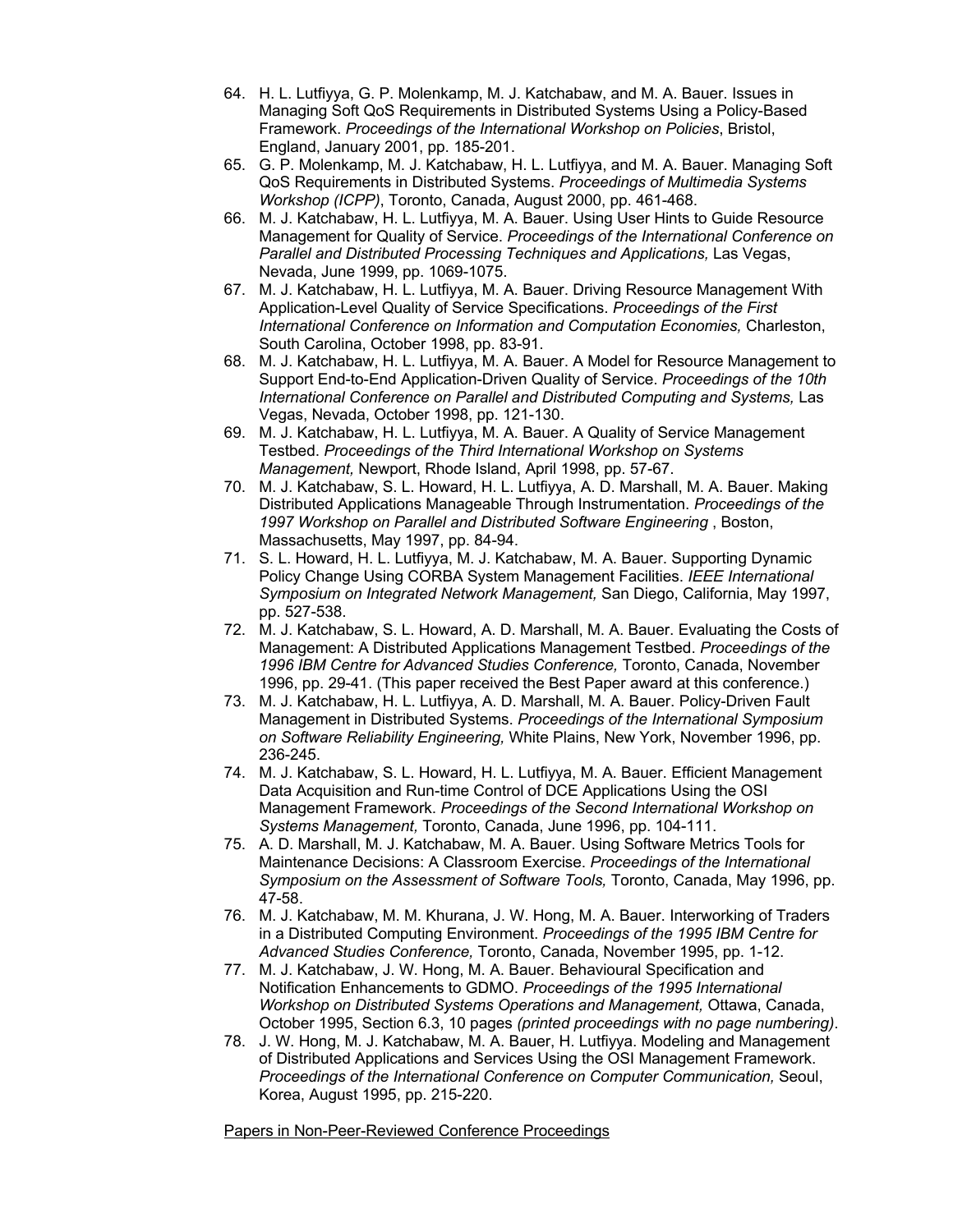64. H. L. Lutfiyya, G. P. Molenkamp, M. J. Katchabaw, and M. A. Bauer. Issues in Managing Soft QoS Requirements in Distributed Systems Using a Policy-Based Framework. *Proceedings of the International Workshop on Policies*, Bristol, England, January 2001, pp. 185-201.
65. G. P. Molenkamp, M. J. Katchabaw, H. L. Lutfiyya, and M. A. Bauer. Managing Soft QoS Requirements in Distributed Systems. *Proceedings of Multimedia Systems Workshop (ICPP)*, Toronto, Canada, August 2000, pp. 461-468.
66. M. J. Katchabaw, H. L. Lutfiyya, M. A. Bauer. Using User Hints to Guide Resource Management for Quality of Service. *Proceedings of the International Conference on Parallel and Distributed Processing Techniques and Applications,* Las Vegas, Nevada, June 1999, pp. 1069-1075.
67. M. J. Katchabaw, H. L. Lutfiyya, M. A. Bauer. Driving Resource Management With Application-Level Quality of Service Specifications. *Proceedings of the First International Conference on Information and Computation Economies,* Charleston, South Carolina, October 1998, pp. 83-91.
68. M. J. Katchabaw, H. L. Lutfiyya, M. A. Bauer. A Model for Resource Management to Support End-to-End Application-Driven Quality of Service. *Proceedings of the 10th International Conference on Parallel and Distributed Computing and Systems,* Las Vegas, Nevada, October 1998, pp. 121-130.
69. M. J. Katchabaw, H. L. Lutfiyya, M. A. Bauer. A Quality of Service Management Testbed. *Proceedings of the Third International Workshop on Systems Management,* Newport, Rhode Island, April 1998, pp. 57-67.
70. M. J. Katchabaw, S. L. Howard, H. L. Lutfiyya, A. D. Marshall, M. A. Bauer. Making Distributed Applications Manageable Through Instrumentation. *Proceedings of the 1997 Workshop on Parallel and Distributed Software Engineering* , Boston, Massachusetts, May 1997, pp. 84-94.
71. S. L. Howard, H. L. Lutfiyya, M. J. Katchabaw, M. A. Bauer. Supporting Dynamic Policy Change Using CORBA System Management Facilities. *IEEE International Symposium on Integrated Network Management,* San Diego, California, May 1997, pp. 527-538.
72. M. J. Katchabaw, S. L. Howard, A. D. Marshall, M. A. Bauer. Evaluating the Costs of Management: A Distributed Applications Management Testbed. *Proceedings of the 1996 IBM Centre for Advanced Studies Conference,* Toronto, Canada, November 1996, pp. 29-41. (This paper received the Best Paper award at this conference.)
73. M. J. Katchabaw, H. L. Lutfiyya, A. D. Marshall, M. A. Bauer. Policy-Driven Fault Management in Distributed Systems. *Proceedings of the International Symposium on Software Reliability Engineering,* White Plains, New York, November 1996, pp. 236-245.
74. M. J. Katchabaw, S. L. Howard, H. L. Lutfiyya, M. A. Bauer. Efficient Management Data Acquisition and Run-time Control of DCE Applications Using the OSI Management Framework. *Proceedings of the Second International Workshop on Systems Management,* Toronto, Canada, June 1996, pp. 104-111.
75. A. D. Marshall, M. J. Katchabaw, M. A. Bauer. Using Software Metrics Tools for Maintenance Decisions: A Classroom Exercise. *Proceedings of the International Symposium on the Assessment of Software Tools,* Toronto, Canada, May 1996, pp. 47-58.
76. M. J. Katchabaw, M. M. Khurana, J. W. Hong, M. A. Bauer. Interworking of Traders in a Distributed Computing Environment. *Proceedings of the 1995 IBM Centre for Advanced Studies Conference,* Toronto, Canada, November 1995, pp. 1-12.
77. M. J. Katchabaw, J. W. Hong, M. A. Bauer. Behavioural Specification and Notification Enhancements to GDMO. *Proceedings of the 1995 International Workshop on Distributed Systems Operations and Management,* Ottawa, Canada, October 1995, Section 6.3, 10 pages *(printed proceedings with no page numbering)*.
78. J. W. Hong, M. J. Katchabaw, M. A. Bauer, H. Lutfiyya. Modeling and Management of Distributed Applications and Services Using the OSI Management Framework. *Proceedings of the International Conference on Computer Communication,* Seoul, Korea, August 1995, pp. 215-220.

<u>Papers in Non-Peer-Reviewed Conference Proceedings</u>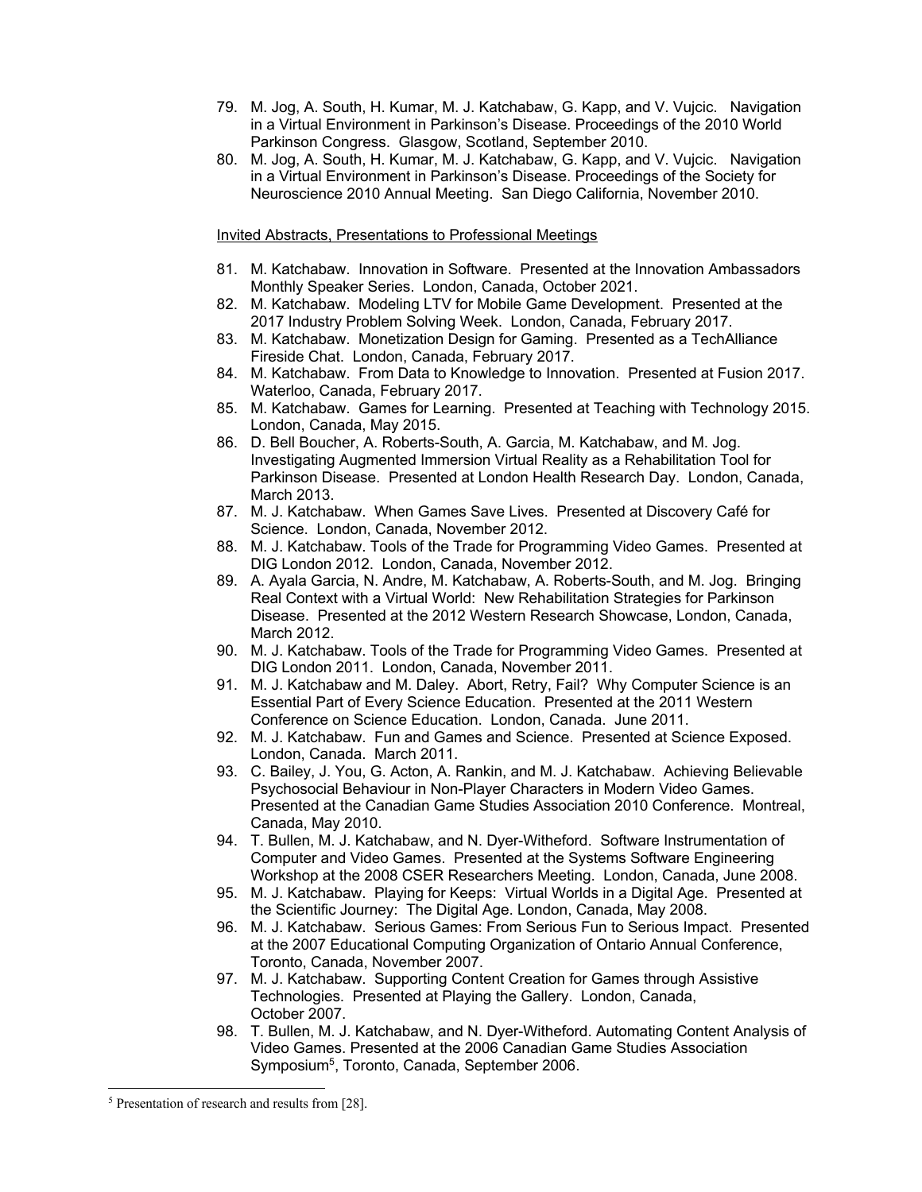79. M. Jog, A. South, H. Kumar, M. J. Katchabaw, G. Kapp, and V. Vujcic. Navigation in a Virtual Environment in Parkinson's Disease. Proceedings of the 2010 World Parkinson Congress. Glasgow, Scotland, September 2010.
80. M. Jog, A. South, H. Kumar, M. J. Katchabaw, G. Kapp, and V. Vujcic. Navigation in a Virtual Environment in Parkinson's Disease. Proceedings of the Society for Neuroscience 2010 Annual Meeting. San Diego California, November 2010.

Invited Abstracts, Presentations to Professional Meetings

81. M. Katchabaw. Innovation in Software. Presented at the Innovation Ambassadors Monthly Speaker Series. London, Canada, October 2021.
82. M. Katchabaw. Modeling LTV for Mobile Game Development. Presented at the 2017 Industry Problem Solving Week. London, Canada, February 2017.
83. M. Katchabaw. Monetization Design for Gaming. Presented as a TechAlliance Fireside Chat. London, Canada, February 2017.
84. M. Katchabaw. From Data to Knowledge to Innovation. Presented at Fusion 2017. Waterloo, Canada, February 2017.
85. M. Katchabaw. Games for Learning. Presented at Teaching with Technology 2015. London, Canada, May 2015.
86. D. Bell Boucher, A. Roberts-South, A. Garcia, M. Katchabaw, and M. Jog. Investigating Augmented Immersion Virtual Reality as a Rehabilitation Tool for Parkinson Disease. Presented at London Health Research Day. London, Canada, March 2013.
87. M. J. Katchabaw. When Games Save Lives. Presented at Discovery Café for Science. London, Canada, November 2012.
88. M. J. Katchabaw. Tools of the Trade for Programming Video Games. Presented at DIG London 2012. London, Canada, November 2012.
89. A. Ayala Garcia, N. Andre, M. Katchabaw, A. Roberts-South, and M. Jog. Bringing Real Context with a Virtual World: New Rehabilitation Strategies for Parkinson Disease. Presented at the 2012 Western Research Showcase, London, Canada, March 2012.
90. M. J. Katchabaw. Tools of the Trade for Programming Video Games. Presented at DIG London 2011. London, Canada, November 2011.
91. M. J. Katchabaw and M. Daley. Abort, Retry, Fail? Why Computer Science is an Essential Part of Every Science Education. Presented at the 2011 Western Conference on Science Education. London, Canada. June 2011.
92. M. J. Katchabaw. Fun and Games and Science. Presented at Science Exposed. London, Canada. March 2011.
93. C. Bailey, J. You, G. Acton, A. Rankin, and M. J. Katchabaw. Achieving Believable Psychosocial Behaviour in Non-Player Characters in Modern Video Games. Presented at the Canadian Game Studies Association 2010 Conference. Montreal, Canada, May 2010.
94. T. Bullen, M. J. Katchabaw, and N. Dyer-Witheford. Software Instrumentation of Computer and Video Games. Presented at the Systems Software Engineering Workshop at the 2008 CSER Researchers Meeting. London, Canada, June 2008.
95. M. J. Katchabaw. Playing for Keeps: Virtual Worlds in a Digital Age. Presented at the Scientific Journey: The Digital Age. London, Canada, May 2008.
96. M. J. Katchabaw. Serious Games: From Serious Fun to Serious Impact. Presented at the 2007 Educational Computing Organization of Ontario Annual Conference, Toronto, Canada, November 2007.
97. M. J. Katchabaw. Supporting Content Creation for Games through Assistive Technologies. Presented at Playing the Gallery. London, Canada, October 2007.
98. T. Bullen, M. J. Katchabaw, and N. Dyer-Witheford. Automating Content Analysis of Video Games. Presented at the 2006 Canadian Game Studies Association Symposium[5], Toronto, Canada, September 2006.

[5] Presentation of research and results from [28].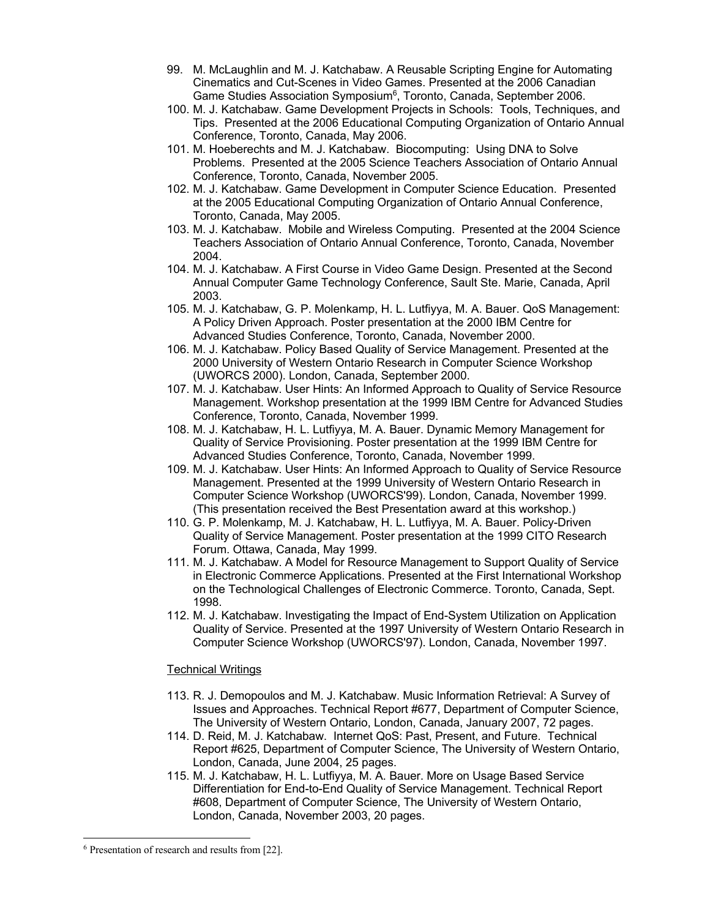99. M. McLaughlin and M. J. Katchabaw. A Reusable Scripting Engine for Automating Cinematics and Cut-Scenes in Video Games. Presented at the 2006 Canadian Game Studies Association Symposium[6], Toronto, Canada, September 2006.
100. M. J. Katchabaw. Game Development Projects in Schools: Tools, Techniques, and Tips. Presented at the 2006 Educational Computing Organization of Ontario Annual Conference, Toronto, Canada, May 2006.
101. M. Hoeberechts and M. J. Katchabaw. Biocomputing: Using DNA to Solve Problems. Presented at the 2005 Science Teachers Association of Ontario Annual Conference, Toronto, Canada, November 2005.
102. M. J. Katchabaw. Game Development in Computer Science Education. Presented at the 2005 Educational Computing Organization of Ontario Annual Conference, Toronto, Canada, May 2005.
103. M. J. Katchabaw. Mobile and Wireless Computing. Presented at the 2004 Science Teachers Association of Ontario Annual Conference, Toronto, Canada, November 2004.
104. M. J. Katchabaw. A First Course in Video Game Design. Presented at the Second Annual Computer Game Technology Conference, Sault Ste. Marie, Canada, April 2003.
105. M. J. Katchabaw, G. P. Molenkamp, H. L. Lutfiyya, M. A. Bauer. QoS Management: A Policy Driven Approach. Poster presentation at the 2000 IBM Centre for Advanced Studies Conference, Toronto, Canada, November 2000.
106. M. J. Katchabaw. Policy Based Quality of Service Management. Presented at the 2000 University of Western Ontario Research in Computer Science Workshop (UWORCS 2000). London, Canada, September 2000.
107. M. J. Katchabaw. User Hints: An Informed Approach to Quality of Service Resource Management. Workshop presentation at the 1999 IBM Centre for Advanced Studies Conference, Toronto, Canada, November 1999.
108. M. J. Katchabaw, H. L. Lutfiyya, M. A. Bauer. Dynamic Memory Management for Quality of Service Provisioning. Poster presentation at the 1999 IBM Centre for Advanced Studies Conference, Toronto, Canada, November 1999.
109. M. J. Katchabaw. User Hints: An Informed Approach to Quality of Service Resource Management. Presented at the 1999 University of Western Ontario Research in Computer Science Workshop (UWORCS'99). London, Canada, November 1999. (This presentation received the Best Presentation award at this workshop.)
110. G. P. Molenkamp, M. J. Katchabaw, H. L. Lutfiyya, M. A. Bauer. Policy-Driven Quality of Service Management. Poster presentation at the 1999 CITO Research Forum. Ottawa, Canada, May 1999.
111. M. J. Katchabaw. A Model for Resource Management to Support Quality of Service in Electronic Commerce Applications. Presented at the First International Workshop on the Technological Challenges of Electronic Commerce. Toronto, Canada, Sept. 1998.
112. M. J. Katchabaw. Investigating the Impact of End-System Utilization on Application Quality of Service. Presented at the 1997 University of Western Ontario Research in Computer Science Workshop (UWORCS'97). London, Canada, November 1997.

Technical Writings

113. R. J. Demopoulos and M. J. Katchabaw. Music Information Retrieval: A Survey of Issues and Approaches. Technical Report #677, Department of Computer Science, The University of Western Ontario, London, Canada, January 2007, 72 pages.
114. D. Reid, M. J. Katchabaw. Internet QoS: Past, Present, and Future. Technical Report #625, Department of Computer Science, The University of Western Ontario, London, Canada, June 2004, 25 pages.
115. M. J. Katchabaw, H. L. Lutfiyya, M. A. Bauer. More on Usage Based Service Differentiation for End-to-End Quality of Service Management. Technical Report #608, Department of Computer Science, The University of Western Ontario, London, Canada, November 2003, 20 pages.

---

[6] Presentation of research and results from [22].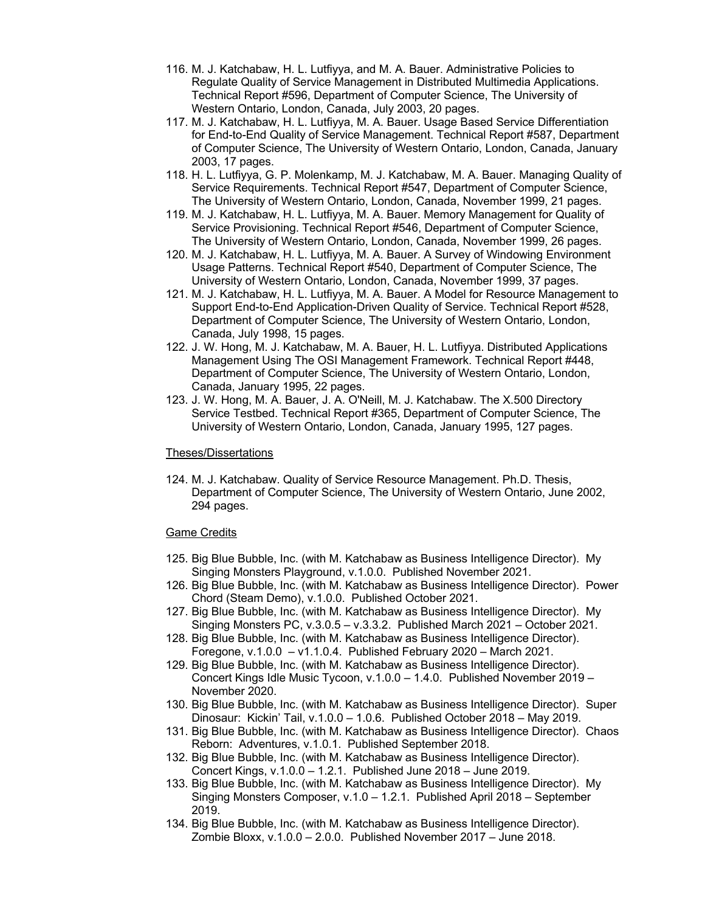116. M. J. Katchabaw, H. L. Lutfiyya, and M. A. Bauer. Administrative Policies to Regulate Quality of Service Management in Distributed Multimedia Applications. Technical Report #596, Department of Computer Science, The University of Western Ontario, London, Canada, July 2003, 20 pages.
117. M. J. Katchabaw, H. L. Lutfiyya, M. A. Bauer. Usage Based Service Differentiation for End-to-End Quality of Service Management. Technical Report #587, Department of Computer Science, The University of Western Ontario, London, Canada, January 2003, 17 pages.
118. H. L. Lutfiyya, G. P. Molenkamp, M. J. Katchabaw, M. A. Bauer. Managing Quality of Service Requirements. Technical Report #547, Department of Computer Science, The University of Western Ontario, London, Canada, November 1999, 21 pages.
119. M. J. Katchabaw, H. L. Lutfiyya, M. A. Bauer. Memory Management for Quality of Service Provisioning. Technical Report #546, Department of Computer Science, The University of Western Ontario, London, Canada, November 1999, 26 pages.
120. M. J. Katchabaw, H. L. Lutfiyya, M. A. Bauer. A Survey of Windowing Environment Usage Patterns. Technical Report #540, Department of Computer Science, The University of Western Ontario, London, Canada, November 1999, 37 pages.
121. M. J. Katchabaw, H. L. Lutfiyya, M. A. Bauer. A Model for Resource Management to Support End-to-End Application-Driven Quality of Service. Technical Report #528, Department of Computer Science, The University of Western Ontario, London, Canada, July 1998, 15 pages.
122. J. W. Hong, M. J. Katchabaw, M. A. Bauer, H. L. Lutfiyya. Distributed Applications Management Using The OSI Management Framework. Technical Report #448, Department of Computer Science, The University of Western Ontario, London, Canada, January 1995, 22 pages.
123. J. W. Hong, M. A. Bauer, J. A. O'Neill, M. J. Katchabaw. The X.500 Directory Service Testbed. Technical Report #365, Department of Computer Science, The University of Western Ontario, London, Canada, January 1995, 127 pages.

Theses/Dissertations

124. M. J. Katchabaw. Quality of Service Resource Management. Ph.D. Thesis, Department of Computer Science, The University of Western Ontario, June 2002, 294 pages.

Game Credits

125. Big Blue Bubble, Inc. (with M. Katchabaw as Business Intelligence Director). My Singing Monsters Playground, v.1.0.0. Published November 2021.
126. Big Blue Bubble, Inc. (with M. Katchabaw as Business Intelligence Director). Power Chord (Steam Demo), v.1.0.0. Published October 2021.
127. Big Blue Bubble, Inc. (with M. Katchabaw as Business Intelligence Director). My Singing Monsters PC, v.3.0.5 – v.3.3.2. Published March 2021 – October 2021.
128. Big Blue Bubble, Inc. (with M. Katchabaw as Business Intelligence Director). Foregone, v.1.0.0 – v1.1.0.4. Published February 2020 – March 2021.
129. Big Blue Bubble, Inc. (with M. Katchabaw as Business Intelligence Director). Concert Kings Idle Music Tycoon, v.1.0.0 – 1.4.0. Published November 2019 – November 2020.
130. Big Blue Bubble, Inc. (with M. Katchabaw as Business Intelligence Director). Super Dinosaur: Kickin' Tail, v.1.0.0 – 1.0.6. Published October 2018 – May 2019.
131. Big Blue Bubble, Inc. (with M. Katchabaw as Business Intelligence Director). Chaos Reborn: Adventures, v.1.0.1. Published September 2018.
132. Big Blue Bubble, Inc. (with M. Katchabaw as Business Intelligence Director). Concert Kings, v.1.0.0 – 1.2.1. Published June 2018 – June 2019.
133. Big Blue Bubble, Inc. (with M. Katchabaw as Business Intelligence Director). My Singing Monsters Composer, v.1.0 – 1.2.1. Published April 2018 – September 2019.
134. Big Blue Bubble, Inc. (with M. Katchabaw as Business Intelligence Director). Zombie Bloxx, v.1.0.0 – 2.0.0. Published November 2017 – June 2018.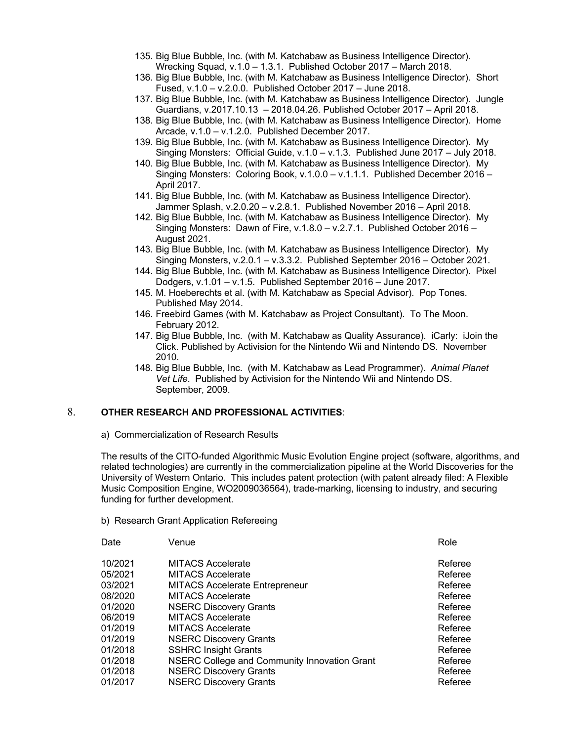135. Big Blue Bubble, Inc. (with M. Katchabaw as Business Intelligence Director). Wrecking Squad, v.1.0 – 1.3.1. Published October 2017 – March 2018.
136. Big Blue Bubble, Inc. (with M. Katchabaw as Business Intelligence Director). Short Fused, v.1.0 – v.2.0.0. Published October 2017 – June 2018.
137. Big Blue Bubble, Inc. (with M. Katchabaw as Business Intelligence Director). Jungle Guardians, v.2017.10.13 – 2018.04.26. Published October 2017 – April 2018.
138. Big Blue Bubble, Inc. (with M. Katchabaw as Business Intelligence Director). Home Arcade, v.1.0 – v.1.2.0. Published December 2017.
139. Big Blue Bubble, Inc. (with M. Katchabaw as Business Intelligence Director). My Singing Monsters: Official Guide, v.1.0 – v.1.3. Published June 2017 – July 2018.
140. Big Blue Bubble, Inc. (with M. Katchabaw as Business Intelligence Director). My Singing Monsters: Coloring Book, v.1.0.0 – v.1.1.1. Published December 2016 – April 2017.
141. Big Blue Bubble, Inc. (with M. Katchabaw as Business Intelligence Director). Jammer Splash, v.2.0.20 – v.2.8.1. Published November 2016 – April 2018.
142. Big Blue Bubble, Inc. (with M. Katchabaw as Business Intelligence Director). My Singing Monsters: Dawn of Fire, v.1.8.0 – v.2.7.1. Published October 2016 – August 2021.
143. Big Blue Bubble, Inc. (with M. Katchabaw as Business Intelligence Director). My Singing Monsters, v.2.0.1 – v.3.3.2. Published September 2016 – October 2021.
144. Big Blue Bubble, Inc. (with M. Katchabaw as Business Intelligence Director). Pixel Dodgers, v.1.01 – v.1.5. Published September 2016 – June 2017.
145. M. Hoeberechts et al. (with M. Katchabaw as Special Advisor). Pop Tones. Published May 2014.
146. Freebird Games (with M. Katchabaw as Project Consultant). To The Moon. February 2012.
147. Big Blue Bubble, Inc. (with M. Katchabaw as Quality Assurance). iCarly: iJoin the Click. Published by Activision for the Nintendo Wii and Nintendo DS. November 2010.
148. Big Blue Bubble, Inc. (with M. Katchabaw as Lead Programmer). *Animal Planet Vet Life*. Published by Activision for the Nintendo Wii and Nintendo DS. September, 2009.

## 8. **OTHER RESEARCH AND PROFESSIONAL ACTIVITIES**:

a) Commercialization of Research Results

The results of the CITO-funded Algorithmic Music Evolution Engine project (software, algorithms, and related technologies) are currently in the commercialization pipeline at the World Discoveries for the University of Western Ontario. This includes patent protection (with patent already filed: A Flexible Music Composition Engine, WO2009036564), trade-marking, licensing to industry, and securing funding for further development.

b) Research Grant Application Refereeing

| Date | Venue | Role |
|---|---|---|
| 10/2021 | MITACS Accelerate | Referee |
| 05/2021 | MITACS Accelerate | Referee |
| 03/2021 | MITACS Accelerate Entrepreneur | Referee |
| 08/2020 | MITACS Accelerate | Referee |
| 01/2020 | NSERC Discovery Grants | Referee |
| 06/2019 | MITACS Accelerate | Referee |
| 01/2019 | MITACS Accelerate | Referee |
| 01/2019 | NSERC Discovery Grants | Referee |
| 01/2018 | SSHRC Insight Grants | Referee |
| 01/2018 | NSERC College and Community Innovation Grant | Referee |
| 01/2018 | NSERC Discovery Grants | Referee |
| 01/2017 | NSERC Discovery Grants | Referee |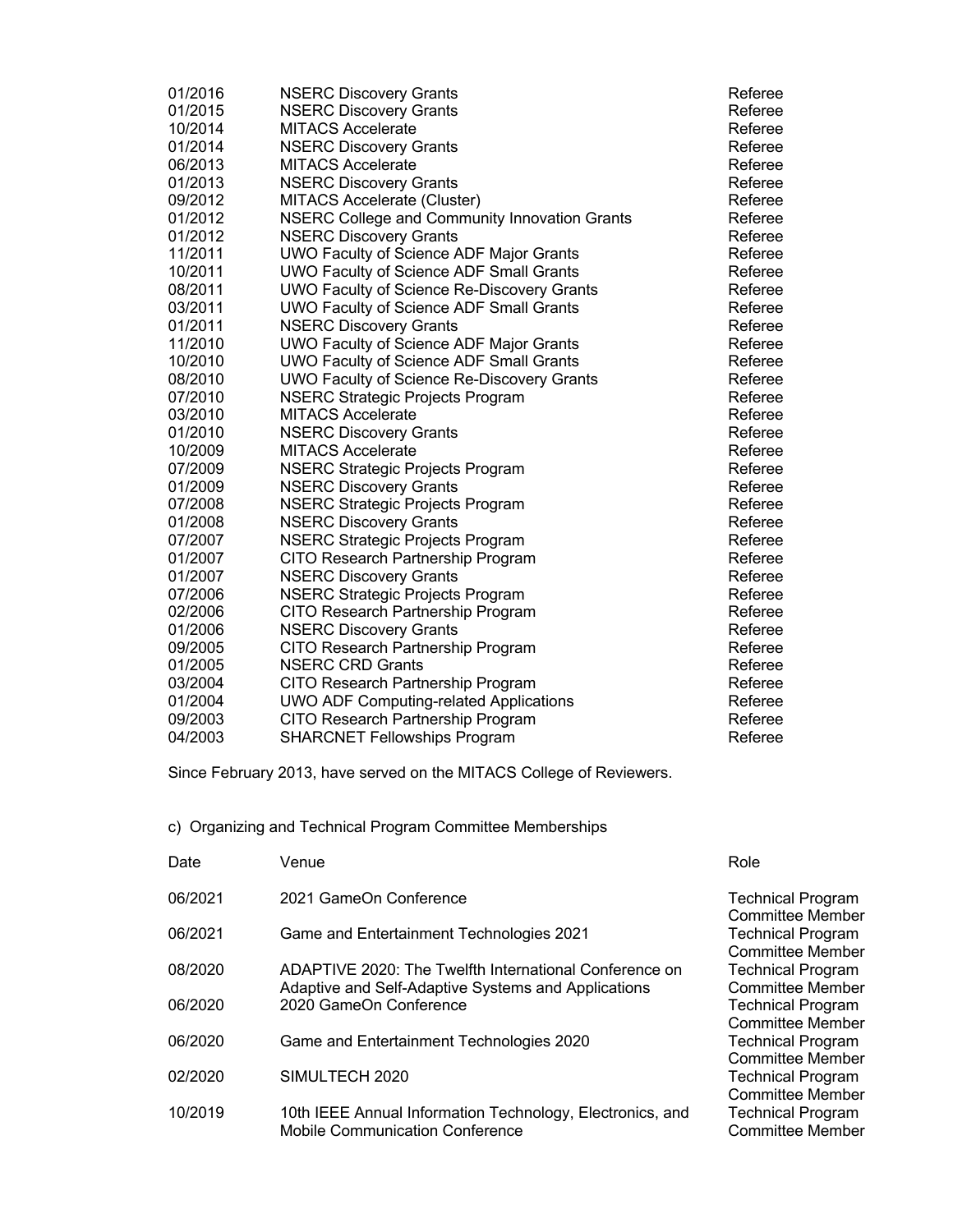| | | |
|---|---|---|
| 01/2016 | NSERC Discovery Grants | Referee |
| 01/2015 | NSERC Discovery Grants | Referee |
| 10/2014 | MITACS Accelerate | Referee |
| 01/2014 | NSERC Discovery Grants | Referee |
| 06/2013 | MITACS Accelerate | Referee |
| 01/2013 | NSERC Discovery Grants | Referee |
| 09/2012 | MITACS Accelerate (Cluster) | Referee |
| 01/2012 | NSERC College and Community Innovation Grants | Referee |
| 01/2012 | NSERC Discovery Grants | Referee |
| 11/2011 | UWO Faculty of Science ADF Major Grants | Referee |
| 10/2011 | UWO Faculty of Science ADF Small Grants | Referee |
| 08/2011 | UWO Faculty of Science Re-Discovery Grants | Referee |
| 03/2011 | UWO Faculty of Science ADF Small Grants | Referee |
| 01/2011 | NSERC Discovery Grants | Referee |
| 11/2010 | UWO Faculty of Science ADF Major Grants | Referee |
| 10/2010 | UWO Faculty of Science ADF Small Grants | Referee |
| 08/2010 | UWO Faculty of Science Re-Discovery Grants | Referee |
| 07/2010 | NSERC Strategic Projects Program | Referee |
| 03/2010 | MITACS Accelerate | Referee |
| 01/2010 | NSERC Discovery Grants | Referee |
| 10/2009 | MITACS Accelerate | Referee |
| 07/2009 | NSERC Strategic Projects Program | Referee |
| 01/2009 | NSERC Discovery Grants | Referee |
| 07/2008 | NSERC Strategic Projects Program | Referee |
| 01/2008 | NSERC Discovery Grants | Referee |
| 07/2007 | NSERC Strategic Projects Program | Referee |
| 01/2007 | CITO Research Partnership Program | Referee |
| 01/2007 | NSERC Discovery Grants | Referee |
| 07/2006 | NSERC Strategic Projects Program | Referee |
| 02/2006 | CITO Research Partnership Program | Referee |
| 01/2006 | NSERC Discovery Grants | Referee |
| 09/2005 | CITO Research Partnership Program | Referee |
| 01/2005 | NSERC CRD Grants | Referee |
| 03/2004 | CITO Research Partnership Program | Referee |
| 01/2004 | UWO ADF Computing-related Applications | Referee |
| 09/2003 | CITO Research Partnership Program | Referee |
| 04/2003 | SHARCNET Fellowships Program | Referee |

Since February 2013, have served on the MITACS College of Reviewers.

c) Organizing and Technical Program Committee Memberships

| Date | Venue | Role |
|---|---|---|
| 06/2021 | 2021 GameOn Conference | Technical Program Committee Member |
| 06/2021 | Game and Entertainment Technologies 2021 | Technical Program Committee Member |
| 08/2020 | ADAPTIVE 2020: The Twelfth International Conference on Adaptive and Self-Adaptive Systems and Applications | Technical Program Committee Member |
| 06/2020 | 2020 GameOn Conference | Technical Program Committee Member |
| 06/2020 | Game and Entertainment Technologies 2020 | Technical Program Committee Member |
| 02/2020 | SIMULTECH 2020 | Technical Program Committee Member |
| 10/2019 | 10th IEEE Annual Information Technology, Electronics, and Mobile Communication Conference | Technical Program Committee Member |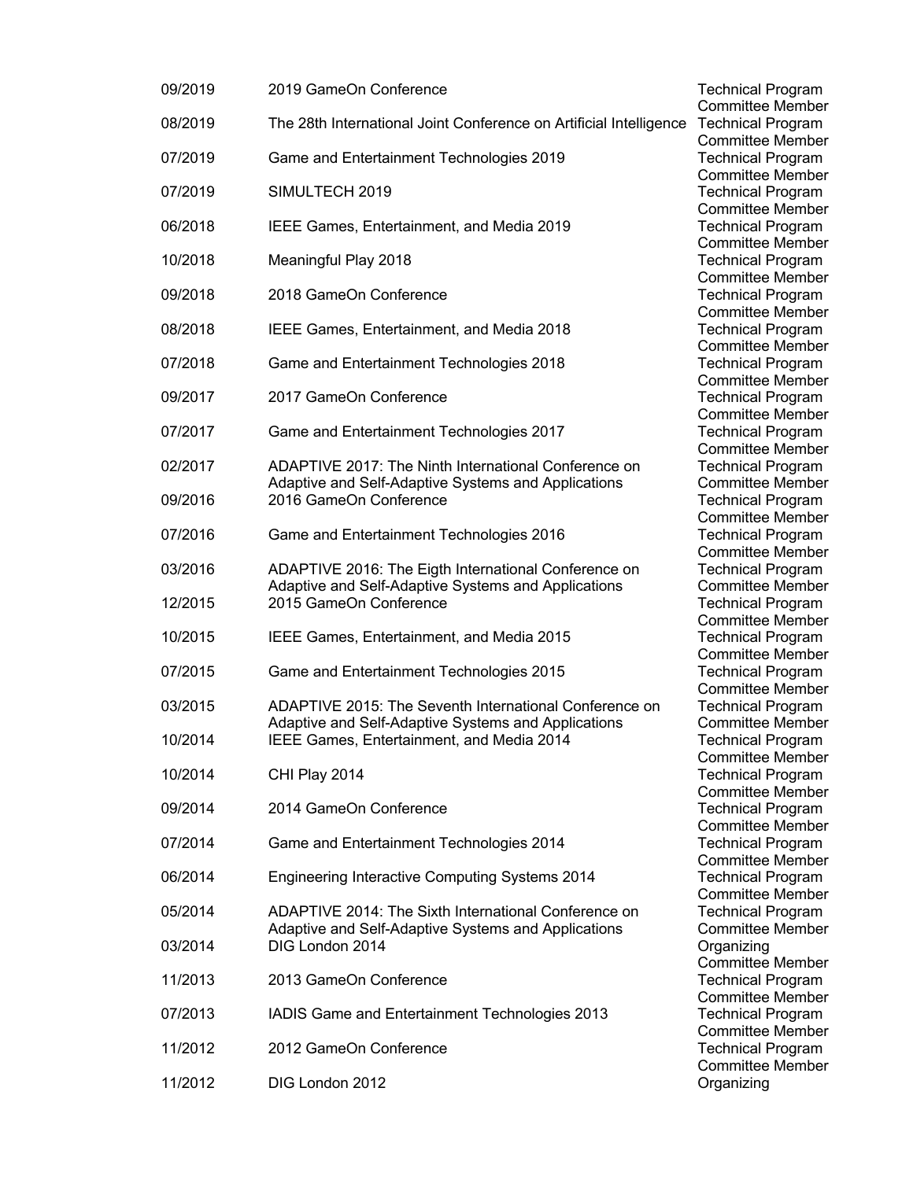| | | |
|---|---|---|
| 09/2019 | 2019 GameOn Conference | Technical Program Committee Member |
| 08/2019 | The 28th International Joint Conference on Artificial Intelligence | Technical Program Committee Member |
| 07/2019 | Game and Entertainment Technologies 2019 | Technical Program Committee Member |
| 07/2019 | SIMULTECH 2019 | Technical Program Committee Member |
| 06/2018 | IEEE Games, Entertainment, and Media 2019 | Technical Program Committee Member |
| 10/2018 | Meaningful Play 2018 | Technical Program Committee Member |
| 09/2018 | 2018 GameOn Conference | Technical Program Committee Member |
| 08/2018 | IEEE Games, Entertainment, and Media 2018 | Technical Program Committee Member |
| 07/2018 | Game and Entertainment Technologies 2018 | Technical Program Committee Member |
| 09/2017 | 2017 GameOn Conference | Technical Program Committee Member |
| 07/2017 | Game and Entertainment Technologies 2017 | Technical Program Committee Member |
| 02/2017 | ADAPTIVE 2017: The Ninth International Conference on Adaptive and Self-Adaptive Systems and Applications | Technical Program Committee Member |
| 09/2016 | 2016 GameOn Conference | Technical Program Committee Member |
| 07/2016 | Game and Entertainment Technologies 2016 | Technical Program Committee Member |
| 03/2016 | ADAPTIVE 2016: The Eigth International Conference on Adaptive and Self-Adaptive Systems and Applications | Technical Program Committee Member |
| 12/2015 | 2015 GameOn Conference | Technical Program Committee Member |
| 10/2015 | IEEE Games, Entertainment, and Media 2015 | Technical Program Committee Member |
| 07/2015 | Game and Entertainment Technologies 2015 | Technical Program Committee Member |
| 03/2015 | ADAPTIVE 2015: The Seventh International Conference on Adaptive and Self-Adaptive Systems and Applications | Technical Program Committee Member |
| 10/2014 | IEEE Games, Entertainment, and Media 2014 | Technical Program Committee Member |
| 10/2014 | CHI Play 2014 | Technical Program Committee Member |
| 09/2014 | 2014 GameOn Conference | Technical Program Committee Member |
| 07/2014 | Game and Entertainment Technologies 2014 | Technical Program Committee Member |
| 06/2014 | Engineering Interactive Computing Systems 2014 | Technical Program Committee Member |
| 05/2014 | ADAPTIVE 2014: The Sixth International Conference on Adaptive and Self-Adaptive Systems and Applications | Technical Program Committee Member |
| 03/2014 | DIG London 2014 | Organizing Committee Member |
| 11/2013 | 2013 GameOn Conference | Technical Program Committee Member |
| 07/2013 | IADIS Game and Entertainment Technologies 2013 | Technical Program Committee Member |
| 11/2012 | 2012 GameOn Conference | Technical Program Committee Member |
| 11/2012 | DIG London 2012 | Organizing |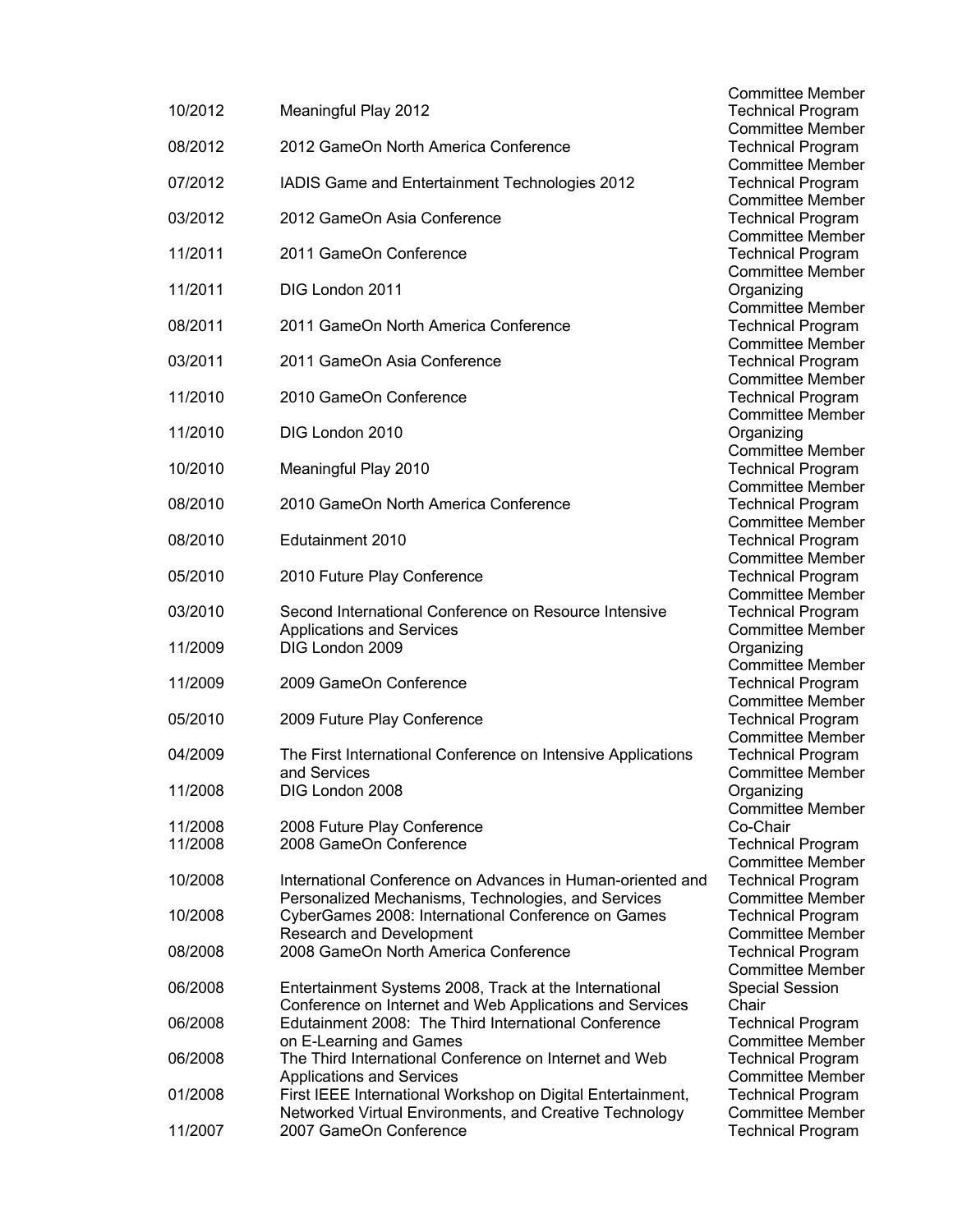| | | Committee Member |
|---|---|---|
| 10/2012 | Meaningful Play 2012 | Technical Program Committee Member |
| 08/2012 | 2012 GameOn North America Conference | Technical Program Committee Member |
| 07/2012 | IADIS Game and Entertainment Technologies 2012 | Technical Program Committee Member |
| 03/2012 | 2012 GameOn Asia Conference | Technical Program Committee Member |
| 11/2011 | 2011 GameOn Conference | Technical Program Committee Member |
| 11/2011 | DIG London 2011 | Organizing Committee Member |
| 08/2011 | 2011 GameOn North America Conference | Technical Program Committee Member |
| 03/2011 | 2011 GameOn Asia Conference | Technical Program Committee Member |
| 11/2010 | 2010 GameOn Conference | Technical Program Committee Member |
| 11/2010 | DIG London 2010 | Organizing Committee Member |
| 10/2010 | Meaningful Play 2010 | Technical Program Committee Member |
| 08/2010 | 2010 GameOn North America Conference | Technical Program Committee Member |
| 08/2010 | Edutainment 2010 | Technical Program Committee Member |
| 05/2010 | 2010 Future Play Conference | Technical Program Committee Member |
| 03/2010 | Second International Conference on Resource Intensive Applications and Services | Technical Program Committee Member |
| 11/2009 | DIG London 2009 | Organizing Committee Member |
| 11/2009 | 2009 GameOn Conference | Technical Program Committee Member |
| 05/2010 | 2009 Future Play Conference | Technical Program Committee Member |
| 04/2009 | The First International Conference on Intensive Applications and Services | Technical Program Committee Member |
| 11/2008 | DIG London 2008 | Organizing Committee Member |
| 11/2008 | 2008 Future Play Conference | Co-Chair |
| 11/2008 | 2008 GameOn Conference | Technical Program Committee Member |
| 10/2008 | International Conference on Advances in Human-oriented and Personalized Mechanisms, Technologies, and Services | Technical Program Committee Member |
| 10/2008 | CyberGames 2008: International Conference on Games Research and Development | Technical Program Committee Member |
| 08/2008 | 2008 GameOn North America Conference | Technical Program Committee Member |
| 06/2008 | Entertainment Systems 2008, Track at the International Conference on Internet and Web Applications and Services | Special Session Chair |
| 06/2008 | Edutainment 2008: The Third International Conference on E-Learning and Games | Technical Program Committee Member |
| 06/2008 | The Third International Conference on Internet and Web Applications and Services | Technical Program Committee Member |
| 01/2008 | First IEEE International Workshop on Digital Entertainment, Networked Virtual Environments, and Creative Technology | Technical Program Committee Member |
| 11/2007 | 2007 GameOn Conference | Technical Program |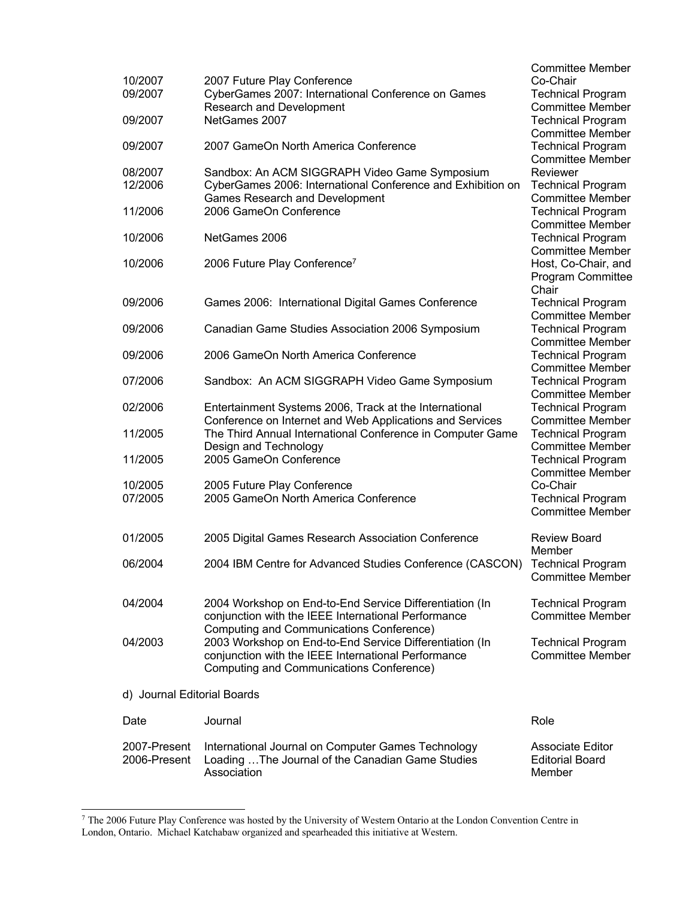| | | |
|---|---|---|
| | | Committee Member |
| 10/2007 | 2007 Future Play Conference | Co-Chair |
| 09/2007 | CyberGames 2007: International Conference on Games Research and Development | Technical Program Committee Member |
| 09/2007 | NetGames 2007 | Technical Program Committee Member |
| 09/2007 | 2007 GameOn North America Conference | Technical Program Committee Member |
| 08/2007 | Sandbox: An ACM SIGGRAPH Video Game Symposium | Reviewer |
| 12/2006 | CyberGames 2006: International Conference and Exhibition on Games Research and Development | Technical Program Committee Member |
| 11/2006 | 2006 GameOn Conference | Technical Program Committee Member |
| 10/2006 | NetGames 2006 | Technical Program Committee Member |
| 10/2006 | 2006 Future Play Conference[7] | Host, Co-Chair, and Program Committee Chair |
| 09/2006 | Games 2006: International Digital Games Conference | Technical Program Committee Member |
| 09/2006 | Canadian Game Studies Association 2006 Symposium | Technical Program Committee Member |
| 09/2006 | 2006 GameOn North America Conference | Technical Program Committee Member |
| 07/2006 | Sandbox: An ACM SIGGRAPH Video Game Symposium | Technical Program Committee Member |
| 02/2006 | Entertainment Systems 2006, Track at the International Conference on Internet and Web Applications and Services | Technical Program Committee Member |
| 11/2005 | The Third Annual International Conference in Computer Game Design and Technology | Technical Program Committee Member |
| 11/2005 | 2005 GameOn Conference | Technical Program Committee Member |
| 10/2005 | 2005 Future Play Conference | Co-Chair |
| 07/2005 | 2005 GameOn North America Conference | Technical Program Committee Member |
| 01/2005 | 2005 Digital Games Research Association Conference | Review Board Member |
| 06/2004 | 2004 IBM Centre for Advanced Studies Conference (CASCON) | Technical Program Committee Member |
| 04/2004 | 2004 Workshop on End-to-End Service Differentiation (In conjunction with the IEEE International Performance Computing and Communications Conference) | Technical Program Committee Member |
| 04/2003 | 2003 Workshop on End-to-End Service Differentiation (In conjunction with the IEEE International Performance Computing and Communications Conference) | Technical Program Committee Member |

d) Journal Editorial Boards

| Date | Journal | Role |
|---|---|---|
| 2007-Present | International Journal on Computer Games Technology | Associate Editor |
| 2006-Present | Loading …The Journal of the Canadian Game Studies Association | Editorial Board Member |

[7] The 2006 Future Play Conference was hosted by the University of Western Ontario at the London Convention Centre in London, Ontario. Michael Katchabaw organized and spearheaded this initiative at Western.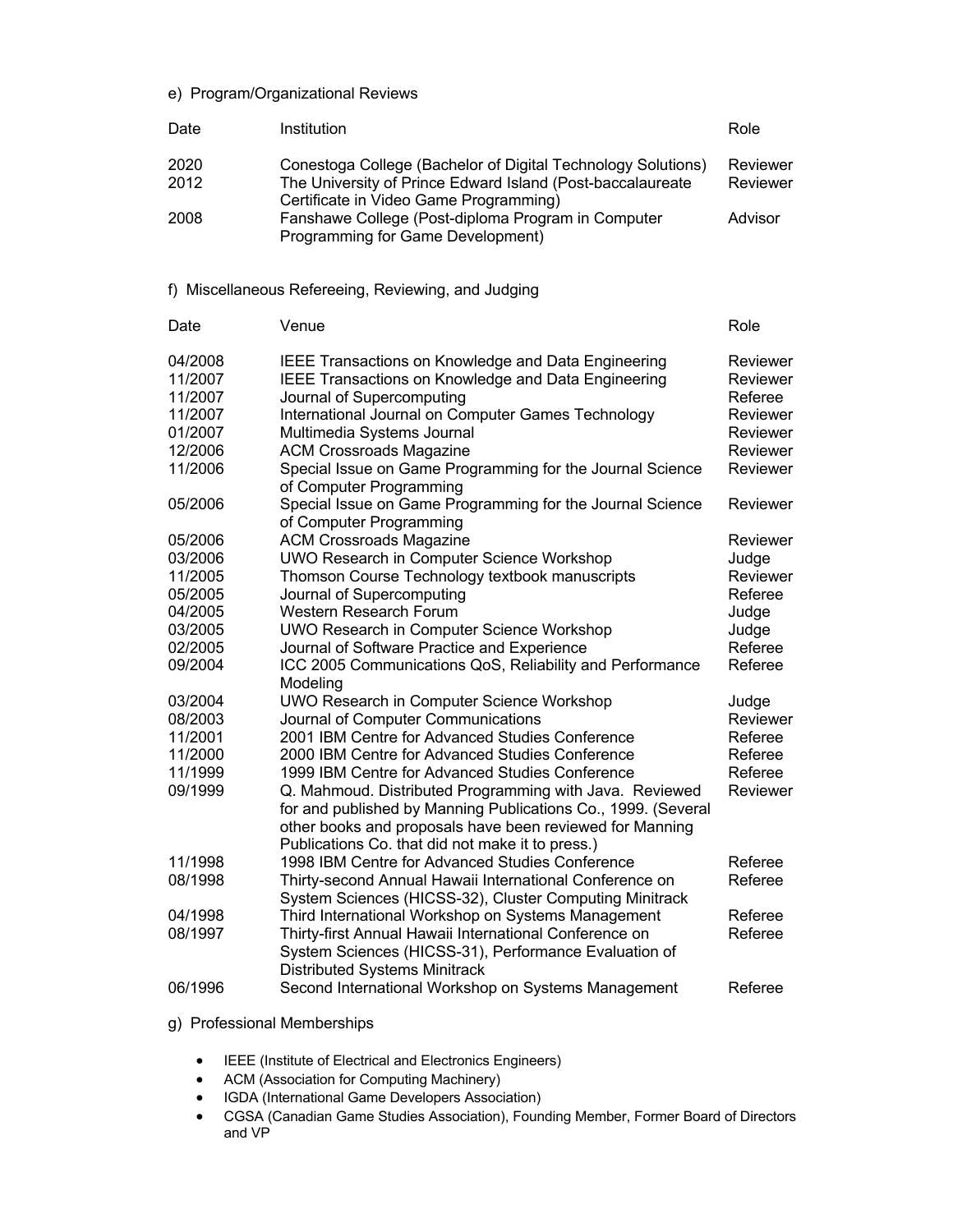e) Program/Organizational Reviews

| Date | Institution | Role |
|---|---|---|
| 2020 | Conestoga College (Bachelor of Digital Technology Solutions) | Reviewer |
| 2012 | The University of Prince Edward Island (Post-baccalaureate Certificate in Video Game Programming) | Reviewer |
| 2008 | Fanshawe College (Post-diploma Program in Computer Programming for Game Development) | Advisor |

f) Miscellaneous Refereeing, Reviewing, and Judging

| Date | Venue | Role |
|---|---|---|
| 04/2008 | IEEE Transactions on Knowledge and Data Engineering | Reviewer |
| 11/2007 | IEEE Transactions on Knowledge and Data Engineering | Reviewer |
| 11/2007 | Journal of Supercomputing | Referee |
| 11/2007 | International Journal on Computer Games Technology | Reviewer |
| 01/2007 | Multimedia Systems Journal | Reviewer |
| 12/2006 | ACM Crossroads Magazine | Reviewer |
| 11/2006 | Special Issue on Game Programming for the Journal Science of Computer Programming | Reviewer |
| 05/2006 | Special Issue on Game Programming for the Journal Science of Computer Programming | Reviewer |
| 05/2006 | ACM Crossroads Magazine | Reviewer |
| 03/2006 | UWO Research in Computer Science Workshop | Judge |
| 11/2005 | Thomson Course Technology textbook manuscripts | Reviewer |
| 05/2005 | Journal of Supercomputing | Referee |
| 04/2005 | Western Research Forum | Judge |
| 03/2005 | UWO Research in Computer Science Workshop | Judge |
| 02/2005 | Journal of Software Practice and Experience | Referee |
| 09/2004 | ICC 2005 Communications QoS, Reliability and Performance Modeling | Referee |
| 03/2004 | UWO Research in Computer Science Workshop | Judge |
| 08/2003 | Journal of Computer Communications | Reviewer |
| 11/2001 | 2001 IBM Centre for Advanced Studies Conference | Referee |
| 11/2000 | 2000 IBM Centre for Advanced Studies Conference | Referee |
| 11/1999 | 1999 IBM Centre for Advanced Studies Conference | Referee |
| 09/1999 | Q. Mahmoud. Distributed Programming with Java. Reviewed for and published by Manning Publications Co., 1999. (Several other books and proposals have been reviewed for Manning Publications Co. that did not make it to press.) | Reviewer |
| 11/1998 | 1998 IBM Centre for Advanced Studies Conference | Referee |
| 08/1998 | Thirty-second Annual Hawaii International Conference on System Sciences (HICSS-32), Cluster Computing Minitrack | Referee |
| 04/1998 | Third International Workshop on Systems Management | Referee |
| 08/1997 | Thirty-first Annual Hawaii International Conference on System Sciences (HICSS-31), Performance Evaluation of Distributed Systems Minitrack | Referee |
| 06/1996 | Second International Workshop on Systems Management | Referee |

g) Professional Memberships

- IEEE (Institute of Electrical and Electronics Engineers)
- ACM (Association for Computing Machinery)
- IGDA (International Game Developers Association)
- CGSA (Canadian Game Studies Association), Founding Member, Former Board of Directors and VP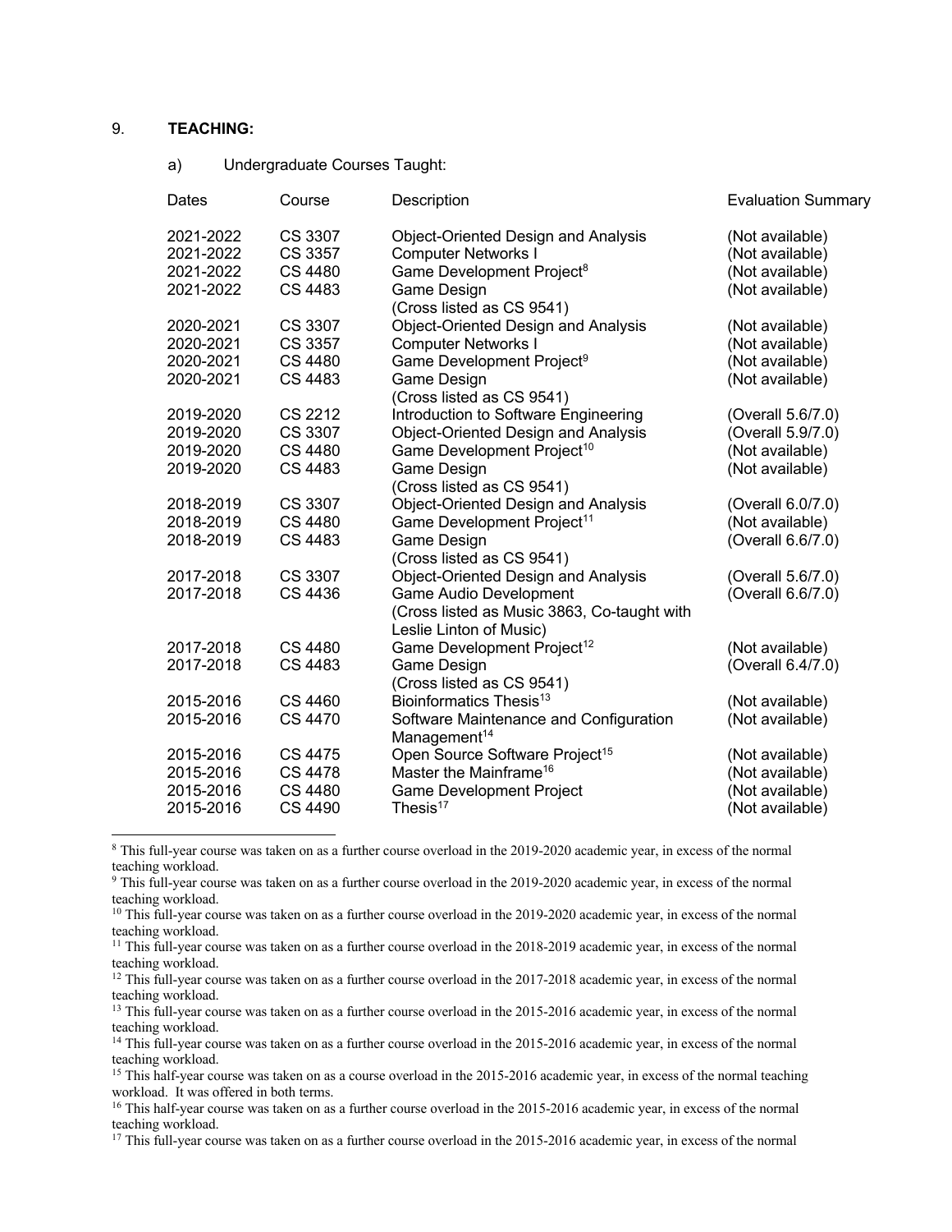9. **TEACHING:**

a) Undergraduate Courses Taught:

| Dates | Course | Description | Evaluation Summary |
|---|---|---|---|
| 2021-2022 | CS 3307 | Object-Oriented Design and Analysis | (Not available) |
| 2021-2022 | CS 3357 | Computer Networks I | (Not available) |
| 2021-2022 | CS 4480 | Game Development Project[8] | (Not available) |
| 2021-2022 | CS 4483 | Game Design (Cross listed as CS 9541) | (Not available) |
| 2020-2021 | CS 3307 | Object-Oriented Design and Analysis | (Not available) |
| 2020-2021 | CS 3357 | Computer Networks I | (Not available) |
| 2020-2021 | CS 4480 | Game Development Project[9] | (Not available) |
| 2020-2021 | CS 4483 | Game Design (Cross listed as CS 9541) | (Not available) |
| 2019-2020 | CS 2212 | Introduction to Software Engineering | (Overall 5.6/7.0) |
| 2019-2020 | CS 3307 | Object-Oriented Design and Analysis | (Overall 5.9/7.0) |
| 2019-2020 | CS 4480 | Game Development Project[10] | (Not available) |
| 2019-2020 | CS 4483 | Game Design (Cross listed as CS 9541) | (Not available) |
| 2018-2019 | CS 3307 | Object-Oriented Design and Analysis | (Overall 6.0/7.0) |
| 2018-2019 | CS 4480 | Game Development Project[11] | (Not available) |
| 2018-2019 | CS 4483 | Game Design (Cross listed as CS 9541) | (Overall 6.6/7.0) |
| 2017-2018 | CS 3307 | Object-Oriented Design and Analysis | (Overall 5.6/7.0) |
| 2017-2018 | CS 4436 | Game Audio Development (Cross listed as Music 3863, Co-taught with Leslie Linton of Music) | (Overall 6.6/7.0) |
| 2017-2018 | CS 4480 | Game Development Project[12] | (Not available) |
| 2017-2018 | CS 4483 | Game Design (Cross listed as CS 9541) | (Overall 6.4/7.0) |
| 2015-2016 | CS 4460 | Bioinformatics Thesis[13] | (Not available) |
| 2015-2016 | CS 4470 | Software Maintenance and Configuration Management[14] | (Not available) |
| 2015-2016 | CS 4475 | Open Source Software Project[15] | (Not available) |
| 2015-2016 | CS 4478 | Master the Mainframe[16] | (Not available) |
| 2015-2016 | CS 4480 | Game Development Project | (Not available) |
| 2015-2016 | CS 4490 | Thesis[17] | (Not available) |

---

[8] This full-year course was taken on as a further course overload in the 2019-2020 academic year, in excess of the normal teaching workload.

[9] This full-year course was taken on as a further course overload in the 2019-2020 academic year, in excess of the normal teaching workload.

[10] This full-year course was taken on as a further course overload in the 2019-2020 academic year, in excess of the normal teaching workload.

[11] This full-year course was taken on as a further course overload in the 2018-2019 academic year, in excess of the normal teaching workload.

[12] This full-year course was taken on as a further course overload in the 2017-2018 academic year, in excess of the normal teaching workload.

[13] This full-year course was taken on as a further course overload in the 2015-2016 academic year, in excess of the normal teaching workload.

[14] This full-year course was taken on as a further course overload in the 2015-2016 academic year, in excess of the normal teaching workload.

[15] This half-year course was taken on as a course overload in the 2015-2016 academic year, in excess of the normal teaching workload. It was offered in both terms.

[16] This half-year course was taken on as a further course overload in the 2015-2016 academic year, in excess of the normal teaching workload.

[17] This full-year course was taken on as a further course overload in the 2015-2016 academic year, in excess of the normal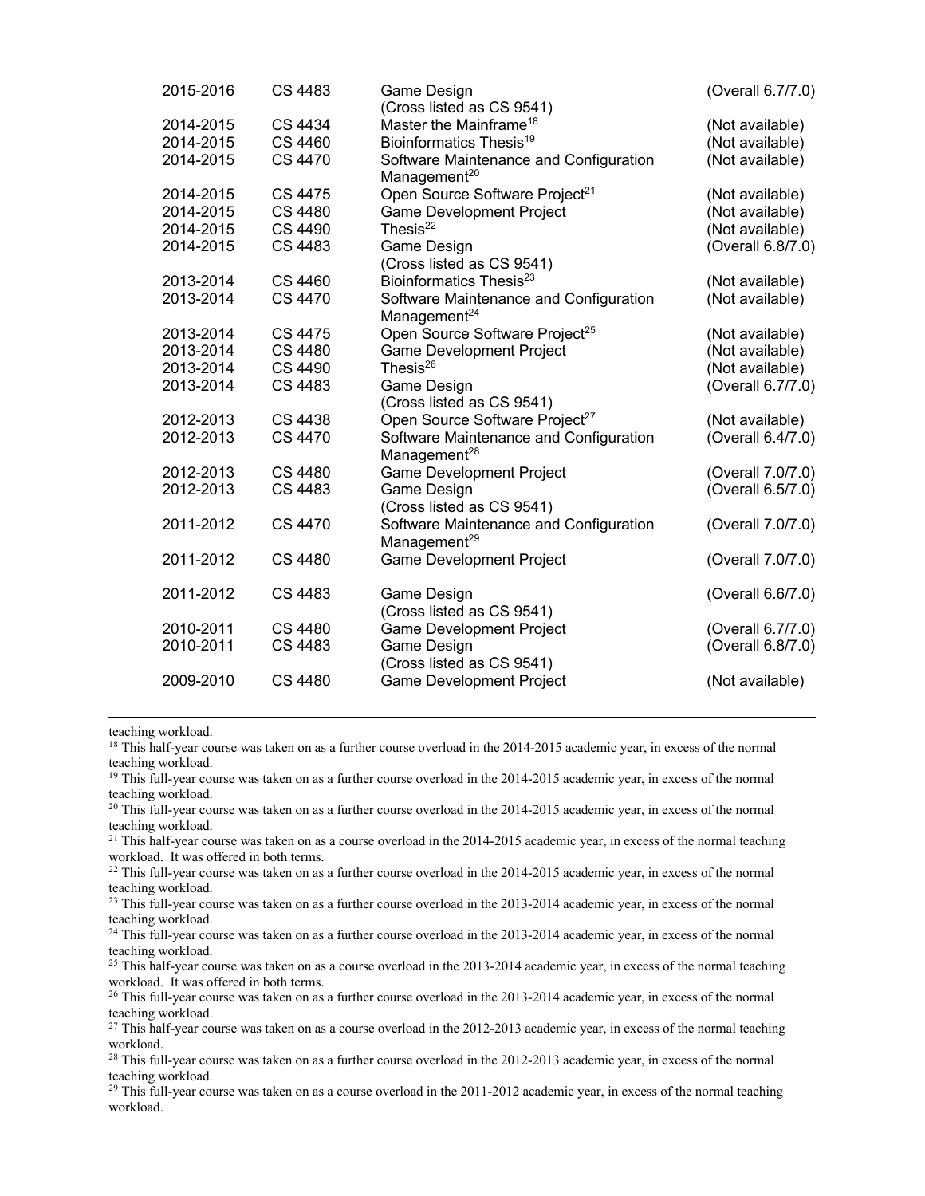| | | | |
|---|---|---|---|
| 2015-2016 | CS 4483 | Game Design (Cross listed as CS 9541) | (Overall 6.7/7.0) |
| 2014-2015 | CS 4434 | Master the Mainframe[18] | (Not available) |
| 2014-2015 | CS 4460 | Bioinformatics Thesis[19] | (Not available) |
| 2014-2015 | CS 4470 | Software Maintenance and Configuration Management[20] | (Not available) |
| 2014-2015 | CS 4475 | Open Source Software Project[21] | (Not available) |
| 2014-2015 | CS 4480 | Game Development Project | (Not available) |
| 2014-2015 | CS 4490 | Thesis[22] | (Not available) |
| 2014-2015 | CS 4483 | Game Design (Cross listed as CS 9541) | (Overall 6.8/7.0) |
| 2013-2014 | CS 4460 | Bioinformatics Thesis[23] | (Not available) |
| 2013-2014 | CS 4470 | Software Maintenance and Configuration Management[24] | (Not available) |
| 2013-2014 | CS 4475 | Open Source Software Project[25] | (Not available) |
| 2013-2014 | CS 4480 | Game Development Project | (Not available) |
| 2013-2014 | CS 4490 | Thesis[26] | (Not available) |
| 2013-2014 | CS 4483 | Game Design (Cross listed as CS 9541) | (Overall 6.7/7.0) |
| 2012-2013 | CS 4438 | Open Source Software Project[27] | (Not available) |
| 2012-2013 | CS 4470 | Software Maintenance and Configuration Management[28] | (Overall 6.4/7.0) |
| 2012-2013 | CS 4480 | Game Development Project | (Overall 7.0/7.0) |
| 2012-2013 | CS 4483 | Game Design (Cross listed as CS 9541) | (Overall 6.5/7.0) |
| 2011-2012 | CS 4470 | Software Maintenance and Configuration Management[29] | (Overall 7.0/7.0) |
| 2011-2012 | CS 4480 | Game Development Project | (Overall 7.0/7.0) |
| 2011-2012 | CS 4483 | Game Design (Cross listed as CS 9541) | (Overall 6.6/7.0) |
| 2010-2011 | CS 4480 | Game Development Project | (Overall 6.7/7.0) |
| 2010-2011 | CS 4483 | Game Design (Cross listed as CS 9541) | (Overall 6.8/7.0) |
| 2009-2010 | CS 4480 | Game Development Project | (Not available) |

---

teaching workload.

[18] This half-year course was taken on as a further course overload in the 2014-2015 academic year, in excess of the normal teaching workload.

[19] This full-year course was taken on as a further course overload in the 2014-2015 academic year, in excess of the normal teaching workload.

[20] This full-year course was taken on as a further course overload in the 2014-2015 academic year, in excess of the normal teaching workload.

[21] This half-year course was taken on as a course overload in the 2014-2015 academic year, in excess of the normal teaching workload. It was offered in both terms.

[22] This full-year course was taken on as a further course overload in the 2014-2015 academic year, in excess of the normal teaching workload.

[23] This full-year course was taken on as a further course overload in the 2013-2014 academic year, in excess of the normal teaching workload.

[24] This full-year course was taken on as a further course overload in the 2013-2014 academic year, in excess of the normal teaching workload.

[25] This half-year course was taken on as a course overload in the 2013-2014 academic year, in excess of the normal teaching workload. It was offered in both terms.

[26] This full-year course was taken on as a further course overload in the 2013-2014 academic year, in excess of the normal teaching workload.

[27] This half-year course was taken on as a course overload in the 2012-2013 academic year, in excess of the normal teaching workload.

[28] This full-year course was taken on as a further course overload in the 2012-2013 academic year, in excess of the normal teaching workload.

[29] This full-year course was taken on as a course overload in the 2011-2012 academic year, in excess of the normal teaching workload.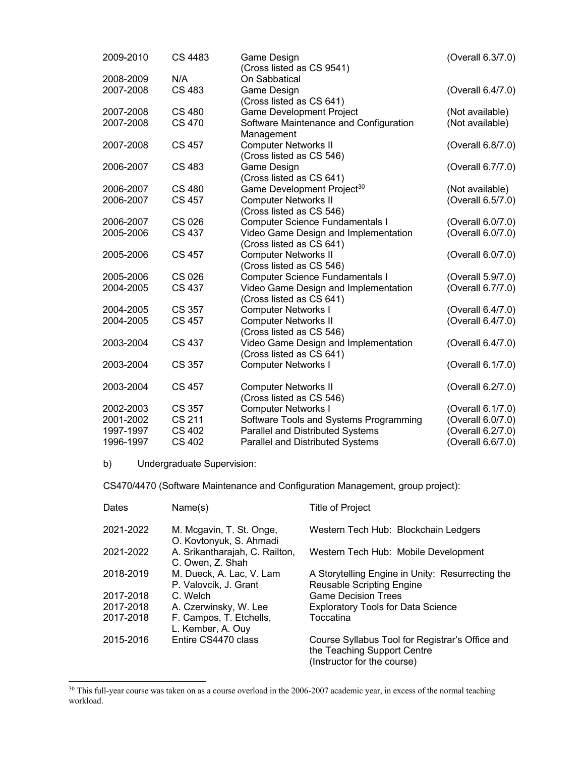| | | | |
|---|---|---|---|
| 2009-2010 | CS 4483 | Game Design (Cross listed as CS 9541) | (Overall 6.3/7.0) |
| 2008-2009 | N/A | On Sabbatical | |
| 2007-2008 | CS 483 | Game Design (Cross listed as CS 641) | (Overall 6.4/7.0) |
| 2007-2008 | CS 480 | Game Development Project | (Not available) |
| 2007-2008 | CS 470 | Software Maintenance and Configuration Management | (Not available) |
| 2007-2008 | CS 457 | Computer Networks II (Cross listed as CS 546) | (Overall 6.8/7.0) |
| 2006-2007 | CS 483 | Game Design (Cross listed as CS 641) | (Overall 6.7/7.0) |
| 2006-2007 | CS 480 | Game Development Project[30] | (Not available) |
| 2006-2007 | CS 457 | Computer Networks II (Cross listed as CS 546) | (Overall 6.5/7.0) |
| 2006-2007 | CS 026 | Computer Science Fundamentals I | (Overall 6.0/7.0) |
| 2005-2006 | CS 437 | Video Game Design and Implementation (Cross listed as CS 641) | (Overall 6.0/7.0) |
| 2005-2006 | CS 457 | Computer Networks II (Cross listed as CS 546) | (Overall 6.0/7.0) |
| 2005-2006 | CS 026 | Computer Science Fundamentals I | (Overall 5.9/7.0) |
| 2004-2005 | CS 437 | Video Game Design and Implementation (Cross listed as CS 641) | (Overall 6.7/7.0) |
| 2004-2005 | CS 357 | Computer Networks I | (Overall 6.4/7.0) |
| 2004-2005 | CS 457 | Computer Networks II (Cross listed as CS 546) | (Overall 6.4/7.0) |
| 2003-2004 | CS 437 | Video Game Design and Implementation (Cross listed as CS 641) | (Overall 6.4/7.0) |
| 2003-2004 | CS 357 | Computer Networks I | (Overall 6.1/7.0) |
| 2003-2004 | CS 457 | Computer Networks II (Cross listed as CS 546) | (Overall 6.2/7.0) |
| 2002-2003 | CS 357 | Computer Networks I | (Overall 6.1/7.0) |
| 2001-2002 | CS 211 | Software Tools and Systems Programming | (Overall 6.0/7.0) |
| 1997-1997 | CS 402 | Parallel and Distributed Systems | (Overall 6.2/7.0) |
| 1996-1997 | CS 402 | Parallel and Distributed Systems | (Overall 6.6/7.0) |

b) Undergraduate Supervision:

CS470/4470 (Software Maintenance and Configuration Management, group project):

| Dates | Name(s) | Title of Project |
|---|---|---|
| 2021-2022 | M. Mcgavin, T. St. Onge, O. Kovtonyuk, S. Ahmadi | Western Tech Hub: Blockchain Ledgers |
| 2021-2022 | A. Srikantharajah, C. Railton, C. Owen, Z. Shah | Western Tech Hub: Mobile Development |
| 2018-2019 | M. Dueck, A. Lac, V. Lam P. Valovcik, J. Grant | A Storytelling Engine in Unity: Resurrecting the Reusable Scripting Engine |
| 2017-2018 | C. Welch | Game Decision Trees |
| 2017-2018 | A. Czerwinsky, W. Lee | Exploratory Tools for Data Science |
| 2017-2018 | F. Campos, T. Etchells, L. Kember, A. Ouy | Toccatina |
| 2015-2016 | Entire CS4470 class | Course Syllabus Tool for Registrar's Office and the Teaching Support Centre (Instructor for the course) |

[30] This full-year course was taken on as a course overload in the 2006-2007 academic year, in excess of the normal teaching workload.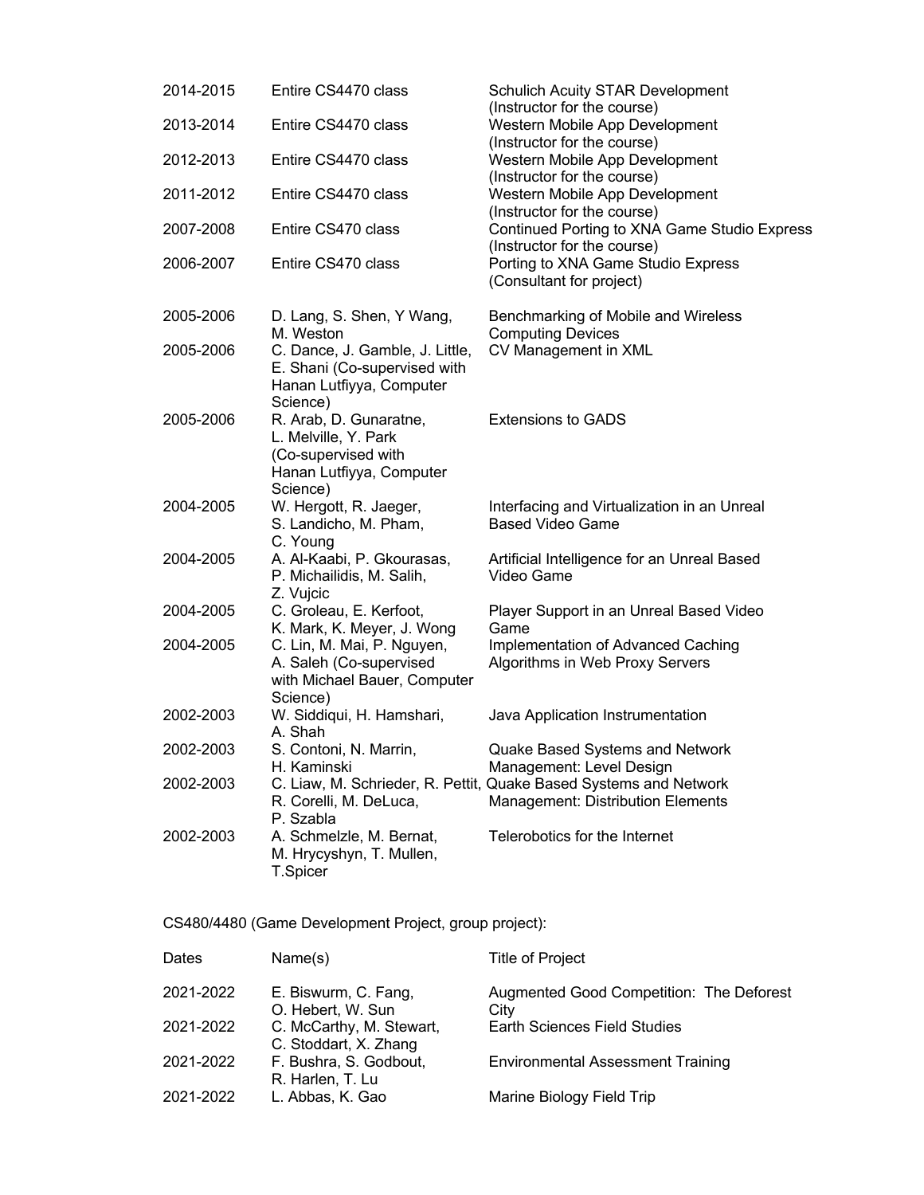| | | |
|---|---|---|
| 2014-2015 | Entire CS4470 class | Schulich Acuity STAR Development (Instructor for the course) |
| 2013-2014 | Entire CS4470 class | Western Mobile App Development (Instructor for the course) |
| 2012-2013 | Entire CS4470 class | Western Mobile App Development (Instructor for the course) |
| 2011-2012 | Entire CS4470 class | Western Mobile App Development (Instructor for the course) |
| 2007-2008 | Entire CS470 class | Continued Porting to XNA Game Studio Express (Instructor for the course) |
| 2006-2007 | Entire CS470 class | Porting to XNA Game Studio Express (Consultant for project) |
| 2005-2006 | D. Lang, S. Shen, Y Wang, M. Weston | Benchmarking of Mobile and Wireless Computing Devices |
| 2005-2006 | C. Dance, J. Gamble, J. Little, E. Shani (Co-supervised with Hanan Lutfiyya, Computer Science) | CV Management in XML |
| 2005-2006 | R. Arab, D. Gunaratne, L. Melville, Y. Park (Co-supervised with Hanan Lutfiyya, Computer Science) | Extensions to GADS |
| 2004-2005 | W. Hergott, R. Jaeger, S. Landicho, M. Pham, C. Young | Interfacing and Virtualization in an Unreal Based Video Game |
| 2004-2005 | A. Al-Kaabi, P. Gkourasas, P. Michailidis, M. Salih, Z. Vujcic | Artificial Intelligence for an Unreal Based Video Game |
| 2004-2005 | C. Groleau, E. Kerfoot, K. Mark, K. Meyer, J. Wong | Player Support in an Unreal Based Video Game |
| 2004-2005 | C. Lin, M. Mai, P. Nguyen, A. Saleh (Co-supervised with Michael Bauer, Computer Science) | Implementation of Advanced Caching Algorithms in Web Proxy Servers |
| 2002-2003 | W. Siddiqui, H. Hamshari, A. Shah | Java Application Instrumentation |
| 2002-2003 | S. Contoni, N. Marrin, H. Kaminski | Quake Based Systems and Network Management: Level Design |
| 2002-2003 | C. Liaw, M. Schrieder, R. Pettit, R. Corelli, M. DeLuca, P. Szabla | Quake Based Systems and Network Management: Distribution Elements |
| 2002-2003 | A. Schmelzle, M. Bernat, M. Hrycyshyn, T. Mullen, T.Spicer | Telerobotics for the Internet |

CS480/4480 (Game Development Project, group project):

| Dates | Name(s) | Title of Project |
|---|---|---|
| 2021-2022 | E. Biswurm, C. Fang, O. Hebert, W. Sun | Augmented Good Competition: The Deforest City |
| 2021-2022 | C. McCarthy, M. Stewart, C. Stoddart, X. Zhang | Earth Sciences Field Studies |
| 2021-2022 | F. Bushra, S. Godbout, R. Harlen, T. Lu | Environmental Assessment Training |
| 2021-2022 | L. Abbas, K. Gao | Marine Biology Field Trip |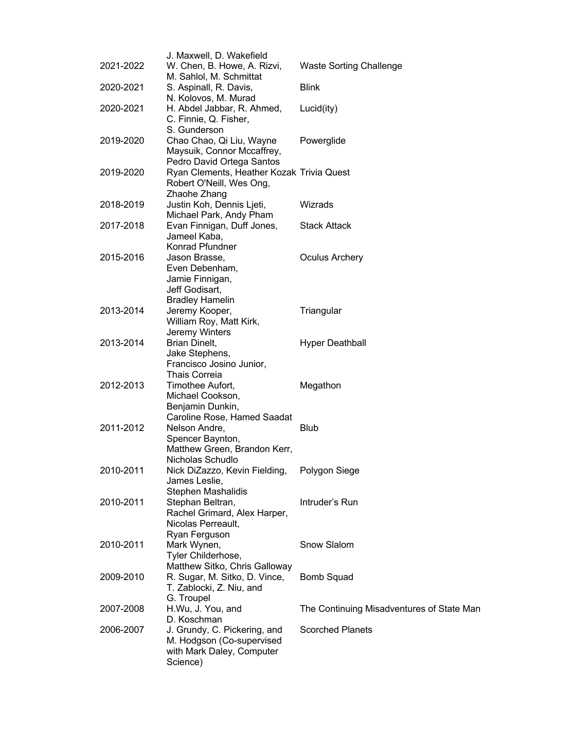| | | |
|---|---|---|
| | J. Maxwell, D. Wakefield | |
| 2021-2022 | W. Chen, B. Howe, A. Rizvi, M. Sahlol, M. Schmittat | Waste Sorting Challenge |
| 2020-2021 | S. Aspinall, R. Davis, N. Kolovos, M. Murad | Blink |
| 2020-2021 | H. Abdel Jabbar, R. Ahmed, C. Finnie, Q. Fisher, S. Gunderson | Lucid(ity) |
| 2019-2020 | Chao Chao, Qi Liu, Wayne Maysuik, Connor Mccaffrey, Pedro David Ortega Santos | Powerglide |
| 2019-2020 | Ryan Clements, Heather Kozak Robert O'Neill, Wes Ong, Zhaohe Zhang | Trivia Quest |
| 2018-2019 | Justin Koh, Dennis Ljeti, Michael Park, Andy Pham | Wizrads |
| 2017-2018 | Evan Finnigan, Duff Jones, Jameel Kaba, Konrad Pfundner | Stack Attack |
| 2015-2016 | Jason Brasse, Even Debenham, Jamie Finnigan, Jeff Godisart, Bradley Hamelin | Oculus Archery |
| 2013-2014 | Jeremy Kooper, William Roy, Matt Kirk, Jeremy Winters | Triangular |
| 2013-2014 | Brian Dinelt, Jake Stephens, Francisco Josino Junior, Thais Correia | Hyper Deathball |
| 2012-2013 | Timothee Aufort, Michael Cookson, Benjamin Dunkin, Caroline Rose, Hamed Saadat | Megathon |
| 2011-2012 | Nelson Andre, Spencer Baynton, Matthew Green, Brandon Kerr, Nicholas Schudlo | Blub |
| 2010-2011 | Nick DiZazzo, Kevin Fielding, James Leslie, Stephen Mashalidis | Polygon Siege |
| 2010-2011 | Stephan Beltran, Rachel Grimard, Alex Harper, Nicolas Perreault, Ryan Ferguson | Intruder's Run |
| 2010-2011 | Mark Wynen, Tyler Childerhose, Matthew Sitko, Chris Galloway | Snow Slalom |
| 2009-2010 | R. Sugar, M. Sitko, D. Vince, T. Zablocki, Z. Niu, and G. Troupel | Bomb Squad |
| 2007-2008 | H.Wu, J. You, and D. Koschman | The Continuing Misadventures of State Man |
| 2006-2007 | J. Grundy, C. Pickering, and M. Hodgson (Co-supervised with Mark Daley, Computer Science) | Scorched Planets |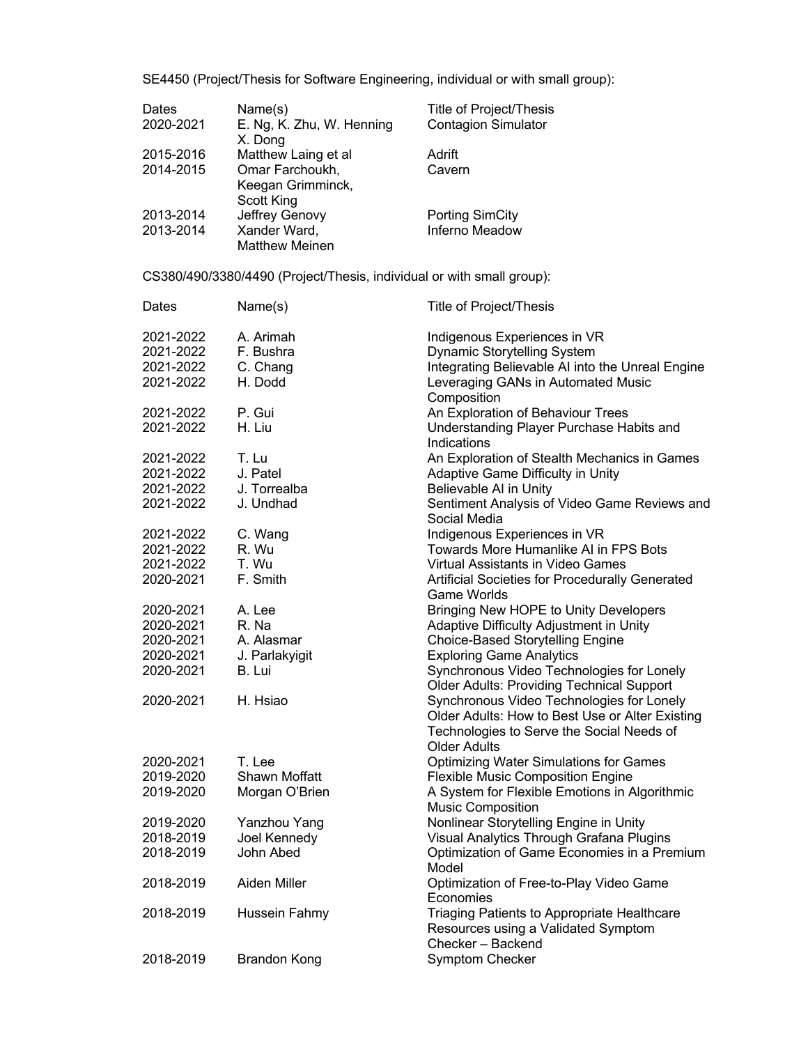SE4450 (Project/Thesis for Software Engineering, individual or with small group):

| Dates | Name(s) | Title of Project/Thesis |
|---|---|---|
| 2020-2021 | E. Ng, K. Zhu, W. Henning X. Dong | Contagion Simulator |
| 2015-2016 | Matthew Laing et al | Adrift |
| 2014-2015 | Omar Farchoukh, Keegan Grimminck, Scott King | Cavern |
| 2013-2014 | Jeffrey Genovy | Porting SimCity |
| 2013-2014 | Xander Ward, Matthew Meinen | Inferno Meadow |

CS380/490/3380/4490 (Project/Thesis, individual or with small group):

| Dates | Name(s) | Title of Project/Thesis |
|---|---|---|
| 2021-2022 | A. Arimah | Indigenous Experiences in VR |
| 2021-2022 | F. Bushra | Dynamic Storytelling System |
| 2021-2022 | C. Chang | Integrating Believable AI into the Unreal Engine |
| 2021-2022 | H. Dodd | Leveraging GANs in Automated Music Composition |
| 2021-2022 | P. Gui | An Exploration of Behaviour Trees |
| 2021-2022 | H. Liu | Understanding Player Purchase Habits and Indications |
| 2021-2022 | T. Lu | An Exploration of Stealth Mechanics in Games |
| 2021-2022 | J. Patel | Adaptive Game Difficulty in Unity |
| 2021-2022 | J. Torrealba | Believable AI in Unity |
| 2021-2022 | J. Undhad | Sentiment Analysis of Video Game Reviews and Social Media |
| 2021-2022 | C. Wang | Indigenous Experiences in VR |
| 2021-2022 | R. Wu | Towards More Humanlike AI in FPS Bots |
| 2021-2022 | T. Wu | Virtual Assistants in Video Games |
| 2020-2021 | F. Smith | Artificial Societies for Procedurally Generated Game Worlds |
| 2020-2021 | A. Lee | Bringing New HOPE to Unity Developers |
| 2020-2021 | R. Na | Adaptive Difficulty Adjustment in Unity |
| 2020-2021 | A. Alasmar | Choice-Based Storytelling Engine |
| 2020-2021 | J. Parlakyigit | Exploring Game Analytics |
| 2020-2021 | B. Lui | Synchronous Video Technologies for Lonely Older Adults: Providing Technical Support |
| 2020-2021 | H. Hsiao | Synchronous Video Technologies for Lonely Older Adults: How to Best Use or Alter Existing Technologies to Serve the Social Needs of Older Adults |
| 2020-2021 | T. Lee | Optimizing Water Simulations for Games |
| 2019-2020 | Shawn Moffatt | Flexible Music Composition Engine |
| 2019-2020 | Morgan O'Brien | A System for Flexible Emotions in Algorithmic Music Composition |
| 2019-2020 | Yanzhou Yang | Nonlinear Storytelling Engine in Unity |
| 2018-2019 | Joel Kennedy | Visual Analytics Through Grafana Plugins |
| 2018-2019 | John Abed | Optimization of Game Economies in a Premium Model |
| 2018-2019 | Aiden Miller | Optimization of Free-to-Play Video Game Economies |
| 2018-2019 | Hussein Fahmy | Triaging Patients to Appropriate Healthcare Resources using a Validated Symptom Checker – Backend |
| 2018-2019 | Brandon Kong | Symptom Checker |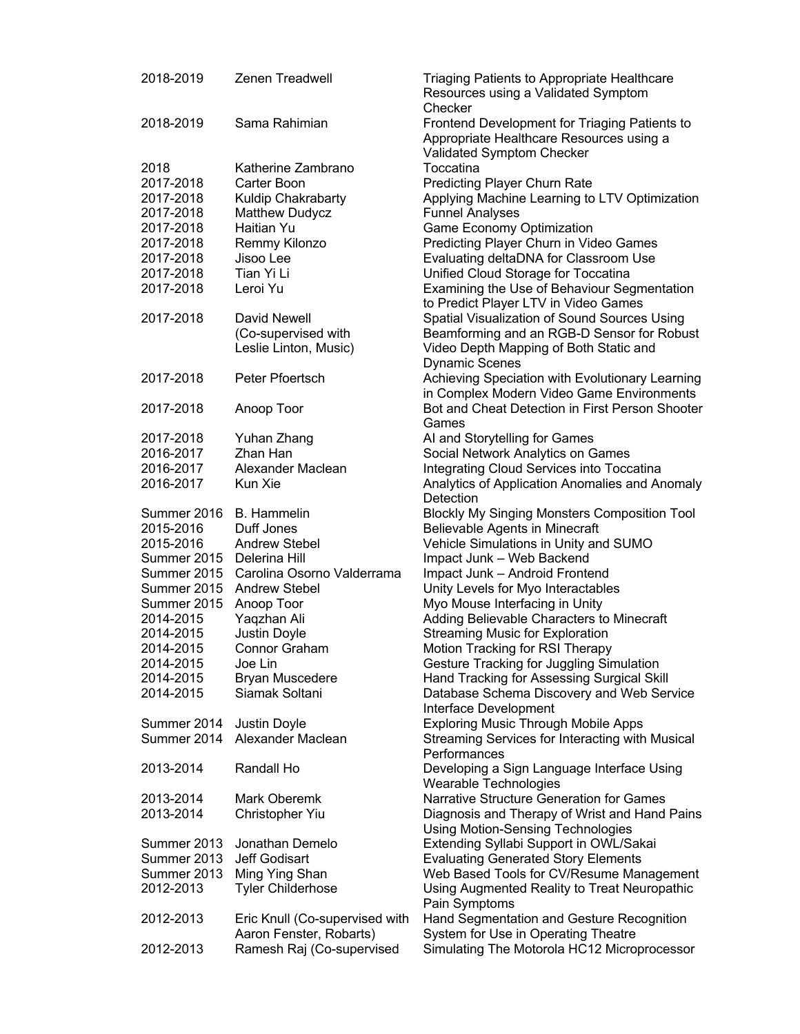| | | |
|---|---|---|
| 2018-2019 | Zenen Treadwell | Triaging Patients to Appropriate Healthcare Resources using a Validated Symptom Checker |
| 2018-2019 | Sama Rahimian | Frontend Development for Triaging Patients to Appropriate Healthcare Resources using a Validated Symptom Checker |
| 2018 | Katherine Zambrano | Toccatina |
| 2017-2018 | Carter Boon | Predicting Player Churn Rate |
| 2017-2018 | Kuldip Chakrabarty | Applying Machine Learning to LTV Optimization |
| 2017-2018 | Matthew Dudycz | Funnel Analyses |
| 2017-2018 | Haitian Yu | Game Economy Optimization |
| 2017-2018 | Remmy Kilonzo | Predicting Player Churn in Video Games |
| 2017-2018 | Jisoo Lee | Evaluating deltaDNA for Classroom Use |
| 2017-2018 | Tian Yi Li | Unified Cloud Storage for Toccatina |
| 2017-2018 | Leroi Yu | Examining the Use of Behaviour Segmentation to Predict Player LTV in Video Games |
| 2017-2018 | David Newell (Co-supervised with Leslie Linton, Music) | Spatial Visualization of Sound Sources Using Beamforming and an RGB-D Sensor for Robust Video Depth Mapping of Both Static and Dynamic Scenes |
| 2017-2018 | Peter Pfoertsch | Achieving Speciation with Evolutionary Learning in Complex Modern Video Game Environments |
| 2017-2018 | Anoop Toor | Bot and Cheat Detection in First Person Shooter Games |
| 2017-2018 | Yuhan Zhang | AI and Storytelling for Games |
| 2016-2017 | Zhan Han | Social Network Analytics on Games |
| 2016-2017 | Alexander Maclean | Integrating Cloud Services into Toccatina |
| 2016-2017 | Kun Xie | Analytics of Application Anomalies and Anomaly Detection |
| Summer 2016 | B. Hammelin | Blockly My Singing Monsters Composition Tool |
| 2015-2016 | Duff Jones | Believable Agents in Minecraft |
| 2015-2016 | Andrew Stebel | Vehicle Simulations in Unity and SUMO |
| Summer 2015 | Delerina Hill | Impact Junk – Web Backend |
| Summer 2015 | Carolina Osorno Valderrama | Impact Junk – Android Frontend |
| Summer 2015 | Andrew Stebel | Unity Levels for Myo Interactables |
| Summer 2015 | Anoop Toor | Myo Mouse Interfacing in Unity |
| 2014-2015 | Yaqzhan Ali | Adding Believable Characters to Minecraft |
| 2014-2015 | Justin Doyle | Streaming Music for Exploration |
| 2014-2015 | Connor Graham | Motion Tracking for RSI Therapy |
| 2014-2015 | Joe Lin | Gesture Tracking for Juggling Simulation |
| 2014-2015 | Bryan Muscedere | Hand Tracking for Assessing Surgical Skill |
| 2014-2015 | Siamak Soltani | Database Schema Discovery and Web Service Interface Development |
| Summer 2014 | Justin Doyle | Exploring Music Through Mobile Apps |
| Summer 2014 | Alexander Maclean | Streaming Services for Interacting with Musical Performances |
| 2013-2014 | Randall Ho | Developing a Sign Language Interface Using Wearable Technologies |
| 2013-2014 | Mark Oberemk | Narrative Structure Generation for Games |
| 2013-2014 | Christopher Yiu | Diagnosis and Therapy of Wrist and Hand Pains Using Motion-Sensing Technologies |
| Summer 2013 | Jonathan Demelo | Extending Syllabi Support in OWL/Sakai |
| Summer 2013 | Jeff Godisart | Evaluating Generated Story Elements |
| Summer 2013 | Ming Ying Shan | Web Based Tools for CV/Resume Management |
| 2012-2013 | Tyler Childerhose | Using Augmented Reality to Treat Neuropathic Pain Symptoms |
| 2012-2013 | Eric Knull (Co-supervised with Aaron Fenster, Robarts) | Hand Segmentation and Gesture Recognition System for Use in Operating Theatre |
| 2012-2013 | Ramesh Raj (Co-supervised | Simulating The Motorola HC12 Microprocessor |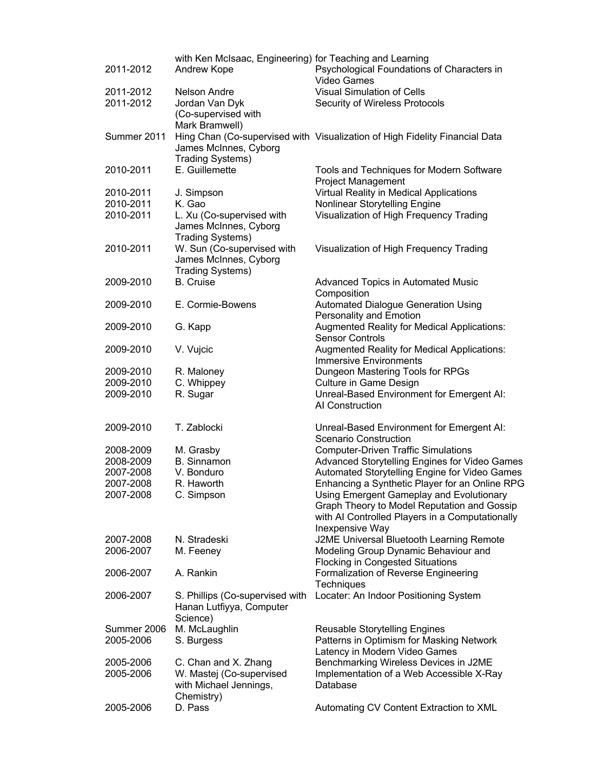| | | |
|---|---|---|
| | with Ken McIsaac, Engineering) | for Teaching and Learning |
| 2011-2012 | Andrew Kope | Psychological Foundations of Characters in Video Games |
| 2011-2012 | Nelson Andre | Visual Simulation of Cells |
| 2011-2012 | Jordan Van Dyk (Co-supervised with Mark Bramwell) | Security of Wireless Protocols |
| Summer 2011 | Hing Chan (Co-supervised with James McInnes, Cyborg Trading Systems) | Visualization of High Fidelity Financial Data |
| 2010-2011 | E. Guillemette | Tools and Techniques for Modern Software Project Management |
| 2010-2011 | J. Simpson | Virtual Reality in Medical Applications |
| 2010-2011 | K. Gao | Nonlinear Storytelling Engine |
| 2010-2011 | L. Xu (Co-supervised with James McInnes, Cyborg Trading Systems) | Visualization of High Frequency Trading |
| 2010-2011 | W. Sun (Co-supervised with James McInnes, Cyborg Trading Systems) | Visualization of High Frequency Trading |
| 2009-2010 | B. Cruise | Advanced Topics in Automated Music Composition |
| 2009-2010 | E. Cormie-Bowens | Automated Dialogue Generation Using Personality and Emotion |
| 2009-2010 | G. Kapp | Augmented Reality for Medical Applications: Sensor Controls |
| 2009-2010 | V. Vujcic | Augmented Reality for Medical Applications: Immersive Environments |
| 2009-2010 | R. Maloney | Dungeon Mastering Tools for RPGs |
| 2009-2010 | C. Whippey | Culture in Game Design |
| 2009-2010 | R. Sugar | Unreal-Based Environment for Emergent AI: AI Construction |
| 2009-2010 | T. Zablocki | Unreal-Based Environment for Emergent AI: Scenario Construction |
| 2008-2009 | M. Grasby | Computer-Driven Traffic Simulations |
| 2008-2009 | B. Sinnamon | Advanced Storytelling Engines for Video Games |
| 2007-2008 | V. Bonduro | Automated Storytelling Engine for Video Games |
| 2007-2008 | R. Haworth | Enhancing a Synthetic Player for an Online RPG |
| 2007-2008 | C. Simpson | Using Emergent Gameplay and Evolutionary Graph Theory to Model Reputation and Gossip with AI Controlled Players in a Computationally Inexpensive Way |
| 2007-2008 | N. Stradeski | J2ME Universal Bluetooth Learning Remote |
| 2006-2007 | M. Feeney | Modeling Group Dynamic Behaviour and Flocking in Congested Situations |
| 2006-2007 | A. Rankin | Formalization of Reverse Engineering Techniques |
| 2006-2007 | S. Phillips (Co-supervised with Hanan Lutfiyya, Computer Science) | Locater: An Indoor Positioning System |
| Summer 2006 | M. McLaughlin | Reusable Storytelling Engines |
| 2005-2006 | S. Burgess | Patterns in Optimism for Masking Network Latency in Modern Video Games |
| 2005-2006 | C. Chan and X. Zhang | Benchmarking Wireless Devices in J2ME |
| 2005-2006 | W. Mastej (Co-supervised with Michael Jennings, Chemistry) | Implementation of a Web Accessible X-Ray Database |
| 2005-2006 | D. Pass | Automating CV Content Extraction to XML |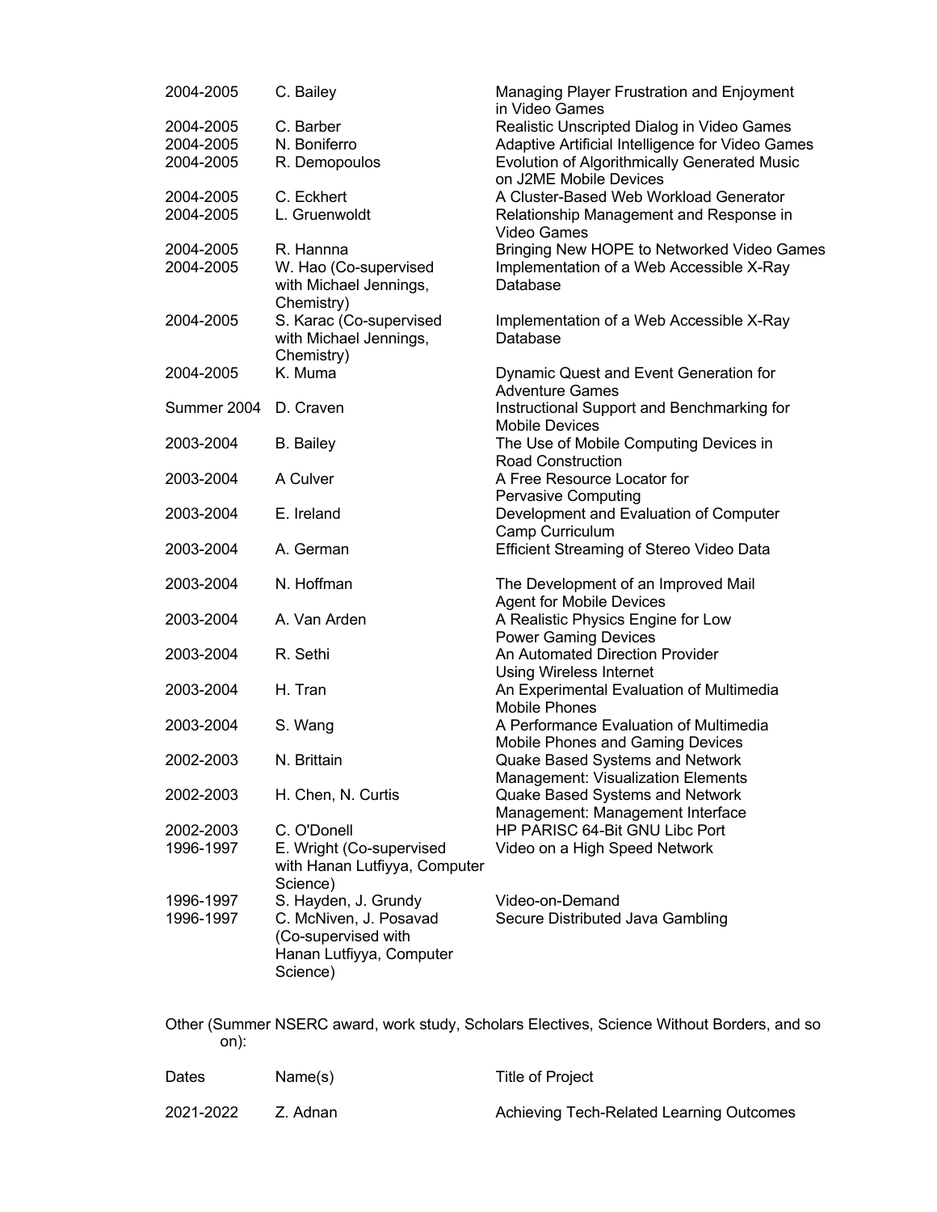| | | |
|---|---|---|
| 2004-2005 | C. Bailey | Managing Player Frustration and Enjoyment in Video Games |
| 2004-2005 | C. Barber | Realistic Unscripted Dialog in Video Games |
| 2004-2005 | N. Boniferro | Adaptive Artificial Intelligence for Video Games |
| 2004-2005 | R. Demopoulos | Evolution of Algorithmically Generated Music on J2ME Mobile Devices |
| 2004-2005 | C. Eckhert | A Cluster-Based Web Workload Generator |
| 2004-2005 | L. Gruenwoldt | Relationship Management and Response in Video Games |
| 2004-2005 | R. Hannna | Bringing New HOPE to Networked Video Games |
| 2004-2005 | W. Hao (Co-supervised with Michael Jennings, Chemistry) | Implementation of a Web Accessible X-Ray Database |
| 2004-2005 | S. Karac (Co-supervised with Michael Jennings, Chemistry) | Implementation of a Web Accessible X-Ray Database |
| 2004-2005 | K. Muma | Dynamic Quest and Event Generation for Adventure Games |
| Summer 2004 | D. Craven | Instructional Support and Benchmarking for Mobile Devices |
| 2003-2004 | B. Bailey | The Use of Mobile Computing Devices in Road Construction |
| 2003-2004 | A Culver | A Free Resource Locator for Pervasive Computing |
| 2003-2004 | E. Ireland | Development and Evaluation of Computer Camp Curriculum |
| 2003-2004 | A. German | Efficient Streaming of Stereo Video Data |
| 2003-2004 | N. Hoffman | The Development of an Improved Mail Agent for Mobile Devices |
| 2003-2004 | A. Van Arden | A Realistic Physics Engine for Low Power Gaming Devices |
| 2003-2004 | R. Sethi | An Automated Direction Provider Using Wireless Internet |
| 2003-2004 | H. Tran | An Experimental Evaluation of Multimedia Mobile Phones |
| 2003-2004 | S. Wang | A Performance Evaluation of Multimedia Mobile Phones and Gaming Devices |
| 2002-2003 | N. Brittain | Quake Based Systems and Network Management: Visualization Elements |
| 2002-2003 | H. Chen, N. Curtis | Quake Based Systems and Network Management: Management Interface |
| 2002-2003 | C. O'Donell | HP PARISC 64-Bit GNU Libc Port |
| 1996-1997 | E. Wright (Co-supervised with Hanan Lutfiyya, Computer Science) | Video on a High Speed Network |
| 1996-1997 | S. Hayden, J. Grundy | Video-on-Demand |
| 1996-1997 | C. McNiven, J. Posavad (Co-supervised with Hanan Lutfiyya, Computer Science) | Secure Distributed Java Gambling |

Other (Summer NSERC award, work study, Scholars Electives, Science Without Borders, and so on):

| Dates | Name(s) | Title of Project |
|---|---|---|
| 2021-2022 | Z. Adnan | Achieving Tech-Related Learning Outcomes |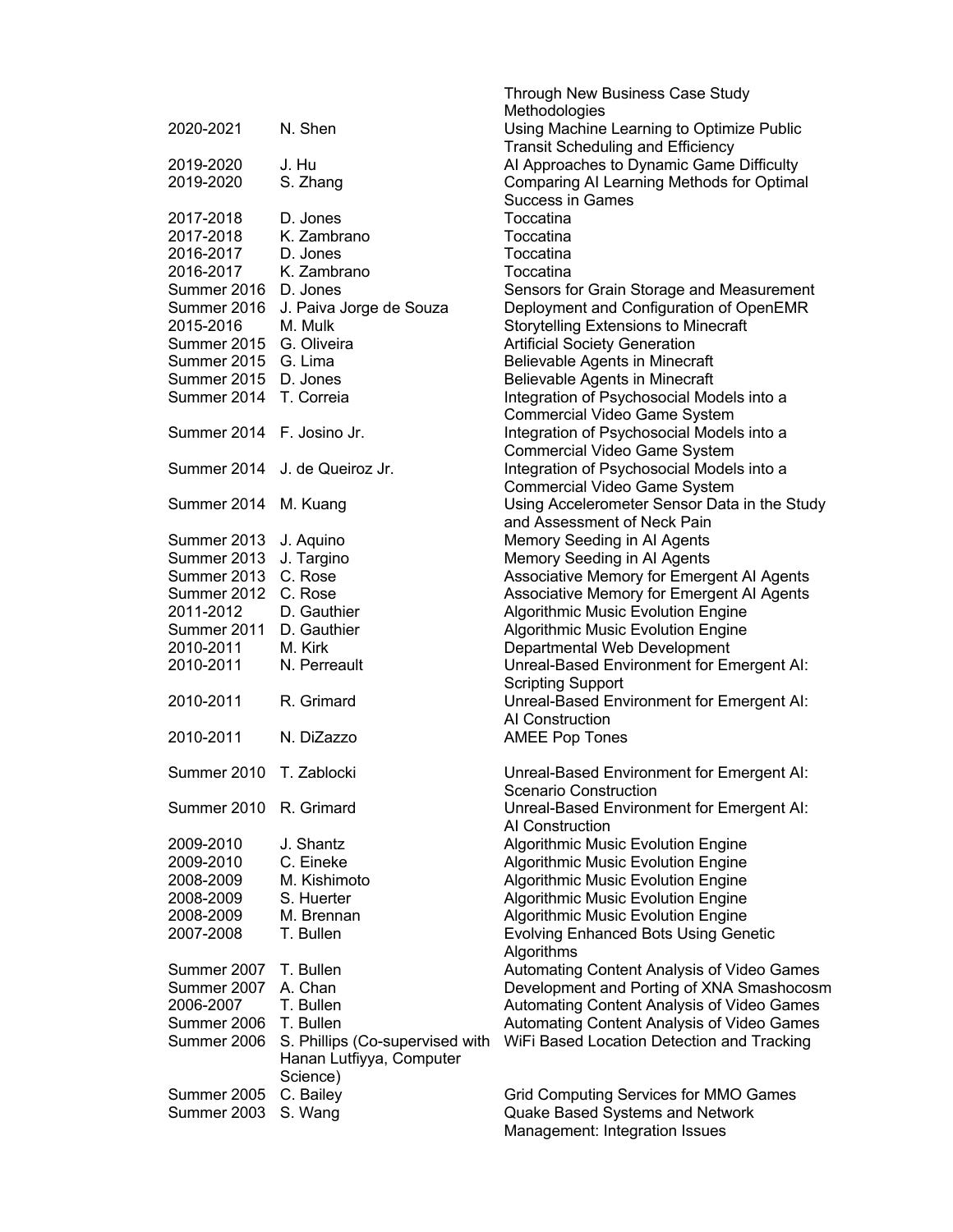| | | Through New Business Case Study Methodologies |
|---|---|---|
| 2020-2021 | N. Shen | Using Machine Learning to Optimize Public Transit Scheduling and Efficiency |
| 2019-2020 | J. Hu | AI Approaches to Dynamic Game Difficulty |
| 2019-2020 | S. Zhang | Comparing AI Learning Methods for Optimal Success in Games |
| 2017-2018 | D. Jones | Toccatina |
| 2017-2018 | K. Zambrano | Toccatina |
| 2016-2017 | D. Jones | Toccatina |
| 2016-2017 | K. Zambrano | Toccatina |
| Summer 2016 | D. Jones | Sensors for Grain Storage and Measurement |
| Summer 2016 | J. Paiva Jorge de Souza | Deployment and Configuration of OpenEMR |
| 2015-2016 | M. Mulk | Storytelling Extensions to Minecraft |
| Summer 2015 | G. Oliveira | Artificial Society Generation |
| Summer 2015 | G. Lima | Believable Agents in Minecraft |
| Summer 2015 | D. Jones | Believable Agents in Minecraft |
| Summer 2014 | T. Correia | Integration of Psychosocial Models into a Commercial Video Game System |
| Summer 2014 | F. Josino Jr. | Integration of Psychosocial Models into a Commercial Video Game System |
| Summer 2014 | J. de Queiroz Jr. | Integration of Psychosocial Models into a Commercial Video Game System |
| Summer 2014 | M. Kuang | Using Accelerometer Sensor Data in the Study and Assessment of Neck Pain |
| Summer 2013 | J. Aquino | Memory Seeding in AI Agents |
| Summer 2013 | J. Targino | Memory Seeding in AI Agents |
| Summer 2013 | C. Rose | Associative Memory for Emergent AI Agents |
| Summer 2012 | C. Rose | Associative Memory for Emergent AI Agents |
| 2011-2012 | D. Gauthier | Algorithmic Music Evolution Engine |
| Summer 2011 | D. Gauthier | Algorithmic Music Evolution Engine |
| 2010-2011 | M. Kirk | Departmental Web Development |
| 2010-2011 | N. Perreault | Unreal-Based Environment for Emergent AI: Scripting Support |
| 2010-2011 | R. Grimard | Unreal-Based Environment for Emergent AI: AI Construction |
| 2010-2011 | N. DiZazzo | AMEE Pop Tones |
| Summer 2010 | T. Zablocki | Unreal-Based Environment for Emergent AI: Scenario Construction |
| Summer 2010 | R. Grimard | Unreal-Based Environment for Emergent AI: AI Construction |
| 2009-2010 | J. Shantz | Algorithmic Music Evolution Engine |
| 2009-2010 | C. Eineke | Algorithmic Music Evolution Engine |
| 2008-2009 | M. Kishimoto | Algorithmic Music Evolution Engine |
| 2008-2009 | S. Huerter | Algorithmic Music Evolution Engine |
| 2008-2009 | M. Brennan | Algorithmic Music Evolution Engine |
| 2007-2008 | T. Bullen | Evolving Enhanced Bots Using Genetic Algorithms |
| Summer 2007 | T. Bullen | Automating Content Analysis of Video Games |
| Summer 2007 | A. Chan | Development and Porting of XNA Smashocosm |
| 2006-2007 | T. Bullen | Automating Content Analysis of Video Games |
| Summer 2006 | T. Bullen | Automating Content Analysis of Video Games |
| Summer 2006 | S. Phillips (Co-supervised with Hanan Lutfiyya, Computer Science) | WiFi Based Location Detection and Tracking |
| Summer 2005 | C. Bailey | Grid Computing Services for MMO Games |
| Summer 2003 | S. Wang | Quake Based Systems and Network Management: Integration Issues |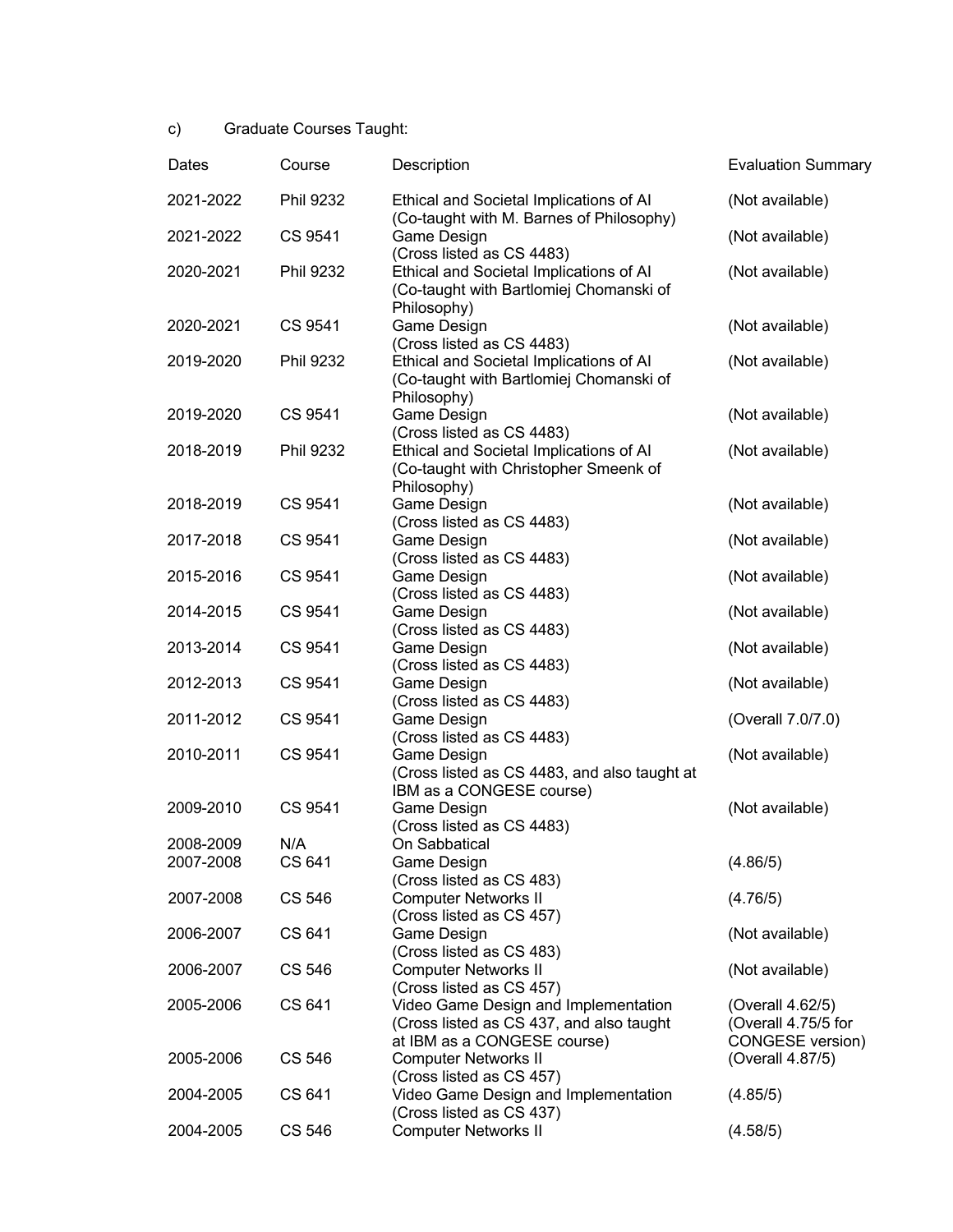c) Graduate Courses Taught:

| Dates | Course | Description | Evaluation Summary |
|---|---|---|---|
| 2021-2022 | Phil 9232 | Ethical and Societal Implications of AI (Co-taught with M. Barnes of Philosophy) | (Not available) |
| 2021-2022 | CS 9541 | Game Design (Cross listed as CS 4483) | (Not available) |
| 2020-2021 | Phil 9232 | Ethical and Societal Implications of AI (Co-taught with Bartlomiej Chomanski of Philosophy) | (Not available) |
| 2020-2021 | CS 9541 | Game Design (Cross listed as CS 4483) | (Not available) |
| 2019-2020 | Phil 9232 | Ethical and Societal Implications of AI (Co-taught with Bartlomiej Chomanski of Philosophy) | (Not available) |
| 2019-2020 | CS 9541 | Game Design (Cross listed as CS 4483) | (Not available) |
| 2018-2019 | Phil 9232 | Ethical and Societal Implications of AI (Co-taught with Christopher Smeenk of Philosophy) | (Not available) |
| 2018-2019 | CS 9541 | Game Design (Cross listed as CS 4483) | (Not available) |
| 2017-2018 | CS 9541 | Game Design (Cross listed as CS 4483) | (Not available) |
| 2015-2016 | CS 9541 | Game Design (Cross listed as CS 4483) | (Not available) |
| 2014-2015 | CS 9541 | Game Design (Cross listed as CS 4483) | (Not available) |
| 2013-2014 | CS 9541 | Game Design (Cross listed as CS 4483) | (Not available) |
| 2012-2013 | CS 9541 | Game Design (Cross listed as CS 4483) | (Not available) |
| 2011-2012 | CS 9541 | Game Design (Cross listed as CS 4483) | (Overall 7.0/7.0) |
| 2010-2011 | CS 9541 | Game Design (Cross listed as CS 4483, and also taught at IBM as a CONGESE course) | (Not available) |
| 2009-2010 | CS 9541 | Game Design (Cross listed as CS 4483) | (Not available) |
| 2008-2009 | N/A | On Sabbatical | |
| 2007-2008 | CS 641 | Game Design (Cross listed as CS 483) | (4.86/5) |
| 2007-2008 | CS 546 | Computer Networks II (Cross listed as CS 457) | (4.76/5) |
| 2006-2007 | CS 641 | Game Design (Cross listed as CS 483) | (Not available) |
| 2006-2007 | CS 546 | Computer Networks II (Cross listed as CS 457) | (Not available) |
| 2005-2006 | CS 641 | Video Game Design and Implementation (Cross listed as CS 437, and also taught at IBM as a CONGESE course) | (Overall 4.62/5) (Overall 4.75/5 for CONGESE version) |
| 2005-2006 | CS 546 | Computer Networks II (Cross listed as CS 457) | (Overall 4.87/5) |
| 2004-2005 | CS 641 | Video Game Design and Implementation (Cross listed as CS 437) | (4.85/5) |
| 2004-2005 | CS 546 | Computer Networks II | (4.58/5) |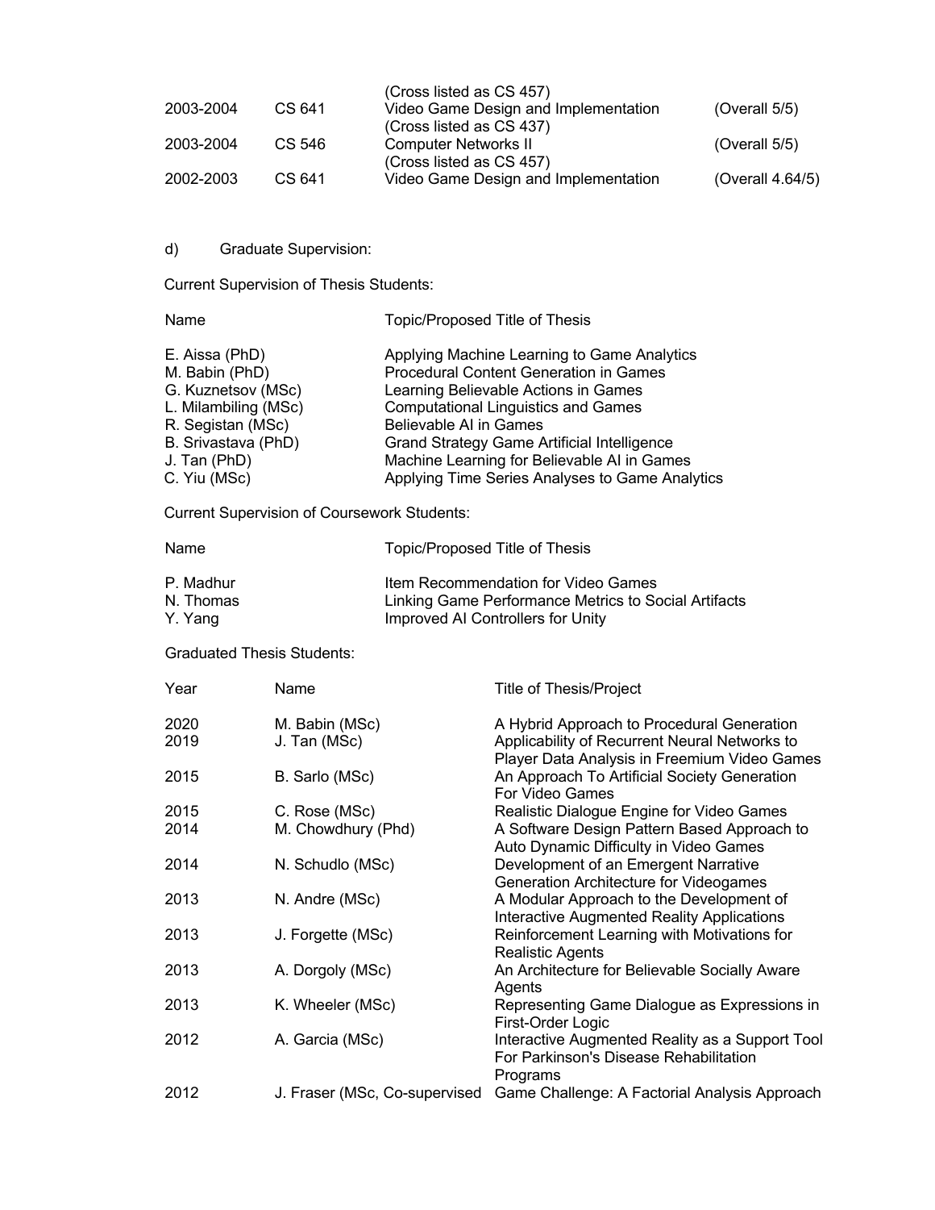| | | | |
|---|---|---|---|
| | | (Cross listed as CS 457) | |
| 2003-2004 | CS 641 | Video Game Design and Implementation (Cross listed as CS 437) | (Overall 5/5) |
| 2003-2004 | CS 546 | Computer Networks II (Cross listed as CS 457) | (Overall 5/5) |
| 2002-2003 | CS 641 | Video Game Design and Implementation | (Overall 4.64/5) |

d) Graduate Supervision:

Current Supervision of Thesis Students:

| Name | Topic/Proposed Title of Thesis |
|---|---|
| E. Aissa (PhD) | Applying Machine Learning to Game Analytics |
| M. Babin (PhD) | Procedural Content Generation in Games |
| G. Kuznetsov (MSc) | Learning Believable Actions in Games |
| L. Milambiling (MSc) | Computational Linguistics and Games |
| R. Segistan (MSc) | Believable AI in Games |
| B. Srivastava (PhD) | Grand Strategy Game Artificial Intelligence |
| J. Tan (PhD) | Machine Learning for Believable AI in Games |
| C. Yiu (MSc) | Applying Time Series Analyses to Game Analytics |

Current Supervision of Coursework Students:

| Name | Topic/Proposed Title of Thesis |
|---|---|
| P. Madhur | Item Recommendation for Video Games |
| N. Thomas | Linking Game Performance Metrics to Social Artifacts |
| Y. Yang | Improved AI Controllers for Unity |

Graduated Thesis Students:

| Year | Name | Title of Thesis/Project |
|---|---|---|
| 2020 | M. Babin (MSc) | A Hybrid Approach to Procedural Generation |
| 2019 | J. Tan (MSc) | Applicability of Recurrent Neural Networks to Player Data Analysis in Freemium Video Games |
| 2015 | B. Sarlo (MSc) | An Approach To Artificial Society Generation For Video Games |
| 2015 | C. Rose (MSc) | Realistic Dialogue Engine for Video Games |
| 2014 | M. Chowdhury (Phd) | A Software Design Pattern Based Approach to Auto Dynamic Difficulty in Video Games |
| 2014 | N. Schudlo (MSc) | Development of an Emergent Narrative Generation Architecture for Videogames |
| 2013 | N. Andre (MSc) | A Modular Approach to the Development of Interactive Augmented Reality Applications |
| 2013 | J. Forgette (MSc) | Reinforcement Learning with Motivations for Realistic Agents |
| 2013 | A. Dorgoly (MSc) | An Architecture for Believable Socially Aware Agents |
| 2013 | K. Wheeler (MSc) | Representing Game Dialogue as Expressions in First-Order Logic |
| 2012 | A. Garcia (MSc) | Interactive Augmented Reality as a Support Tool For Parkinson's Disease Rehabilitation Programs |
| 2012 | J. Fraser (MSc, Co-supervised | Game Challenge: A Factorial Analysis Approach |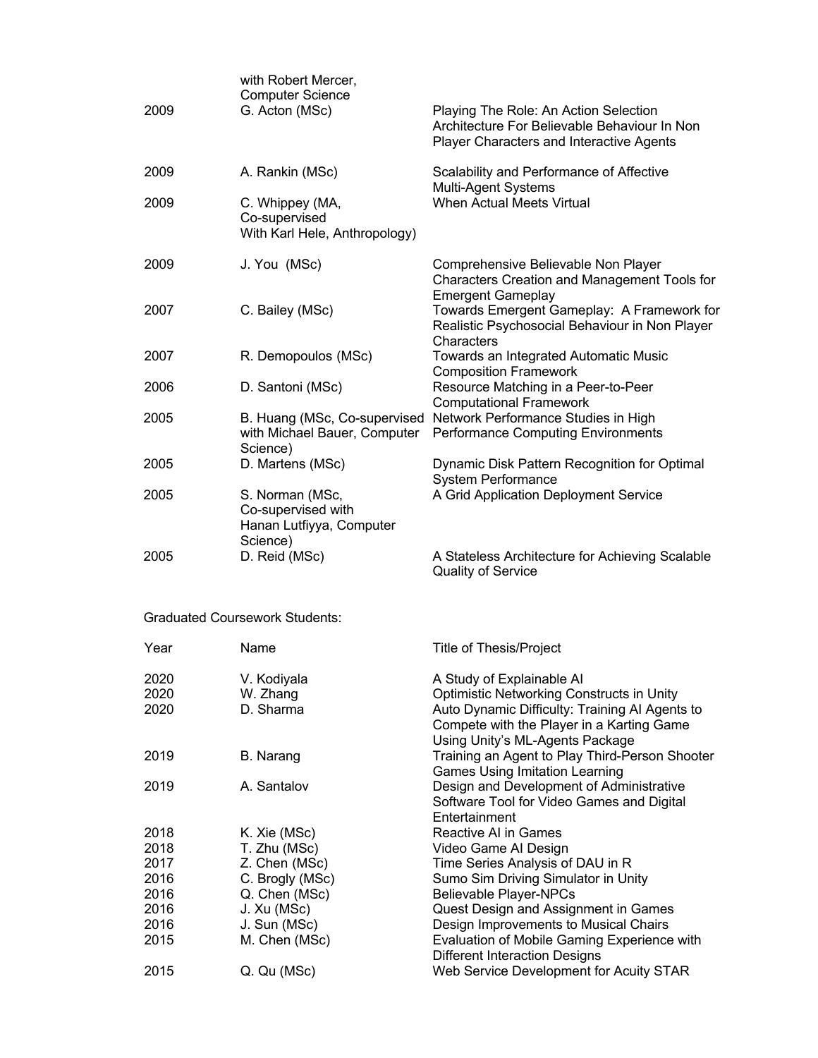| | | |
|---|---|---|
| | with Robert Mercer, Computer Science | |
| 2009 | G. Acton (MSc) | Playing The Role: An Action Selection Architecture For Believable Behaviour In Non Player Characters and Interactive Agents |
| 2009 | A. Rankin (MSc) | Scalability and Performance of Affective Multi-Agent Systems |
| 2009 | C. Whippey (MA, Co-supervised With Karl Hele, Anthropology) | When Actual Meets Virtual |
| 2009 | J. You (MSc) | Comprehensive Believable Non Player Characters Creation and Management Tools for Emergent Gameplay |
| 2007 | C. Bailey (MSc) | Towards Emergent Gameplay: A Framework for Realistic Psychosocial Behaviour in Non Player Characters |
| 2007 | R. Demopoulos (MSc) | Towards an Integrated Automatic Music Composition Framework |
| 2006 | D. Santoni (MSc) | Resource Matching in a Peer-to-Peer Computational Framework |
| 2005 | B. Huang (MSc, Co-supervised with Michael Bauer, Computer Science) | Network Performance Studies in High Performance Computing Environments |
| 2005 | D. Martens (MSc) | Dynamic Disk Pattern Recognition for Optimal System Performance |
| 2005 | S. Norman (MSc, Co-supervised with Hanan Lutfiyya, Computer Science) | A Grid Application Deployment Service |
| 2005 | D. Reid (MSc) | A Stateless Architecture for Achieving Scalable Quality of Service |

Graduated Coursework Students:

| Year | Name | Title of Thesis/Project |
|---|---|---|
| 2020 | V. Kodiyala | A Study of Explainable AI |
| 2020 | W. Zhang | Optimistic Networking Constructs in Unity |
| 2020 | D. Sharma | Auto Dynamic Difficulty: Training AI Agents to Compete with the Player in a Karting Game Using Unity's ML-Agents Package |
| 2019 | B. Narang | Training an Agent to Play Third-Person Shooter Games Using Imitation Learning |
| 2019 | A. Santalov | Design and Development of Administrative Software Tool for Video Games and Digital Entertainment |
| 2018 | K. Xie (MSc) | Reactive AI in Games |
| 2018 | T. Zhu (MSc) | Video Game AI Design |
| 2017 | Z. Chen (MSc) | Time Series Analysis of DAU in R |
| 2016 | C. Brogly (MSc) | Sumo Sim Driving Simulator in Unity |
| 2016 | Q. Chen (MSc) | Believable Player-NPCs |
| 2016 | J. Xu (MSc) | Quest Design and Assignment in Games |
| 2016 | J. Sun (MSc) | Design Improvements to Musical Chairs |
| 2015 | M. Chen (MSc) | Evaluation of Mobile Gaming Experience with Different Interaction Designs |
| 2015 | Q. Qu (MSc) | Web Service Development for Acuity STAR |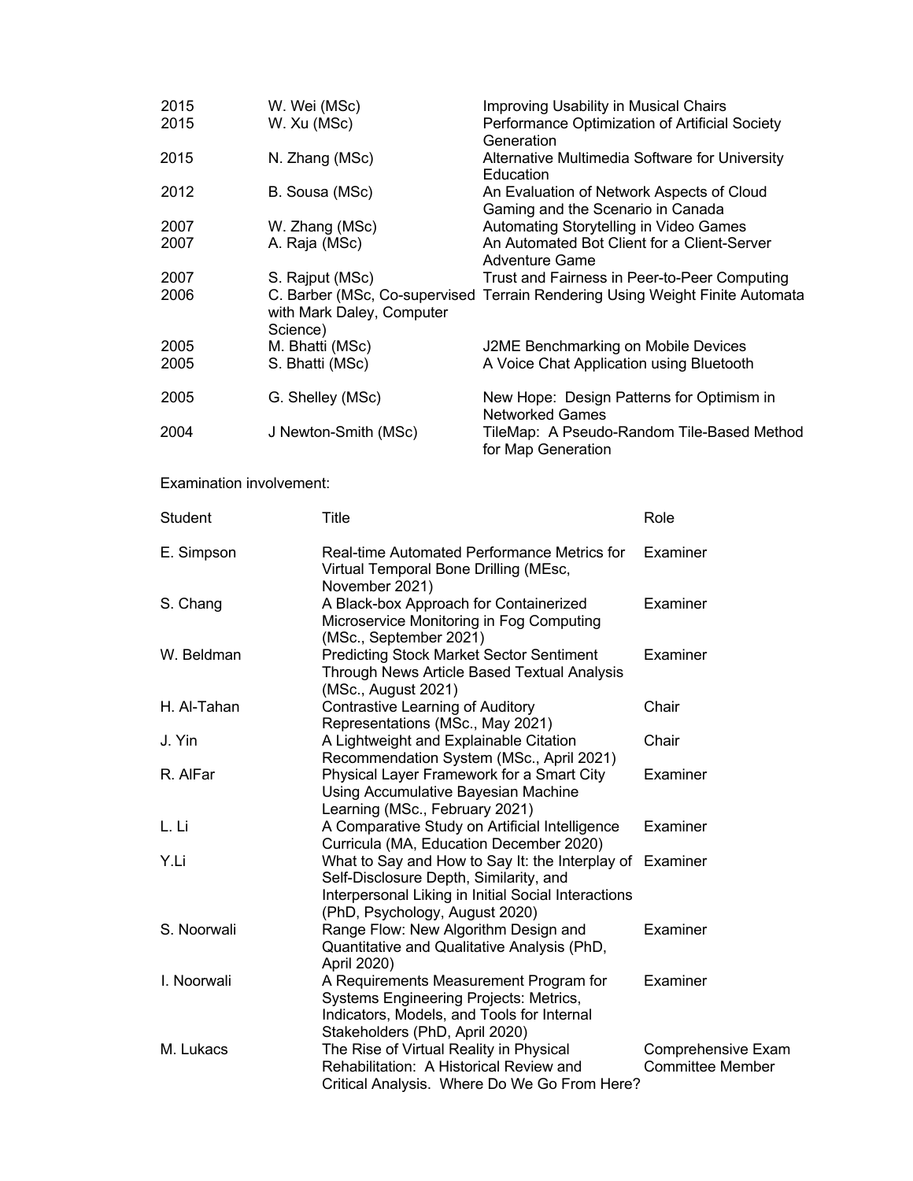| | | |
|---|---|---|
| 2015 | W. Wei (MSc) | Improving Usability in Musical Chairs |
| 2015 | W. Xu (MSc) | Performance Optimization of Artificial Society Generation |
| 2015 | N. Zhang (MSc) | Alternative Multimedia Software for University Education |
| 2012 | B. Sousa (MSc) | An Evaluation of Network Aspects of Cloud Gaming and the Scenario in Canada |
| 2007 | W. Zhang (MSc) | Automating Storytelling in Video Games |
| 2007 | A. Raja (MSc) | An Automated Bot Client for a Client-Server Adventure Game |
| 2007 | S. Rajput (MSc) | Trust and Fairness in Peer-to-Peer Computing |
| 2006 | C. Barber (MSc, Co-supervised with Mark Daley, Computer Science) | Terrain Rendering Using Weight Finite Automata |
| 2005 | M. Bhatti (MSc) | J2ME Benchmarking on Mobile Devices |
| 2005 | S. Bhatti (MSc) | A Voice Chat Application using Bluetooth |
| 2005 | G. Shelley (MSc) | New Hope: Design Patterns for Optimism in Networked Games |
| 2004 | J Newton-Smith (MSc) | TileMap: A Pseudo-Random Tile-Based Method for Map Generation |

Examination involvement:

| Student | Title | Role |
|---|---|---|
| E. Simpson | Real-time Automated Performance Metrics for Virtual Temporal Bone Drilling (MEsc, November 2021) | Examiner |
| S. Chang | A Black-box Approach for Containerized Microservice Monitoring in Fog Computing (MSc., September 2021) | Examiner |
| W. Beldman | Predicting Stock Market Sector Sentiment Through News Article Based Textual Analysis (MSc., August 2021) | Examiner |
| H. Al-Tahan | Contrastive Learning of Auditory Representations (MSc., May 2021) | Chair |
| J. Yin | A Lightweight and Explainable Citation Recommendation System (MSc., April 2021) | Chair |
| R. AlFar | Physical Layer Framework for a Smart City Using Accumulative Bayesian Machine Learning (MSc., February 2021) | Examiner |
| L. Li | A Comparative Study on Artificial Intelligence Curricula (MA, Education December 2020) | Examiner |
| Y.Li | What to Say and How to Say It: the Interplay of Self-Disclosure Depth, Similarity, and Interpersonal Liking in Initial Social Interactions (PhD, Psychology, August 2020) | Examiner |
| S. Noorwali | Range Flow: New Algorithm Design and Quantitative and Qualitative Analysis (PhD, April 2020) | Examiner |
| I. Noorwali | A Requirements Measurement Program for Systems Engineering Projects: Metrics, Indicators, Models, and Tools for Internal Stakeholders (PhD, April 2020) | Examiner |
| M. Lukacs | The Rise of Virtual Reality in Physical Rehabilitation: A Historical Review and Critical Analysis. Where Do We Go From Here? | Comprehensive Exam Committee Member |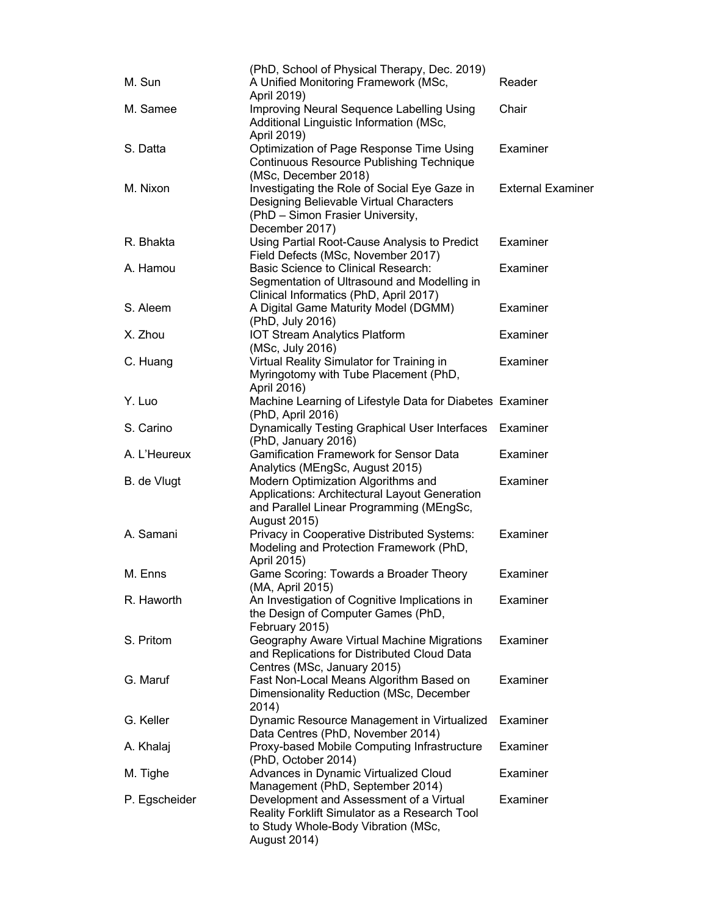| | | |
|---|---|---|
| | (PhD, School of Physical Therapy, Dec. 2019) | |
| M. Sun | A Unified Monitoring Framework (MSc, April 2019) | Reader |
| M. Samee | Improving Neural Sequence Labelling Using Additional Linguistic Information (MSc, April 2019) | Chair |
| S. Datta | Optimization of Page Response Time Using Continuous Resource Publishing Technique (MSc, December 2018) | Examiner |
| M. Nixon | Investigating the Role of Social Eye Gaze in Designing Believable Virtual Characters (PhD – Simon Frasier University, December 2017) | External Examiner |
| R. Bhakta | Using Partial Root-Cause Analysis to Predict Field Defects (MSc, November 2017) | Examiner |
| A. Hamou | Basic Science to Clinical Research: Segmentation of Ultrasound and Modelling in Clinical Informatics (PhD, April 2017) | Examiner |
| S. Aleem | A Digital Game Maturity Model (DGMM) (PhD, July 2016) | Examiner |
| X. Zhou | IOT Stream Analytics Platform (MSc, July 2016) | Examiner |
| C. Huang | Virtual Reality Simulator for Training in Myringotomy with Tube Placement (PhD, April 2016) | Examiner |
| Y. Luo | Machine Learning of Lifestyle Data for Diabetes (PhD, April 2016) | Examiner |
| S. Carino | Dynamically Testing Graphical User Interfaces (PhD, January 2016) | Examiner |
| A. L'Heureux | Gamification Framework for Sensor Data Analytics (MEngSc, August 2015) | Examiner |
| B. de Vlugt | Modern Optimization Algorithms and Applications: Architectural Layout Generation and Parallel Linear Programming (MEngSc, August 2015) | Examiner |
| A. Samani | Privacy in Cooperative Distributed Systems: Modeling and Protection Framework (PhD, April 2015) | Examiner |
| M. Enns | Game Scoring: Towards a Broader Theory (MA, April 2015) | Examiner |
| R. Haworth | An Investigation of Cognitive Implications in the Design of Computer Games (PhD, February 2015) | Examiner |
| S. Pritom | Geography Aware Virtual Machine Migrations and Replications for Distributed Cloud Data Centres (MSc, January 2015) | Examiner |
| G. Maruf | Fast Non-Local Means Algorithm Based on Dimensionality Reduction (MSc, December 2014) | Examiner |
| G. Keller | Dynamic Resource Management in Virtualized Data Centres (PhD, November 2014) | Examiner |
| A. Khalaj | Proxy-based Mobile Computing Infrastructure (PhD, October 2014) | Examiner |
| M. Tighe | Advances in Dynamic Virtualized Cloud Management (PhD, September 2014) | Examiner |
| P. Egscheider | Development and Assessment of a Virtual Reality Forklift Simulator as a Research Tool to Study Whole-Body Vibration (MSc, August 2014) | Examiner |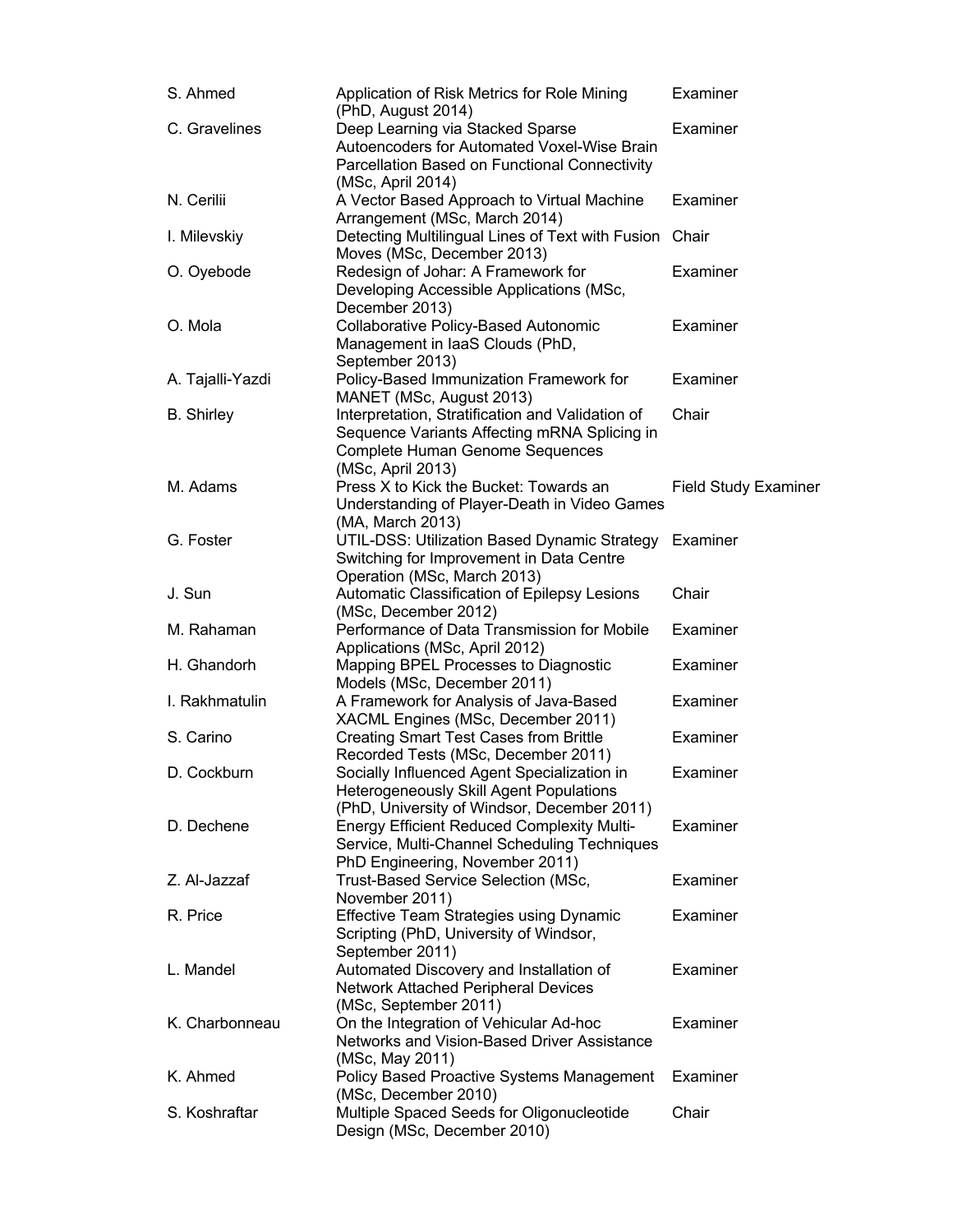| | | |
|---|---|---|
| S. Ahmed | Application of Risk Metrics for Role Mining (PhD, August 2014) | Examiner |
| C. Gravelines | Deep Learning via Stacked Sparse Autoencoders for Automated Voxel-Wise Brain Parcellation Based on Functional Connectivity (MSc, April 2014) | Examiner |
| N. Cerilii | A Vector Based Approach to Virtual Machine Arrangement (MSc, March 2014) | Examiner |
| I. Milevskiy | Detecting Multilingual Lines of Text with Fusion Moves (MSc, December 2013) | Chair |
| O. Oyebode | Redesign of Johar: A Framework for Developing Accessible Applications (MSc, December 2013) | Examiner |
| O. Mola | Collaborative Policy-Based Autonomic Management in IaaS Clouds (PhD, September 2013) | Examiner |
| A. Tajalli-Yazdi | Policy-Based Immunization Framework for MANET (MSc, August 2013) | Examiner |
| B. Shirley | Interpretation, Stratification and Validation of Sequence Variants Affecting mRNA Splicing in Complete Human Genome Sequences (MSc, April 2013) | Chair |
| M. Adams | Press X to Kick the Bucket: Towards an Understanding of Player-Death in Video Games (MA, March 2013) | Field Study Examiner |
| G. Foster | UTIL-DSS: Utilization Based Dynamic Strategy Switching for Improvement in Data Centre Operation (MSc, March 2013) | Examiner |
| J. Sun | Automatic Classification of Epilepsy Lesions (MSc, December 2012) | Chair |
| M. Rahaman | Performance of Data Transmission for Mobile Applications (MSc, April 2012) | Examiner |
| H. Ghandorh | Mapping BPEL Processes to Diagnostic Models (MSc, December 2011) | Examiner |
| I. Rakhmatulin | A Framework for Analysis of Java-Based XACML Engines (MSc, December 2011) | Examiner |
| S. Carino | Creating Smart Test Cases from Brittle Recorded Tests (MSc, December 2011) | Examiner |
| D. Cockburn | Socially Influenced Agent Specialization in Heterogeneously Skill Agent Populations (PhD, University of Windsor, December 2011) | Examiner |
| D. Dechene | Energy Efficient Reduced Complexity Multi-Service, Multi-Channel Scheduling Techniques PhD Engineering, November 2011) | Examiner |
| Z. Al-Jazzaf | Trust-Based Service Selection (MSc, November 2011) | Examiner |
| R. Price | Effective Team Strategies using Dynamic Scripting (PhD, University of Windsor, September 2011) | Examiner |
| L. Mandel | Automated Discovery and Installation of Network Attached Peripheral Devices (MSc, September 2011) | Examiner |
| K. Charbonneau | On the Integration of Vehicular Ad-hoc Networks and Vision-Based Driver Assistance (MSc, May 2011) | Examiner |
| K. Ahmed | Policy Based Proactive Systems Management (MSc, December 2010) | Examiner |
| S. Koshraftar | Multiple Spaced Seeds for Oligonucleotide Design (MSc, December 2010) | Chair |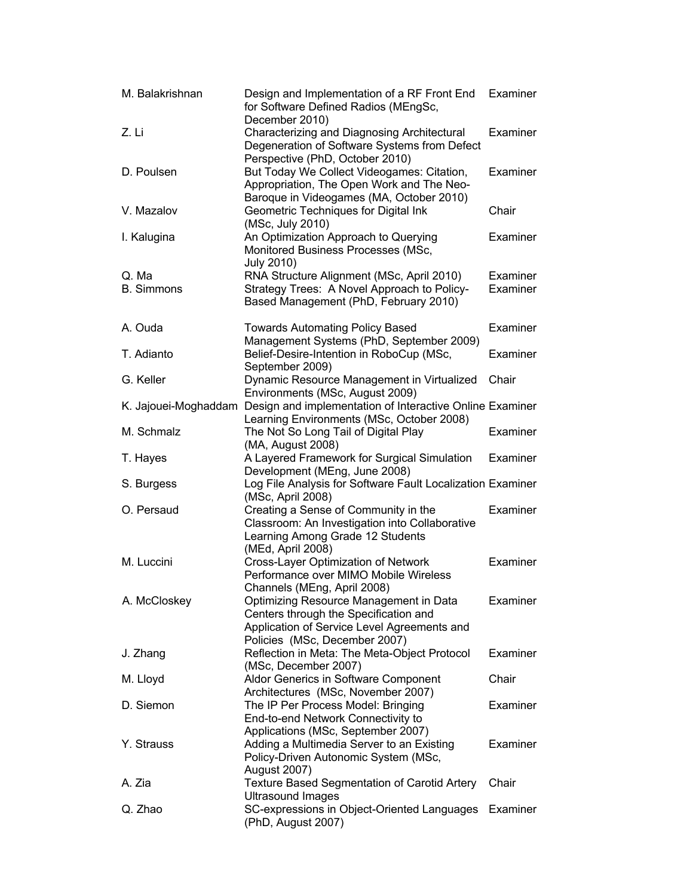| | | |
|---|---|---|
| M. Balakrishnan | Design and Implementation of a RF Front End for Software Defined Radios (MEngSc, December 2010) | Examiner |
| Z. Li | Characterizing and Diagnosing Architectural Degeneration of Software Systems from Defect Perspective (PhD, October 2010) | Examiner |
| D. Poulsen | But Today We Collect Videogames: Citation, Appropriation, The Open Work and The Neo-Baroque in Videogames (MA, October 2010) | Examiner |
| V. Mazalov | Geometric Techniques for Digital Ink (MSc, July 2010) | Chair |
| I. Kalugina | An Optimization Approach to Querying Monitored Business Processes (MSc, July 2010) | Examiner |
| Q. Ma | RNA Structure Alignment (MSc, April 2010) | Examiner |
| B. Simmons | Strategy Trees: A Novel Approach to Policy-Based Management (PhD, February 2010) | Examiner |
| A. Ouda | Towards Automating Policy Based Management Systems (PhD, September 2009) | Examiner |
| T. Adianto | Belief-Desire-Intention in RoboCup (MSc, September 2009) | Examiner |
| G. Keller | Dynamic Resource Management in Virtualized Environments (MSc, August 2009) | Chair |
| K. Jajouei-Moghaddam | Design and implementation of Interactive Online Learning Environments (MSc, October 2008) | Examiner |
| M. Schmalz | The Not So Long Tail of Digital Play (MA, August 2008) | Examiner |
| T. Hayes | A Layered Framework for Surgical Simulation Development (MEng, June 2008) | Examiner |
| S. Burgess | Log File Analysis for Software Fault Localization (MSc, April 2008) | Examiner |
| O. Persaud | Creating a Sense of Community in the Classroom: An Investigation into Collaborative Learning Among Grade 12 Students (MEd, April 2008) | Examiner |
| M. Luccini | Cross-Layer Optimization of Network Performance over MIMO Mobile Wireless Channels (MEng, April 2008) | Examiner |
| A. McCloskey | Optimizing Resource Management in Data Centers through the Specification and Application of Service Level Agreements and Policies (MSc, December 2007) | Examiner |
| J. Zhang | Reflection in Meta: The Meta-Object Protocol (MSc, December 2007) | Examiner |
| M. Lloyd | Aldor Generics in Software Component Architectures (MSc, November 2007) | Chair |
| D. Siemon | The IP Per Process Model: Bringing End-to-end Network Connectivity to Applications (MSc, September 2007) | Examiner |
| Y. Strauss | Adding a Multimedia Server to an Existing Policy-Driven Autonomic System (MSc, August 2007) | Examiner |
| A. Zia | Texture Based Segmentation of Carotid Artery Ultrasound Images | Chair |
| Q. Zhao | SC-expressions in Object-Oriented Languages (PhD, August 2007) | Examiner |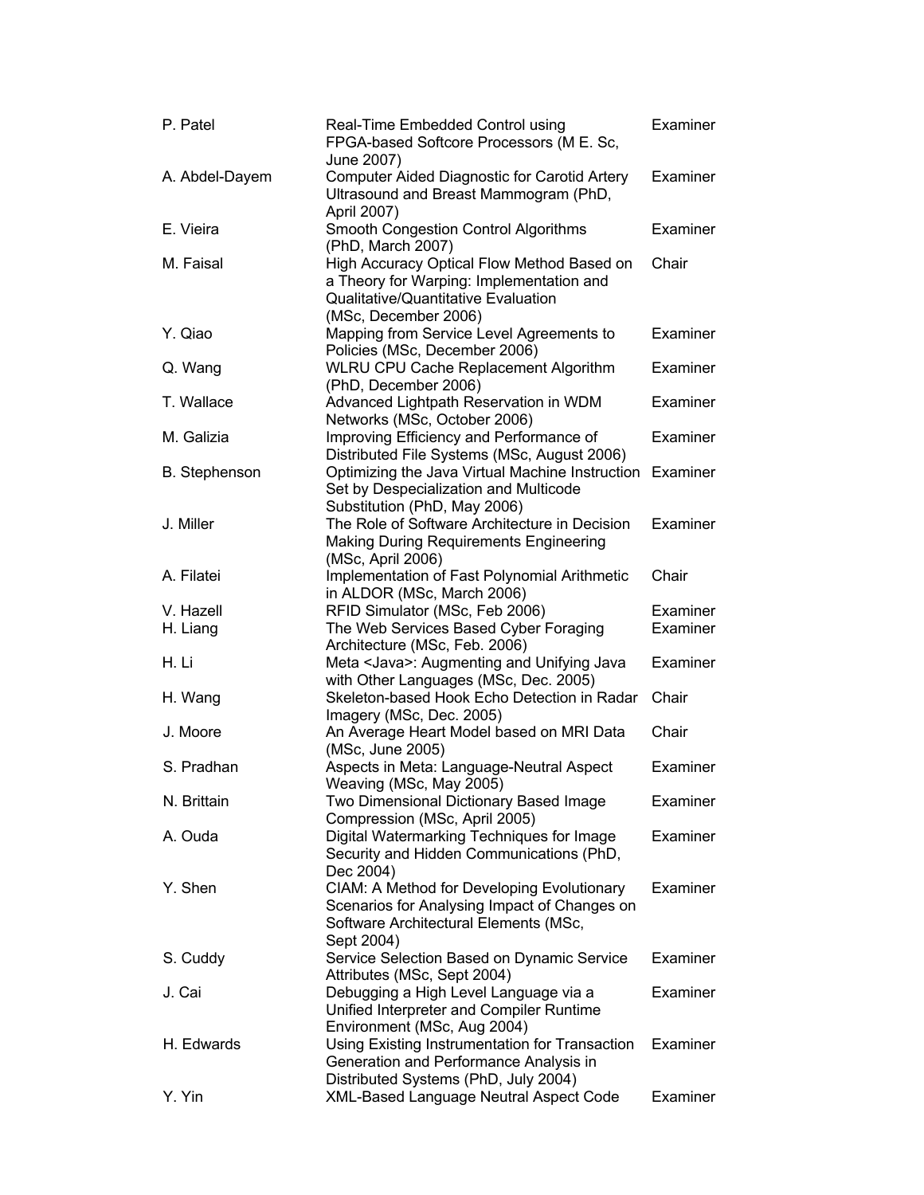| | | |
|---|---|---|
| P. Patel | Real-Time Embedded Control using FPGA-based Softcore Processors (M E. Sc, June 2007) | Examiner |
| A. Abdel-Dayem | Computer Aided Diagnostic for Carotid Artery Ultrasound and Breast Mammogram (PhD, April 2007) | Examiner |
| E. Vieira | Smooth Congestion Control Algorithms (PhD, March 2007) | Examiner |
| M. Faisal | High Accuracy Optical Flow Method Based on a Theory for Warping: Implementation and Qualitative/Quantitative Evaluation (MSc, December 2006) | Chair |
| Y. Qiao | Mapping from Service Level Agreements to Policies (MSc, December 2006) | Examiner |
| Q. Wang | WLRU CPU Cache Replacement Algorithm (PhD, December 2006) | Examiner |
| T. Wallace | Advanced Lightpath Reservation in WDM Networks (MSc, October 2006) | Examiner |
| M. Galizia | Improving Efficiency and Performance of Distributed File Systems (MSc, August 2006) | Examiner |
| B. Stephenson | Optimizing the Java Virtual Machine Instruction Set by Despecialization and Multicode Substitution (PhD, May 2006) | Examiner |
| J. Miller | The Role of Software Architecture in Decision Making During Requirements Engineering (MSc, April 2006) | Examiner |
| A. Filatei | Implementation of Fast Polynomial Arithmetic in ALDOR (MSc, March 2006) | Chair |
| V. Hazell | RFID Simulator (MSc, Feb 2006) | Examiner |
| H. Liang | The Web Services Based Cyber Foraging Architecture (MSc, Feb. 2006) | Examiner |
| H. Li | Meta <Java>: Augmenting and Unifying Java with Other Languages (MSc, Dec. 2005) | Examiner |
| H. Wang | Skeleton-based Hook Echo Detection in Radar Imagery (MSc, Dec. 2005) | Chair |
| J. Moore | An Average Heart Model based on MRI Data (MSc, June 2005) | Chair |
| S. Pradhan | Aspects in Meta: Language-Neutral Aspect Weaving (MSc, May 2005) | Examiner |
| N. Brittain | Two Dimensional Dictionary Based Image Compression (MSc, April 2005) | Examiner |
| A. Ouda | Digital Watermarking Techniques for Image Security and Hidden Communications (PhD, Dec 2004) | Examiner |
| Y. Shen | CIAM: A Method for Developing Evolutionary Scenarios for Analysing Impact of Changes on Software Architectural Elements (MSc, Sept 2004) | Examiner |
| S. Cuddy | Service Selection Based on Dynamic Service Attributes (MSc, Sept 2004) | Examiner |
| J. Cai | Debugging a High Level Language via a Unified Interpreter and Compiler Runtime Environment (MSc, Aug 2004) | Examiner |
| H. Edwards | Using Existing Instrumentation for Transaction Generation and Performance Analysis in Distributed Systems (PhD, July 2004) | Examiner |
| Y. Yin | XML-Based Language Neutral Aspect Code | Examiner |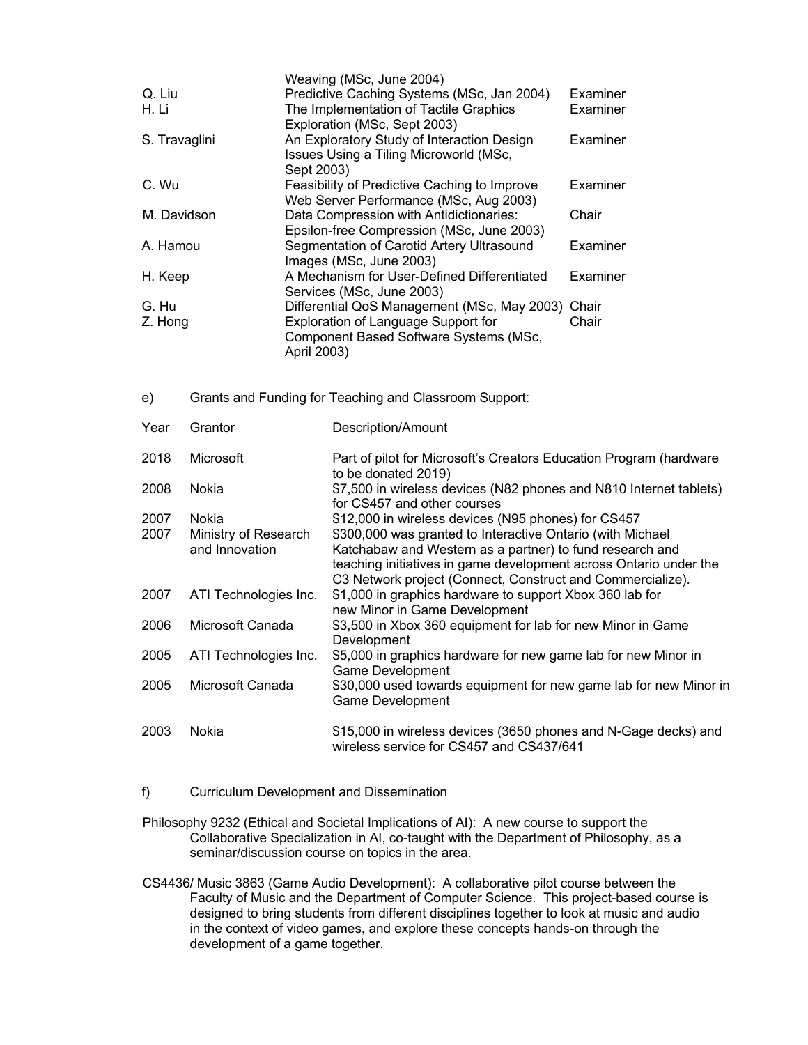| | | |
|---|---|---|
| | Weaving (MSc, June 2004) | |
| Q. Liu | Predictive Caching Systems (MSc, Jan 2004) | Examiner |
| H. Li | The Implementation of Tactile Graphics Exploration (MSc, Sept 2003) | Examiner |
| S. Travaglini | An Exploratory Study of Interaction Design Issues Using a Tiling Microworld (MSc, Sept 2003) | Examiner |
| C. Wu | Feasibility of Predictive Caching to Improve Web Server Performance (MSc, Aug 2003) | Examiner |
| M. Davidson | Data Compression with Antidictionaries: Epsilon-free Compression (MSc, June 2003) | Chair |
| A. Hamou | Segmentation of Carotid Artery Ultrasound Images (MSc, June 2003) | Examiner |
| H. Keep | A Mechanism for User-Defined Differentiated Services (MSc, June 2003) | Examiner |
| G. Hu | Differential QoS Management (MSc, May 2003) | Chair |
| Z. Hong | Exploration of Language Support for Component Based Software Systems (MSc, April 2003) | Chair |

e) Grants and Funding for Teaching and Classroom Support:

| Year | Grantor | Description/Amount |
|---|---|---|
| 2018 | Microsoft | Part of pilot for Microsoft's Creators Education Program (hardware to be donated 2019) |
| 2008 | Nokia | $7,500 in wireless devices (N82 phones and N810 Internet tablets) for CS457 and other courses |
| 2007 | Nokia | $12,000 in wireless devices (N95 phones) for CS457 |
| 2007 | Ministry of Research and Innovation | $300,000 was granted to Interactive Ontario (with Michael Katchabaw and Western as a partner) to fund research and teaching initiatives in game development across Ontario under the C3 Network project (Connect, Construct and Commercialize). |
| 2007 | ATI Technologies Inc. | $1,000 in graphics hardware to support Xbox 360 lab for new Minor in Game Development |
| 2006 | Microsoft Canada | $3,500 in Xbox 360 equipment for lab for new Minor in Game Development |
| 2005 | ATI Technologies Inc. | $5,000 in graphics hardware for new game lab for new Minor in Game Development |
| 2005 | Microsoft Canada | $30,000 used towards equipment for new game lab for new Minor in Game Development |
| 2003 | Nokia | $15,000 in wireless devices (3650 phones and N-Gage decks) and wireless service for CS457 and CS437/641 |

f) Curriculum Development and Dissemination

Philosophy 9232 (Ethical and Societal Implications of AI): A new course to support the Collaborative Specialization in AI, co-taught with the Department of Philosophy, as a seminar/discussion course on topics in the area.

CS4436/ Music 3863 (Game Audio Development): A collaborative pilot course between the Faculty of Music and the Department of Computer Science. This project-based course is designed to bring students from different disciplines together to look at music and audio in the context of video games, and explore these concepts hands-on through the development of a game together.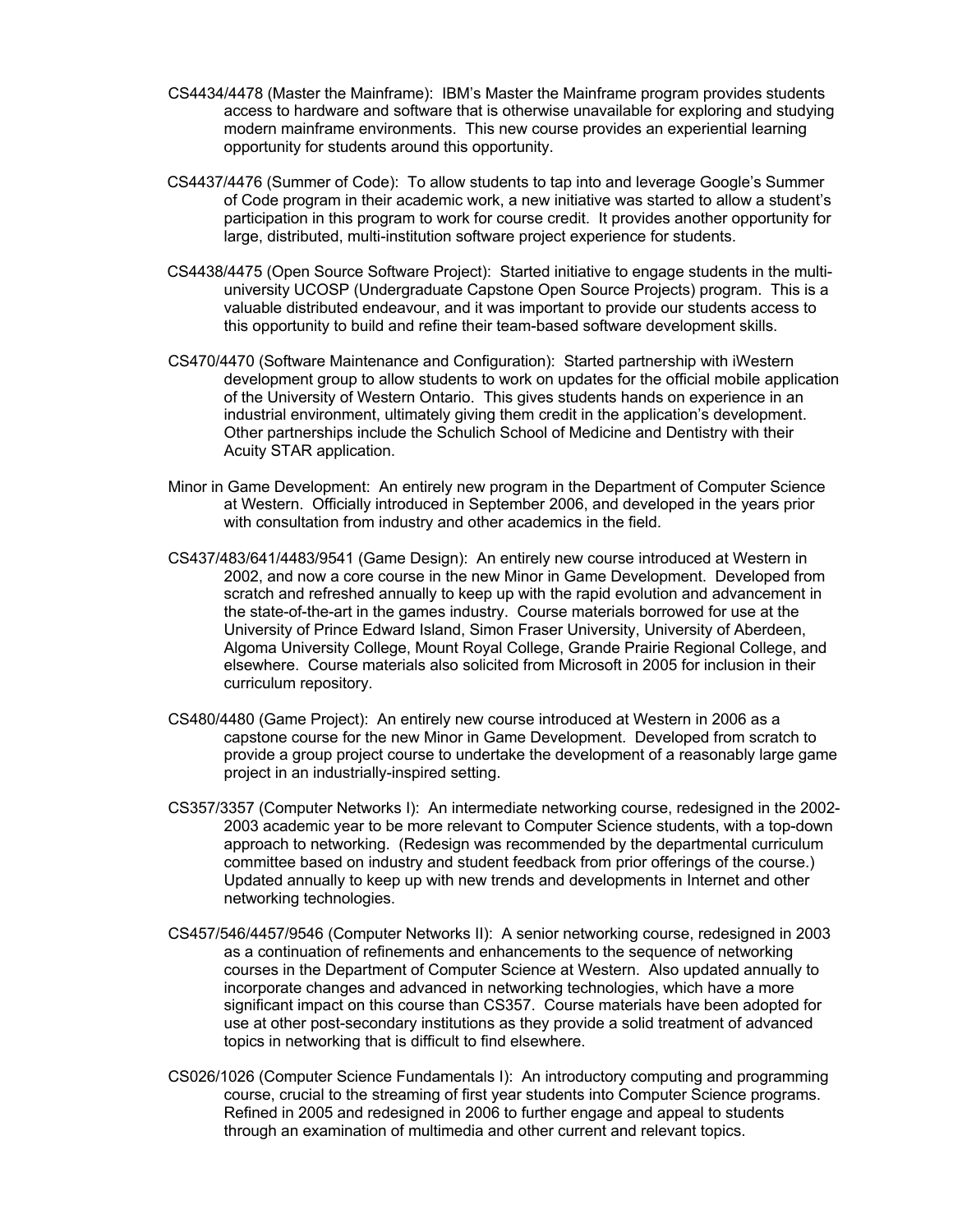CS4434/4478 (Master the Mainframe): IBM's Master the Mainframe program provides students access to hardware and software that is otherwise unavailable for exploring and studying modern mainframe environments. This new course provides an experiential learning opportunity for students around this opportunity.

CS4437/4476 (Summer of Code): To allow students to tap into and leverage Google's Summer of Code program in their academic work, a new initiative was started to allow a student's participation in this program to work for course credit. It provides another opportunity for large, distributed, multi-institution software project experience for students.

CS4438/4475 (Open Source Software Project): Started initiative to engage students in the multi-university UCOSP (Undergraduate Capstone Open Source Projects) program. This is a valuable distributed endeavour, and it was important to provide our students access to this opportunity to build and refine their team-based software development skills.

CS470/4470 (Software Maintenance and Configuration): Started partnership with iWestern development group to allow students to work on updates for the official mobile application of the University of Western Ontario. This gives students hands on experience in an industrial environment, ultimately giving them credit in the application's development. Other partnerships include the Schulich School of Medicine and Dentistry with their Acuity STAR application.

Minor in Game Development: An entirely new program in the Department of Computer Science at Western. Officially introduced in September 2006, and developed in the years prior with consultation from industry and other academics in the field.

CS437/483/641/4483/9541 (Game Design): An entirely new course introduced at Western in 2002, and now a core course in the new Minor in Game Development. Developed from scratch and refreshed annually to keep up with the rapid evolution and advancement in the state-of-the-art in the games industry. Course materials borrowed for use at the University of Prince Edward Island, Simon Fraser University, University of Aberdeen, Algoma University College, Mount Royal College, Grande Prairie Regional College, and elsewhere. Course materials also solicited from Microsoft in 2005 for inclusion in their curriculum repository.

CS480/4480 (Game Project): An entirely new course introduced at Western in 2006 as a capstone course for the new Minor in Game Development. Developed from scratch to provide a group project course to undertake the development of a reasonably large game project in an industrially-inspired setting.

CS357/3357 (Computer Networks I): An intermediate networking course, redesigned in the 2002-2003 academic year to be more relevant to Computer Science students, with a top-down approach to networking. (Redesign was recommended by the departmental curriculum committee based on industry and student feedback from prior offerings of the course.) Updated annually to keep up with new trends and developments in Internet and other networking technologies.

CS457/546/4457/9546 (Computer Networks II): A senior networking course, redesigned in 2003 as a continuation of refinements and enhancements to the sequence of networking courses in the Department of Computer Science at Western. Also updated annually to incorporate changes and advanced in networking technologies, which have a more significant impact on this course than CS357. Course materials have been adopted for use at other post-secondary institutions as they provide a solid treatment of advanced topics in networking that is difficult to find elsewhere.

CS026/1026 (Computer Science Fundamentals I): An introductory computing and programming course, crucial to the streaming of first year students into Computer Science programs. Refined in 2005 and redesigned in 2006 to further engage and appeal to students through an examination of multimedia and other current and relevant topics.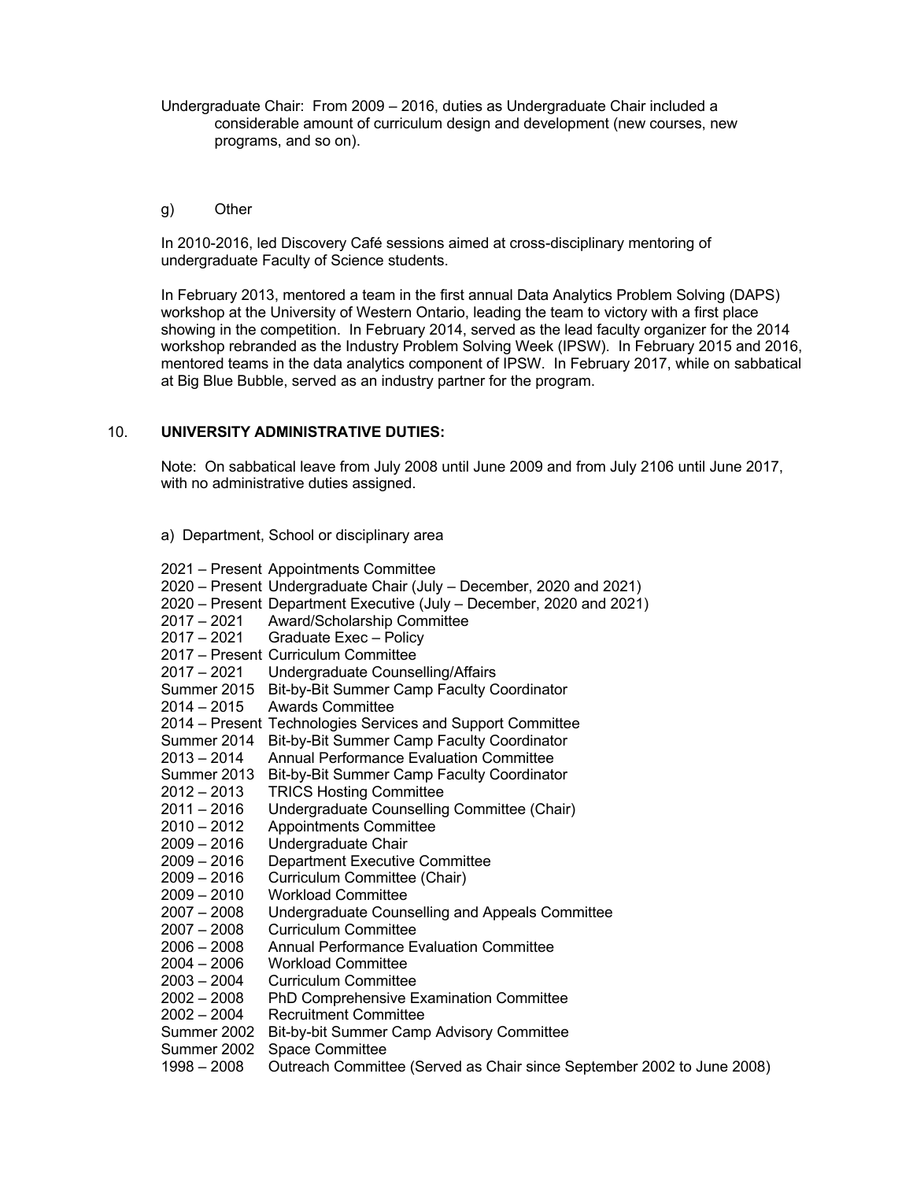Undergraduate Chair: From 2009 – 2016, duties as Undergraduate Chair included a considerable amount of curriculum design and development (new courses, new programs, and so on).

g) Other

In 2010-2016, led Discovery Café sessions aimed at cross-disciplinary mentoring of undergraduate Faculty of Science students.

In February 2013, mentored a team in the first annual Data Analytics Problem Solving (DAPS) workshop at the University of Western Ontario, leading the team to victory with a first place showing in the competition. In February 2014, served as the lead faculty organizer for the 2014 workshop rebranded as the Industry Problem Solving Week (IPSW). In February 2015 and 2016, mentored teams in the data analytics component of IPSW. In February 2017, while on sabbatical at Big Blue Bubble, served as an industry partner for the program.

## 10. UNIVERSITY ADMINISTRATIVE DUTIES:

Note: On sabbatical leave from July 2008 until June 2009 and from July 2106 until June 2017, with no administrative duties assigned.

a) Department, School or disciplinary area

2021 – Present Appointments Committee
2020 – Present Undergraduate Chair (July – December, 2020 and 2021)
2020 – Present Department Executive (July – December, 2020 and 2021)
2017 – 2021 Award/Scholarship Committee
2017 – 2021 Graduate Exec – Policy
2017 – Present Curriculum Committee
2017 – 2021 Undergraduate Counselling/Affairs
Summer 2015 Bit-by-Bit Summer Camp Faculty Coordinator
2014 – 2015 Awards Committee
2014 – Present Technologies Services and Support Committee
Summer 2014 Bit-by-Bit Summer Camp Faculty Coordinator
2013 – 2014 Annual Performance Evaluation Committee
Summer 2013 Bit-by-Bit Summer Camp Faculty Coordinator
2012 – 2013 TRICS Hosting Committee
2011 – 2016 Undergraduate Counselling Committee (Chair)
2010 – 2012 Appointments Committee
2009 – 2016 Undergraduate Chair
2009 – 2016 Department Executive Committee
2009 – 2016 Curriculum Committee (Chair)
2009 – 2010 Workload Committee
2007 – 2008 Undergraduate Counselling and Appeals Committee
2007 – 2008 Curriculum Committee
2006 – 2008 Annual Performance Evaluation Committee
2004 – 2006 Workload Committee
2003 – 2004 Curriculum Committee
2002 – 2008 PhD Comprehensive Examination Committee
2002 – 2004 Recruitment Committee
Summer 2002 Bit-by-bit Summer Camp Advisory Committee
Summer 2002 Space Committee
1998 – 2008 Outreach Committee (Served as Chair since September 2002 to June 2008)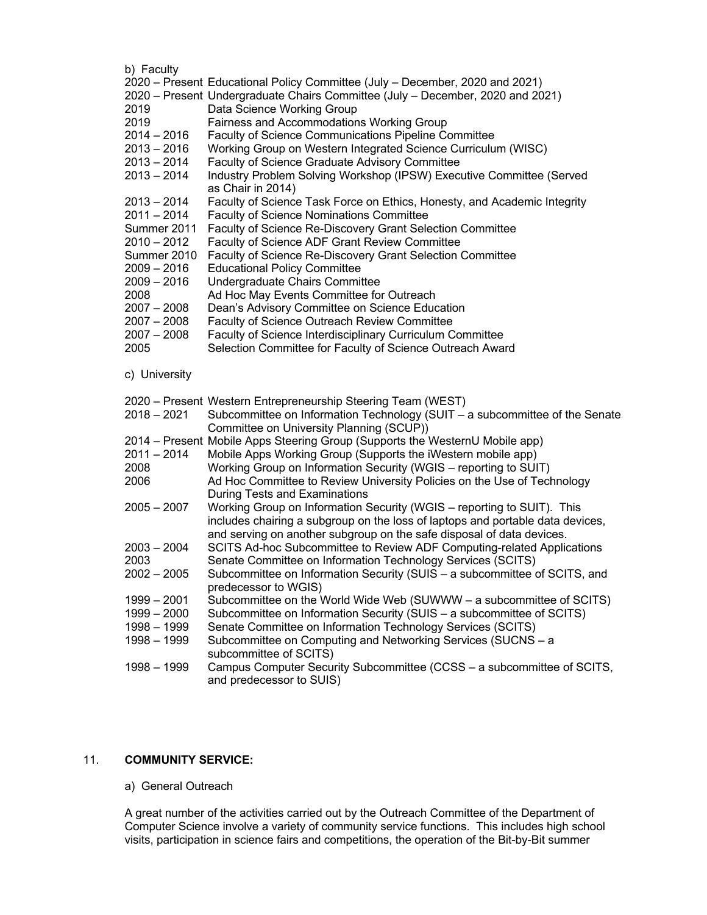b) Faculty

2020 – Present Educational Policy Committee (July – December, 2020 and 2021)
2020 – Present Undergraduate Chairs Committee (July – December, 2020 and 2021)
2019 Data Science Working Group
2019 Fairness and Accommodations Working Group
2014 – 2016 Faculty of Science Communications Pipeline Committee
2013 – 2016 Working Group on Western Integrated Science Curriculum (WISC)
2013 – 2014 Faculty of Science Graduate Advisory Committee
2013 – 2014 Industry Problem Solving Workshop (IPSW) Executive Committee (Served as Chair in 2014)
2013 – 2014 Faculty of Science Task Force on Ethics, Honesty, and Academic Integrity
2011 – 2014 Faculty of Science Nominations Committee
Summer 2011 Faculty of Science Re-Discovery Grant Selection Committee
2010 – 2012 Faculty of Science ADF Grant Review Committee
Summer 2010 Faculty of Science Re-Discovery Grant Selection Committee
2009 – 2016 Educational Policy Committee
2009 – 2016 Undergraduate Chairs Committee
2008 Ad Hoc May Events Committee for Outreach
2007 – 2008 Dean's Advisory Committee on Science Education
2007 – 2008 Faculty of Science Outreach Review Committee
2007 – 2008 Faculty of Science Interdisciplinary Curriculum Committee
2005 Selection Committee for Faculty of Science Outreach Award

c) University

2020 – Present Western Entrepreneurship Steering Team (WEST)
2018 – 2021 Subcommittee on Information Technology (SUIT – a subcommittee of the Senate Committee on University Planning (SCUP))
2014 – Present Mobile Apps Steering Group (Supports the WesternU Mobile app)
2011 – 2014 Mobile Apps Working Group (Supports the iWestern mobile app)
2008 Working Group on Information Security (WGIS – reporting to SUIT)
2006 Ad Hoc Committee to Review University Policies on the Use of Technology During Tests and Examinations
2005 – 2007 Working Group on Information Security (WGIS – reporting to SUIT). This includes chairing a subgroup on the loss of laptops and portable data devices, and serving on another subgroup on the safe disposal of data devices.
2003 – 2004 SCITS Ad-hoc Subcommittee to Review ADF Computing-related Applications
2003 Senate Committee on Information Technology Services (SCITS)
2002 – 2005 Subcommittee on Information Security (SUIS – a subcommittee of SCITS, and predecessor to WGIS)
1999 – 2001 Subcommittee on the World Wide Web (SUWWW – a subcommittee of SCITS)
1999 – 2000 Subcommittee on Information Security (SUIS – a subcommittee of SCITS)
1998 – 1999 Senate Committee on Information Technology Services (SCITS)
1998 – 1999 Subcommittee on Computing and Networking Services (SUCNS – a subcommittee of SCITS)
1998 – 1999 Campus Computer Security Subcommittee (CCSS – a subcommittee of SCITS, and predecessor to SUIS)

## 11. COMMUNITY SERVICE:

a) General Outreach

A great number of the activities carried out by the Outreach Committee of the Department of Computer Science involve a variety of community service functions. This includes high school visits, participation in science fairs and competitions, the operation of the Bit-by-Bit summer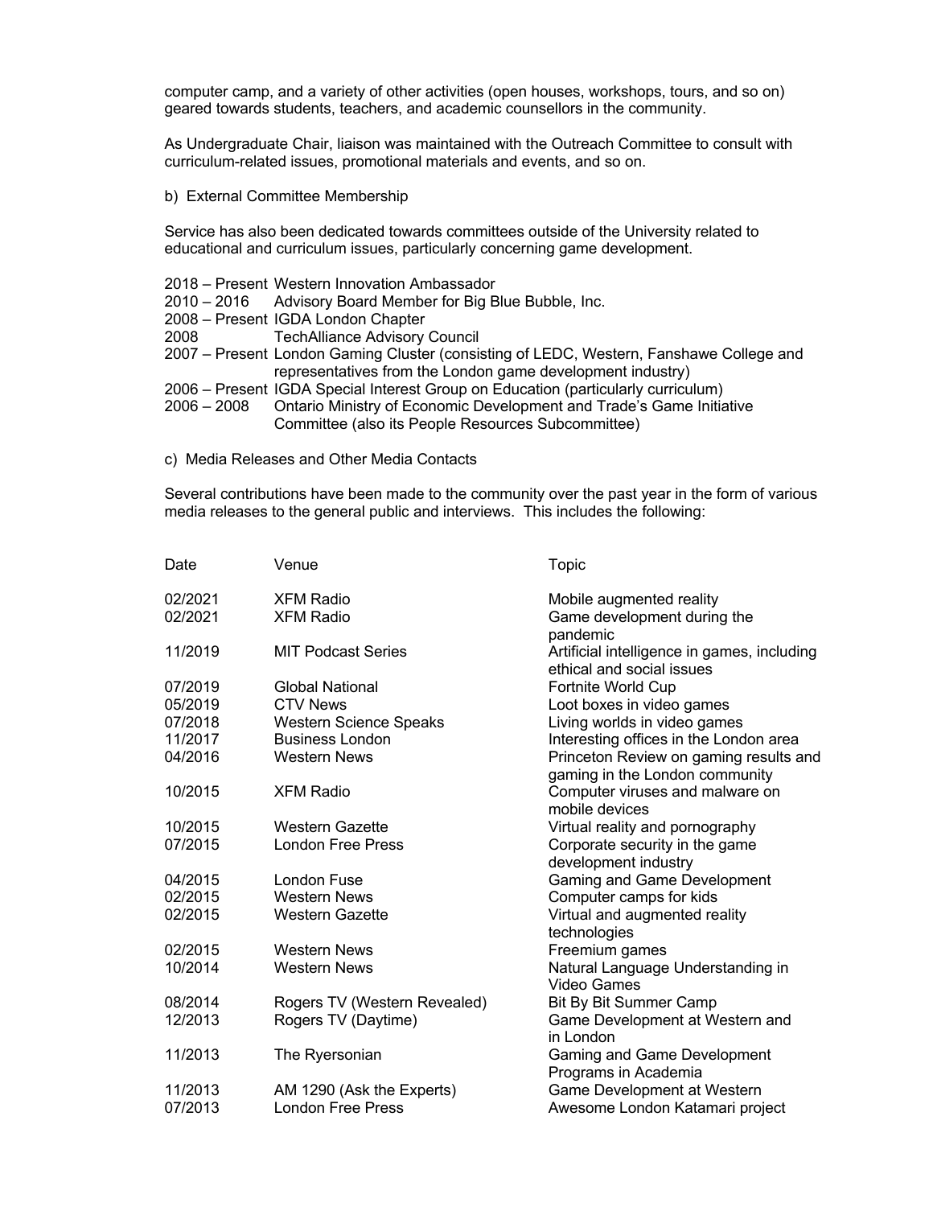computer camp, and a variety of other activities (open houses, workshops, tours, and so on) geared towards students, teachers, and academic counsellors in the community.

As Undergraduate Chair, liaison was maintained with the Outreach Committee to consult with curriculum-related issues, promotional materials and events, and so on.

b) External Committee Membership

Service has also been dedicated towards committees outside of the University related to educational and curriculum issues, particularly concerning game development.

- 2018 – Present Western Innovation Ambassador
- 2010 – 2016 Advisory Board Member for Big Blue Bubble, Inc.
- 2008 – Present IGDA London Chapter
- 2008 TechAlliance Advisory Council
- 2007 – Present London Gaming Cluster (consisting of LEDC, Western, Fanshawe College and representatives from the London game development industry)
- 2006 – Present IGDA Special Interest Group on Education (particularly curriculum)
- 2006 – 2008 Ontario Ministry of Economic Development and Trade's Game Initiative Committee (also its People Resources Subcommittee)

c) Media Releases and Other Media Contacts

Several contributions have been made to the community over the past year in the form of various media releases to the general public and interviews. This includes the following:

| Date | Venue | Topic |
|---|---|---|
| 02/2021 | XFM Radio | Mobile augmented reality |
| 02/2021 | XFM Radio | Game development during the pandemic |
| 11/2019 | MIT Podcast Series | Artificial intelligence in games, including ethical and social issues |
| 07/2019 | Global National | Fortnite World Cup |
| 05/2019 | CTV News | Loot boxes in video games |
| 07/2018 | Western Science Speaks | Living worlds in video games |
| 11/2017 | Business London | Interesting offices in the London area |
| 04/2016 | Western News | Princeton Review on gaming results and gaming in the London community |
| 10/2015 | XFM Radio | Computer viruses and malware on mobile devices |
| 10/2015 | Western Gazette | Virtual reality and pornography |
| 07/2015 | London Free Press | Corporate security in the game development industry |
| 04/2015 | London Fuse | Gaming and Game Development |
| 02/2015 | Western News | Computer camps for kids |
| 02/2015 | Western Gazette | Virtual and augmented reality technologies |
| 02/2015 | Western News | Freemium games |
| 10/2014 | Western News | Natural Language Understanding in Video Games |
| 08/2014 | Rogers TV (Western Revealed) | Bit By Bit Summer Camp |
| 12/2013 | Rogers TV (Daytime) | Game Development at Western and in London |
| 11/2013 | The Ryersonian | Gaming and Game Development Programs in Academia |
| 11/2013 | AM 1290 (Ask the Experts) | Game Development at Western |
| 07/2013 | London Free Press | Awesome London Katamari project |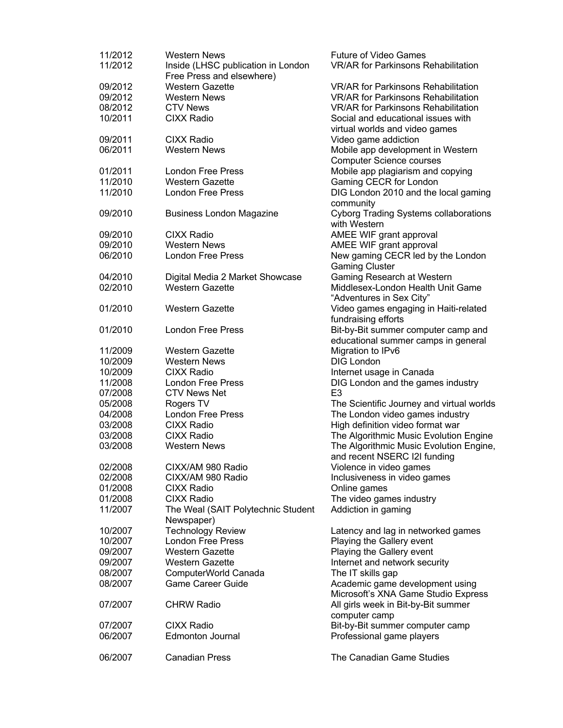| | | |
|---|---|---|
| 11/2012 | Western News | Future of Video Games |
| 11/2012 | Inside (LHSC publication in London Free Press and elsewhere) | VR/AR for Parkinsons Rehabilitation |
| 09/2012 | Western Gazette | VR/AR for Parkinsons Rehabilitation |
| 09/2012 | Western News | VR/AR for Parkinsons Rehabilitation |
| 08/2012 | CTV News | VR/AR for Parkinsons Rehabilitation |
| 10/2011 | CIXX Radio | Social and educational issues with virtual worlds and video games |
| 09/2011 | CIXX Radio | Video game addiction |
| 06/2011 | Western News | Mobile app development in Western Computer Science courses |
| 01/2011 | London Free Press | Mobile app plagiarism and copying |
| 11/2010 | Western Gazette | Gaming CECR for London |
| 11/2010 | London Free Press | DIG London 2010 and the local gaming community |
| 09/2010 | Business London Magazine | Cyborg Trading Systems collaborations with Western |
| 09/2010 | CIXX Radio | AMEE WIF grant approval |
| 09/2010 | Western News | AMEE WIF grant approval |
| 06/2010 | London Free Press | New gaming CECR led by the London Gaming Cluster |
| 04/2010 | Digital Media 2 Market Showcase | Gaming Research at Western |
| 02/2010 | Western Gazette | Middlesex-London Health Unit Game "Adventures in Sex City" |
| 01/2010 | Western Gazette | Video games engaging in Haiti-related fundraising efforts |
| 01/2010 | London Free Press | Bit-by-Bit summer computer camp and educational summer camps in general |
| 11/2009 | Western Gazette | Migration to IPv6 |
| 10/2009 | Western News | DIG London |
| 10/2009 | CIXX Radio | Internet usage in Canada |
| 11/2008 | London Free Press | DIG London and the games industry |
| 07/2008 | CTV News Net | E3 |
| 05/2008 | Rogers TV | The Scientific Journey and virtual worlds |
| 04/2008 | London Free Press | The London video games industry |
| 03/2008 | CIXX Radio | High definition video format war |
| 03/2008 | CIXX Radio | The Algorithmic Music Evolution Engine |
| 03/2008 | Western News | The Algorithmic Music Evolution Engine, and recent NSERC I2I funding |
| 02/2008 | CIXX/AM 980 Radio | Violence in video games |
| 02/2008 | CIXX/AM 980 Radio | Inclusiveness in video games |
| 01/2008 | CIXX Radio | Online games |
| 01/2008 | CIXX Radio | The video games industry |
| 11/2007 | The Weal (SAIT Polytechnic Student Newspaper) | Addiction in gaming |
| 10/2007 | Technology Review | Latency and lag in networked games |
| 10/2007 | London Free Press | Playing the Gallery event |
| 09/2007 | Western Gazette | Playing the Gallery event |
| 09/2007 | Western Gazette | Internet and network security |
| 08/2007 | ComputerWorld Canada | The IT skills gap |
| 08/2007 | Game Career Guide | Academic game development using Microsoft's XNA Game Studio Express |
| 07/2007 | CHRW Radio | All girls week in Bit-by-Bit summer computer camp |
| 07/2007 | CIXX Radio | Bit-by-Bit summer computer camp |
| 06/2007 | Edmonton Journal | Professional game players |
| 06/2007 | Canadian Press | The Canadian Game Studies |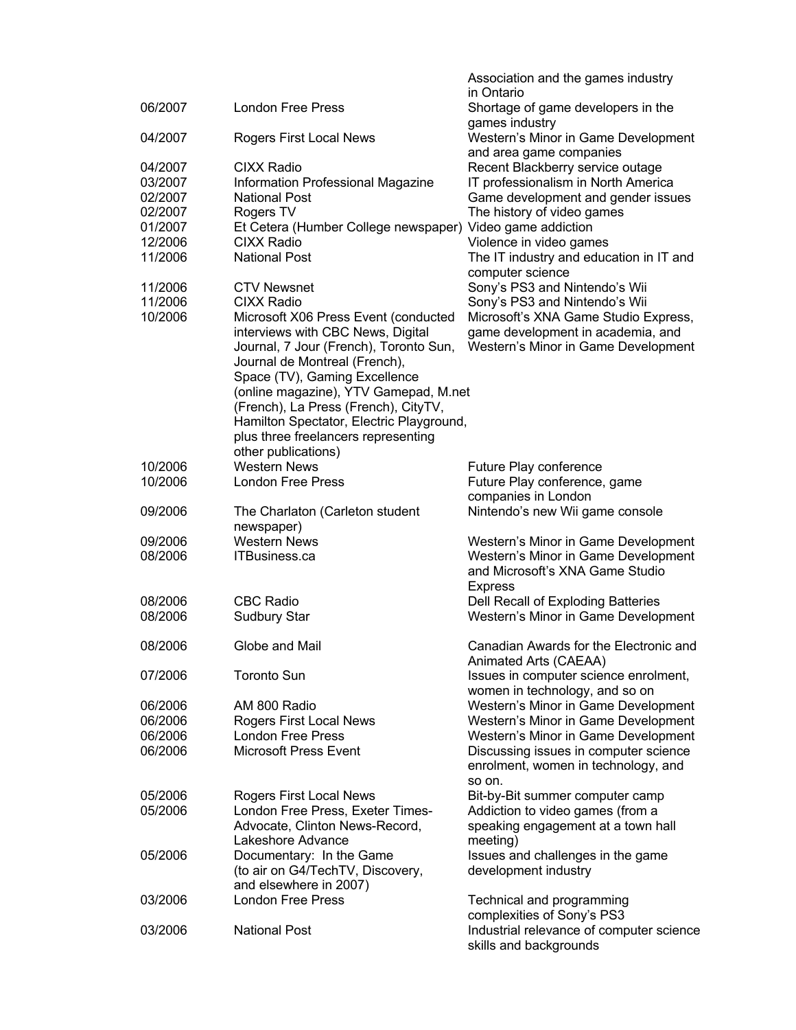| | | |
|---|---|---|
| | | Association and the games industry in Ontario |
| 06/2007 | London Free Press | Shortage of game developers in the games industry |
| 04/2007 | Rogers First Local News | Western's Minor in Game Development and area game companies |
| 04/2007 | CIXX Radio | Recent Blackberry service outage |
| 03/2007 | Information Professional Magazine | IT professionalism in North America |
| 02/2007 | National Post | Game development and gender issues |
| 02/2007 | Rogers TV | The history of video games |
| 01/2007 | Et Cetera (Humber College newspaper) | Video game addiction |
| 12/2006 | CIXX Radio | Violence in video games |
| 11/2006 | National Post | The IT industry and education in IT and computer science |
| 11/2006 | CTV Newsnet | Sony's PS3 and Nintendo's Wii |
| 11/2006 | CIXX Radio | Sony's PS3 and Nintendo's Wii |
| 10/2006 | Microsoft X06 Press Event (conducted interviews with CBC News, Digital Journal, 7 Jour (French), Toronto Sun, Journal de Montreal (French), Space (TV), Gaming Excellence (online magazine), YTV Gamepad, M.net (French), La Press (French), CityTV, Hamilton Spectator, Electric Playground, plus three freelancers representing other publications) | Microsoft's XNA Game Studio Express, game development in academia, and Western's Minor in Game Development |
| 10/2006 | Western News | Future Play conference |
| 10/2006 | London Free Press | Future Play conference, game companies in London |
| 09/2006 | The Charlaton (Carleton student newspaper) | Nintendo's new Wii game console |
| 09/2006 | Western News | Western's Minor in Game Development |
| 08/2006 | ITBusiness.ca | Western's Minor in Game Development and Microsoft's XNA Game Studio Express |
| 08/2006 | CBC Radio | Dell Recall of Exploding Batteries |
| 08/2006 | Sudbury Star | Western's Minor in Game Development |
| 08/2006 | Globe and Mail | Canadian Awards for the Electronic and Animated Arts (CAEAA) |
| 07/2006 | Toronto Sun | Issues in computer science enrolment, women in technology, and so on |
| 06/2006 | AM 800 Radio | Western's Minor in Game Development |
| 06/2006 | Rogers First Local News | Western's Minor in Game Development |
| 06/2006 | London Free Press | Western's Minor in Game Development |
| 06/2006 | Microsoft Press Event | Discussing issues in computer science enrolment, women in technology, and so on. |
| 05/2006 | Rogers First Local News | Bit-by-Bit summer computer camp |
| 05/2006 | London Free Press, Exeter Times-Advocate, Clinton News-Record, Lakeshore Advance | Addiction to video games (from a speaking engagement at a town hall meeting) |
| 05/2006 | Documentary: In the Game (to air on G4/TechTV, Discovery, and elsewhere in 2007) | Issues and challenges in the game development industry |
| 03/2006 | London Free Press | Technical and programming complexities of Sony's PS3 |
| 03/2006 | National Post | Industrial relevance of computer science skills and backgrounds |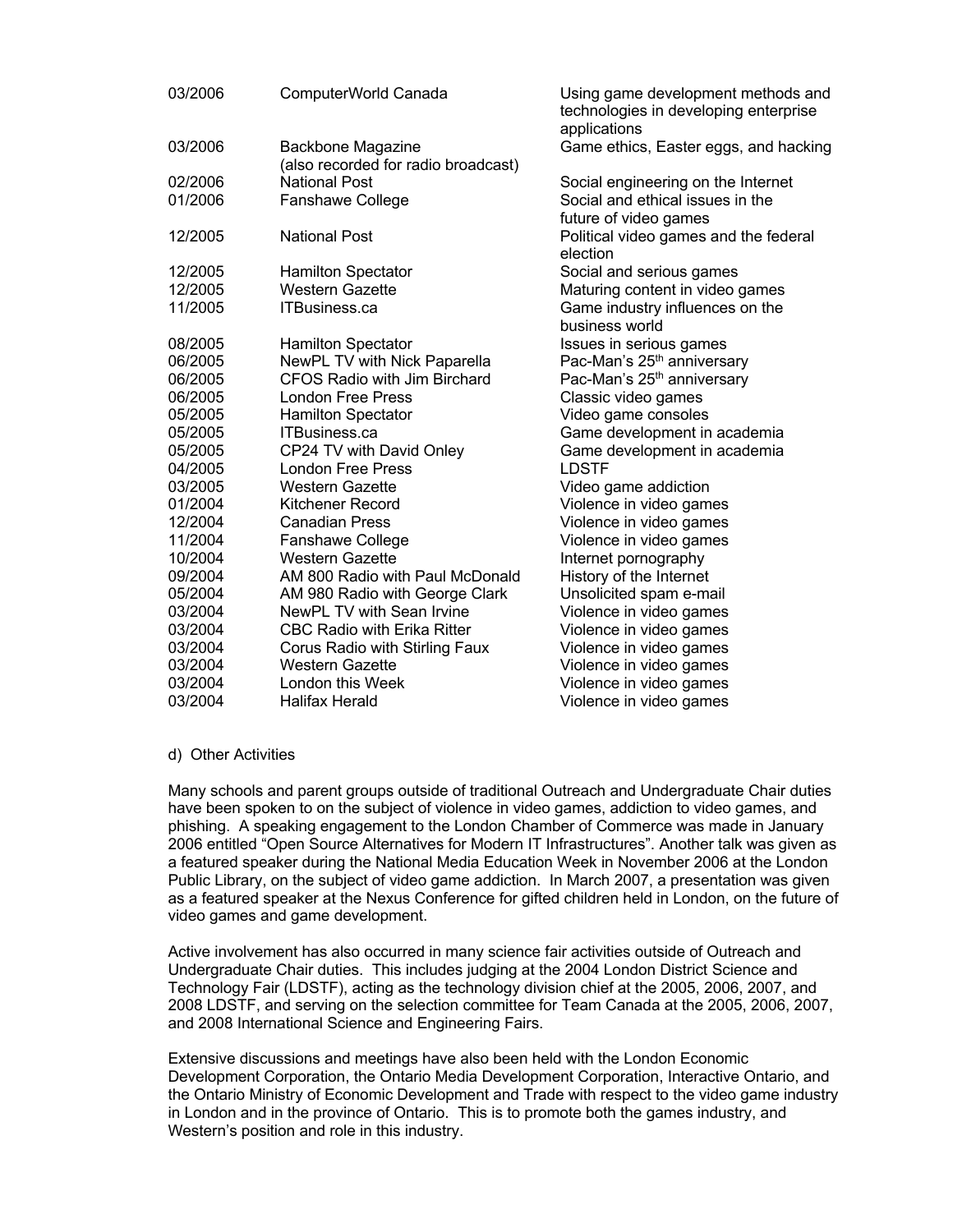| | | |
|---|---|---|
| 03/2006 | ComputerWorld Canada | Using game development methods and technologies in developing enterprise applications |
| 03/2006 | Backbone Magazine (also recorded for radio broadcast) | Game ethics, Easter eggs, and hacking |
| 02/2006 | National Post | Social engineering on the Internet |
| 01/2006 | Fanshawe College | Social and ethical issues in the future of video games |
| 12/2005 | National Post | Political video games and the federal election |
| 12/2005 | Hamilton Spectator | Social and serious games |
| 12/2005 | Western Gazette | Maturing content in video games |
| 11/2005 | ITBusiness.ca | Game industry influences on the business world |
| 08/2005 | Hamilton Spectator | Issues in serious games |
| 06/2005 | NewPL TV with Nick Paparella | Pac-Man's 25th anniversary |
| 06/2005 | CFOS Radio with Jim Birchard | Pac-Man's 25th anniversary |
| 06/2005 | London Free Press | Classic video games |
| 05/2005 | Hamilton Spectator | Video game consoles |
| 05/2005 | ITBusiness.ca | Game development in academia |
| 05/2005 | CP24 TV with David Onley | Game development in academia |
| 04/2005 | London Free Press | LDSTF |
| 03/2005 | Western Gazette | Video game addiction |
| 01/2004 | Kitchener Record | Violence in video games |
| 12/2004 | Canadian Press | Violence in video games |
| 11/2004 | Fanshawe College | Violence in video games |
| 10/2004 | Western Gazette | Internet pornography |
| 09/2004 | AM 800 Radio with Paul McDonald | History of the Internet |
| 05/2004 | AM 980 Radio with George Clark | Unsolicited spam e-mail |
| 03/2004 | NewPL TV with Sean Irvine | Violence in video games |
| 03/2004 | CBC Radio with Erika Ritter | Violence in video games |
| 03/2004 | Corus Radio with Stirling Faux | Violence in video games |
| 03/2004 | Western Gazette | Violence in video games |
| 03/2004 | London this Week | Violence in video games |
| 03/2004 | Halifax Herald | Violence in video games |

d) Other Activities

Many schools and parent groups outside of traditional Outreach and Undergraduate Chair duties have been spoken to on the subject of violence in video games, addiction to video games, and phishing. A speaking engagement to the London Chamber of Commerce was made in January 2006 entitled "Open Source Alternatives for Modern IT Infrastructures". Another talk was given as a featured speaker during the National Media Education Week in November 2006 at the London Public Library, on the subject of video game addiction. In March 2007, a presentation was given as a featured speaker at the Nexus Conference for gifted children held in London, on the future of video games and game development.

Active involvement has also occurred in many science fair activities outside of Outreach and Undergraduate Chair duties. This includes judging at the 2004 London District Science and Technology Fair (LDSTF), acting as the technology division chief at the 2005, 2006, 2007, and 2008 LDSTF, and serving on the selection committee for Team Canada at the 2005, 2006, 2007, and 2008 International Science and Engineering Fairs.

Extensive discussions and meetings have also been held with the London Economic Development Corporation, the Ontario Media Development Corporation, Interactive Ontario, and the Ontario Ministry of Economic Development and Trade with respect to the video game industry in London and in the province of Ontario. This is to promote both the games industry, and Western's position and role in this industry.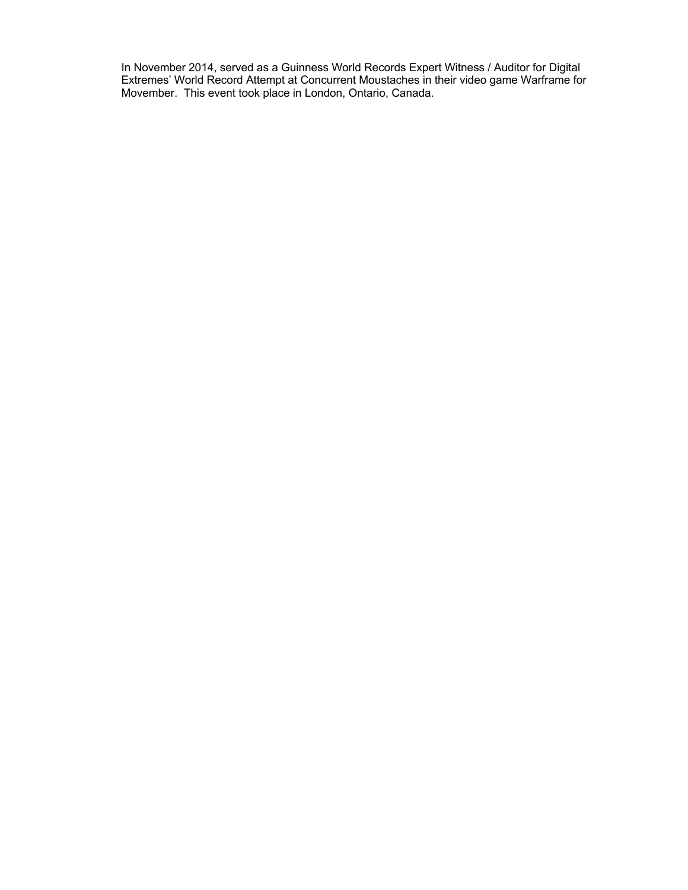In November 2014, served as a Guinness World Records Expert Witness / Auditor for Digital Extremes' World Record Attempt at Concurrent Moustaches in their video game Warframe for Movember. This event took place in London, Ontario, Canada.